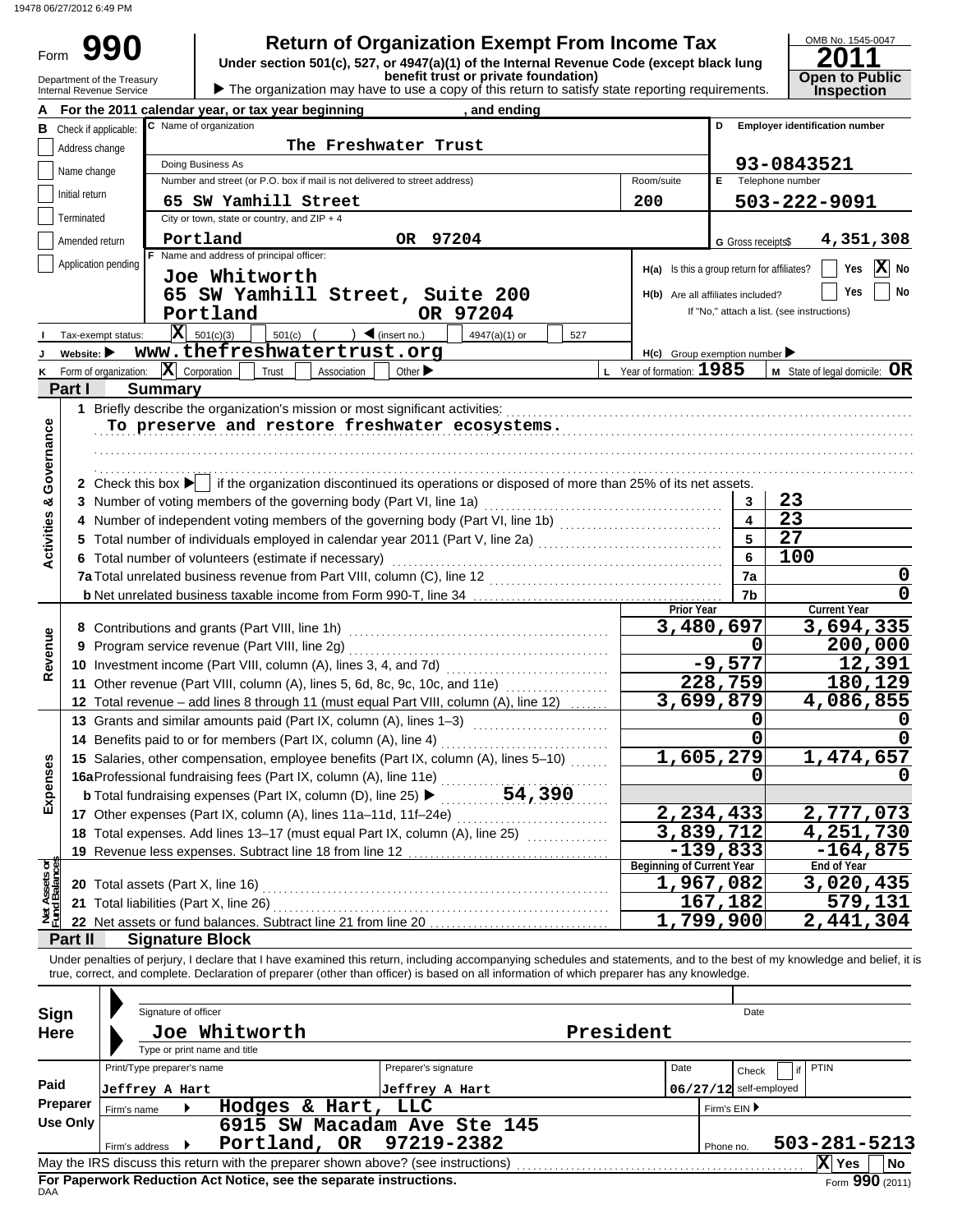Form **990**

# Return of Organization Exempt From Income Tax

**Under section 501(c), 527, or 4947(a)(1) of the Internal Revenue Code (except black lung benefit trust or private foundation)**

Department of the Treasury
Internal Revenue Service

▶ The organization may have to use a copy of this return to satisfy state reporting requirements.

OMB No. 1545-0047

**2011**

**Open to Public Inspection**

**A** For the 2011 calendar year, or tax year beginning , and ending

**B** Check if applicable:
- Address change
- Name change
- Initial return
- Terminated
- Amended return
- Application pending

**C** Name of organization: The Freshwater Trust

Doing Business As

Number and street (or P.O. box if mail is not delivered to street address): 65 SW Yamhill Street — Room/suite: 200

City or town, state or country, and ZIP + 4: Portland OR 97204

**D** Employer identification number: 93-0843521

**E** Telephone number: 503-222-9091

**G** Gross receipts $ 4,351,308

**F** Name and address of principal officer:
Joe Whitworth
65 SW Yamhill Street, Suite 200
Portland OR 97204

**H(a)** Is this a group return for affiliates? Yes [ ] No [X]

**H(b)** Are all affiliates included? Yes [ ] No [ ]
If "No," attach a list. (see instructions)

**I** Tax-exempt status: [X] 501(c)(3) [ ] 501(c) ( ) ◀ (insert no.) [ ] 4947(a)(1) or [ ] 527

**J** Website: ▶ www.thefreshwatertrust.org

**H(c)** Group exemption number ▶

**K** Form of organization: [X] Corporation [ ] Trust [ ] Association [ ] Other ▶

**L** Year of formation: 1985

**M** State of legal domicile: OR

## Part I Summary

**Activities & Governance**

1 Briefly describe the organization's mission or most significant activities:
To preserve and restore freshwater ecosystems.

2 Check this box ▶ [ ] if the organization discontinued its operations or disposed of more than 25% of its net assets.

| | | | |
|---|---|---|---|
| 3 | Number of voting members of the governing body (Part VI, line 1a) | 3 | 23 |
| 4 | Number of independent voting members of the governing body (Part VI, line 1b) | 4 | 23 |
| 5 | Total number of individuals employed in calendar year 2011 (Part V, line 2a) | 5 | 27 |
| 6 | Total number of volunteers (estimate if necessary) | 6 | 100 |
| 7a | Total unrelated business revenue from Part VIII, column (C), line 12 | 7a | 0 |
| b | Net unrelated business taxable income from Form 990-T, line 34 | 7b | 0 |

| | | Prior Year | Current Year |
|---|---|---|---|
| **Revenue** | | | |
| 8 | Contributions and grants (Part VIII, line 1h) | 3,480,697 | 3,694,335 |
| 9 | Program service revenue (Part VIII, line 2g) | 0 | 200,000 |
| 10 | Investment income (Part VIII, column (A), lines 3, 4, and 7d) | -9,577 | 12,391 |
| 11 | Other revenue (Part VIII, column (A), lines 5, 6d, 8c, 9c, 10c, and 11e) | 228,759 | 180,129 |
| 12 | Total revenue – add lines 8 through 11 (must equal Part VIII, column (A), line 12) | 3,699,879 | 4,086,855 |
| **Expenses** | | | |
| 13 | Grants and similar amounts paid (Part IX, column (A), lines 1–3) | 0 | 0 |
| 14 | Benefits paid to or for members (Part IX, column (A), line 4) | 0 | 0 |
| 15 | Salaries, other compensation, employee benefits (Part IX, column (A), lines 5–10) | 1,605,279 | 1,474,657 |
| 16a | Professional fundraising fees (Part IX, column (A), line 11e) | 0 | 0 |
| b | Total fundraising expenses (Part IX, column (D), line 25) ▶ 54,390 | | |
| 17 | Other expenses (Part IX, column (A), lines 11a–11d, 11f–24e) | 2,234,433 | 2,777,073 |
| 18 | Total expenses. Add lines 13–17 (must equal Part IX, column (A), line 25) | 3,839,712 | 4,251,730 |
| 19 | Revenue less expenses. Subtract line 18 from line 12 | -139,833 | -164,875 |

| **Net Assets or Fund Balances** | | Beginning of Current Year | End of Year |
|---|---|---|---|
| 20 | Total assets (Part X, line 16) | 1,967,082 | 3,020,435 |
| 21 | Total liabilities (Part X, line 26) | 167,182 | 579,131 |
| 22 | Net assets or fund balances. Subtract line 21 from line 20 | 1,799,900 | 2,441,304 |

## Part II Signature Block

Under penalties of perjury, I declare that I have examined this return, including accompanying schedules and statements, and to the best of my knowledge and belief, it is true, correct, and complete. Declaration of preparer (other than officer) is based on all information of which preparer has any knowledge.

**Sign Here**

Signature of officer — Date

Joe Whitworth — President

Type or print name and title

**Paid Preparer Use Only**

| Print/Type preparer's name | Preparer's signature | Date | Check [ ] if self-employed | PTIN |
|---|---|---|---|---|
| Jeffrey A Hart | Jeffrey A Hart | 06/27/12 | | |

Firm's name ▶ Hodges & Hart, LLC — Firm's EIN ▶

Firm's address ▶ 6915 SW Macadam Ave Ste 145, Portland, OR 97219-2382 — Phone no. 503-281-5213

May the IRS discuss this return with the preparer shown above? (see instructions) [X] Yes [ ] No

**For Paperwork Reduction Act Notice, see the separate instructions.**

DAA

Form **990** (2011)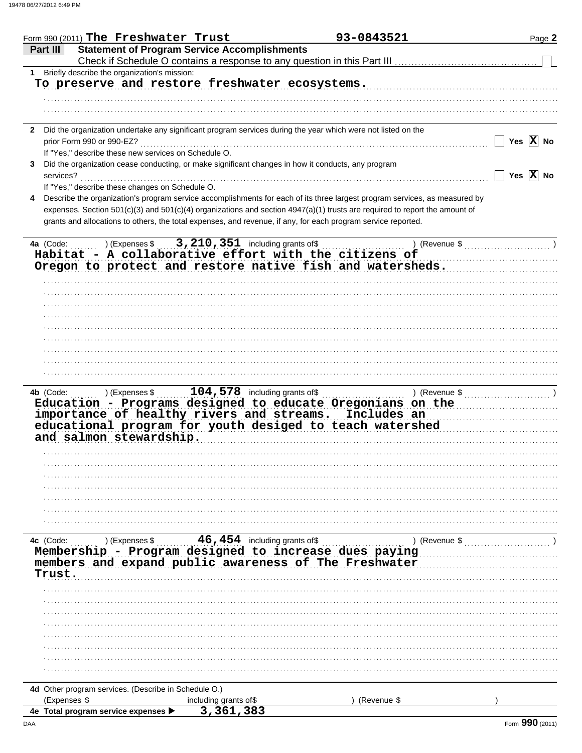Form 990 (2011) **The Freshwater Trust** **93-0843521**

## Part III Statement of Program Service Accomplishments

Check if Schedule O contains a response to any question in this Part III ☐

**1** Briefly describe the organization's mission:

To preserve and restore freshwater ecosystems.

**2** Did the organization undertake any significant program services during the year which were not listed on the prior Form 990 or 990-EZ? ☐ Yes ☒ No

If "Yes," describe these new services on Schedule O.

**3** Did the organization cease conducting, or make significant changes in how it conducts, any program services? ☐ Yes ☒ No

If "Yes," describe these changes on Schedule O.

**4** Describe the organization's program service accomplishments for each of its three largest program services, as measured by expenses. Section 501(c)(3) and 501(c)(4) organizations and section 4947(a)(1) trusts are required to report the amount of grants and allocations to others, the total expenses, and revenue, if any, for each program service reported.

**4a** (Code: ) (Expenses $ 3,210,351 including grants of$ ) (Revenue $ )

Habitat - A collaborative effort with the citizens of Oregon to protect and restore native fish and watersheds.

**4b** (Code: ) (Expenses $ 104,578 including grants of$ ) (Revenue $ )

Education - Programs designed to educate Oregonians on the importance of healthy rivers and streams. Includes an educational program for youth desiged to teach watershed and salmon stewardship.

**4c** (Code: ) (Expenses $ 46,454 including grants of$ ) (Revenue $ )

Membership - Program designed to increase dues paying members and expand public awareness of The Freshwater Trust.

**4d** Other program services. (Describe in Schedule O.)

(Expenses $ including grants of$ ) (Revenue $ )

**4e Total program service expenses ▶** 3,361,383

DAA Form **990** (2011)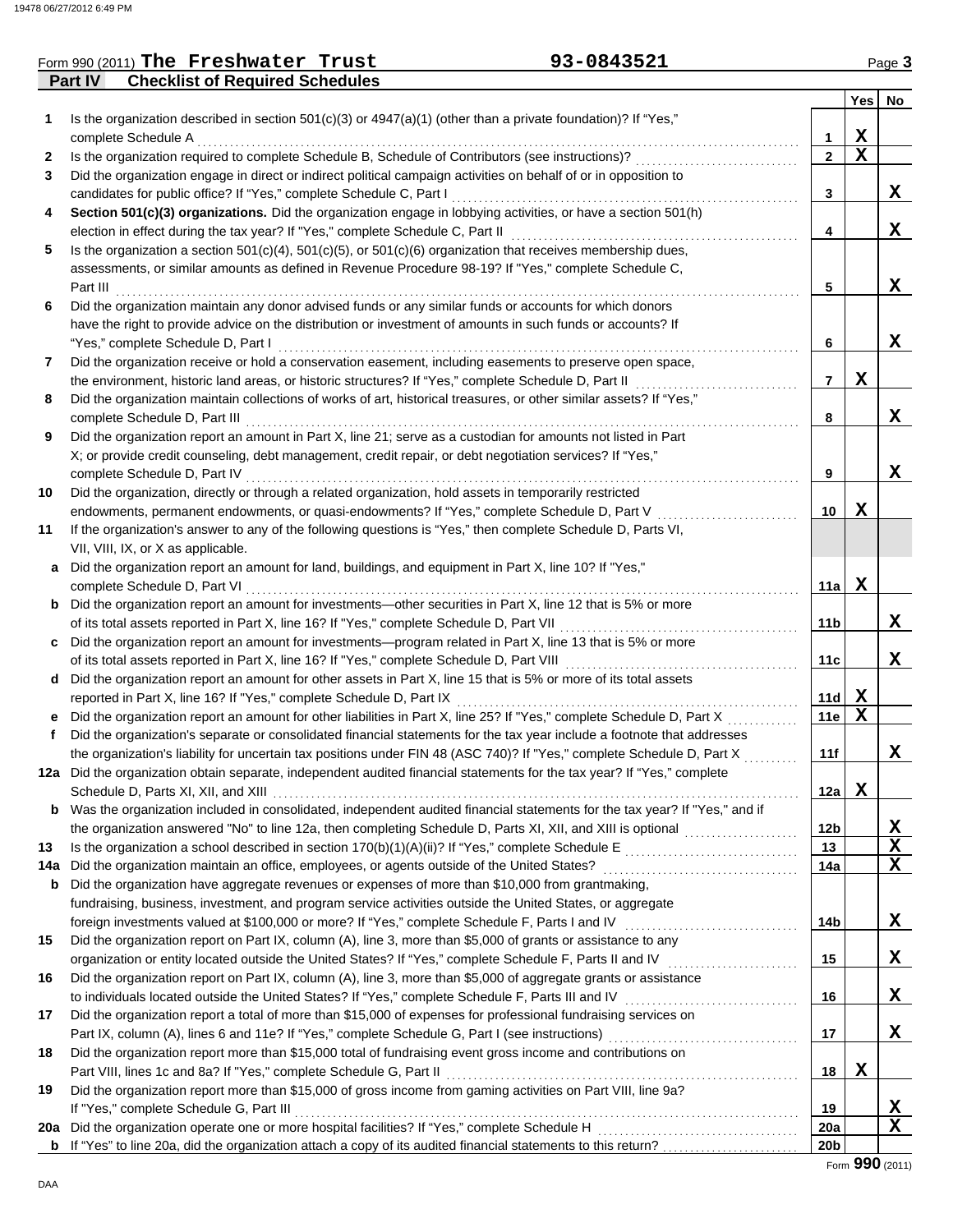Form 990 (2011) **The Freshwater Trust** **93-0843521**

**Part IV Checklist of Required Schedules**

| | | | Yes | No |
|---|---|---|---|---|
| 1 | Is the organization described in section 501(c)(3) or 4947(a)(1) (other than a private foundation)? If "Yes," complete Schedule A | 1 | X | |
| 2 | Is the organization required to complete Schedule B, Schedule of Contributors (see instructions)? | 2 | X | |
| 3 | Did the organization engage in direct or indirect political campaign activities on behalf of or in opposition to candidates for public office? If "Yes," complete Schedule C, Part I | 3 | | X |
| 4 | **Section 501(c)(3) organizations.** Did the organization engage in lobbying activities, or have a section 501(h) election in effect during the tax year? If "Yes," complete Schedule C, Part II | 4 | | X |
| 5 | Is the organization a section 501(c)(4), 501(c)(5), or 501(c)(6) organization that receives membership dues, assessments, or similar amounts as defined in Revenue Procedure 98-19? If "Yes," complete Schedule C, Part III | 5 | | X |
| 6 | Did the organization maintain any donor advised funds or any similar funds or accounts for which donors have the right to provide advice on the distribution or investment of amounts in such funds or accounts? If "Yes," complete Schedule D, Part I | 6 | | X |
| 7 | Did the organization receive or hold a conservation easement, including easements to preserve open space, the environment, historic land areas, or historic structures? If "Yes," complete Schedule D, Part II | 7 | X | |
| 8 | Did the organization maintain collections of works of art, historical treasures, or other similar assets? If "Yes," complete Schedule D, Part III | 8 | | X |
| 9 | Did the organization report an amount in Part X, line 21; serve as a custodian for amounts not listed in Part X; or provide credit counseling, debt management, credit repair, or debt negotiation services? If "Yes," complete Schedule D, Part IV | 9 | | X |
| 10 | Did the organization, directly or through a related organization, hold assets in temporarily restricted endowments, permanent endowments, or quasi-endowments? If "Yes," complete Schedule D, Part V | 10 | X | |
| 11 | If the organization's answer to any of the following questions is "Yes," then complete Schedule D, Parts VI, VII, VIII, IX, or X as applicable. | | | |
| a | Did the organization report an amount for land, buildings, and equipment in Part X, line 10? If "Yes," complete Schedule D, Part VI | 11a | X | |
| b | Did the organization report an amount for investments—other securities in Part X, line 12 that is 5% or more of its total assets reported in Part X, line 16? If "Yes," complete Schedule D, Part VII | 11b | | X |
| c | Did the organization report an amount for investments—program related in Part X, line 13 that is 5% or more of its total assets reported in Part X, line 16? If "Yes," complete Schedule D, Part VIII | 11c | | X |
| d | Did the organization report an amount for other assets in Part X, line 15 that is 5% or more of its total assets reported in Part X, line 16? If "Yes," complete Schedule D, Part IX | 11d | X | |
| e | Did the organization report an amount for other liabilities in Part X, line 25? If "Yes," complete Schedule D, Part X | 11e | X | |
| f | Did the organization's separate or consolidated financial statements for the tax year include a footnote that addresses the organization's liability for uncertain tax positions under FIN 48 (ASC 740)? If "Yes," complete Schedule D, Part X | 11f | | X |
| 12a | Did the organization obtain separate, independent audited financial statements for the tax year? If "Yes," complete Schedule D, Parts XI, XII, and XIII | 12a | X | |
| b | Was the organization included in consolidated, independent audited financial statements for the tax year? If "Yes," and if the organization answered "No" to line 12a, then completing Schedule D, Parts XI, XII, and XIII is optional | 12b | | X |
| 13 | Is the organization a school described in section 170(b)(1)(A)(ii)? If "Yes," complete Schedule E | 13 | | X |
| 14a | Did the organization maintain an office, employees, or agents outside of the United States? | 14a | | X |
| b | Did the organization have aggregate revenues or expenses of more than $10,000 from grantmaking, fundraising, business, investment, and program service activities outside the United States, or aggregate foreign investments valued at $100,000 or more? If "Yes," complete Schedule F, Parts I and IV | 14b | | X |
| 15 | Did the organization report on Part IX, column (A), line 3, more than $5,000 of grants or assistance to any organization or entity located outside the United States? If "Yes," complete Schedule F, Parts II and IV | 15 | | X |
| 16 | Did the organization report on Part IX, column (A), line 3, more than $5,000 of aggregate grants or assistance to individuals located outside the United States? If "Yes," complete Schedule F, Parts III and IV | 16 | | X |
| 17 | Did the organization report a total of more than $15,000 of expenses for professional fundraising services on Part IX, column (A), lines 6 and 11e? If "Yes," complete Schedule G, Part I (see instructions) | 17 | | X |
| 18 | Did the organization report more than $15,000 total of fundraising event gross income and contributions on Part VIII, lines 1c and 8a? If "Yes," complete Schedule G, Part II | 18 | X | |
| 19 | Did the organization report more than $15,000 of gross income from gaming activities on Part VIII, line 9a? If "Yes," complete Schedule G, Part III | 19 | | X |
| 20a | Did the organization operate one or more hospital facilities? If "Yes," complete Schedule H | 20a | | X |
| b | If "Yes" to line 20a, did the organization attach a copy of its audited financial statements to this return? | 20b | | |

Form **990** (2011)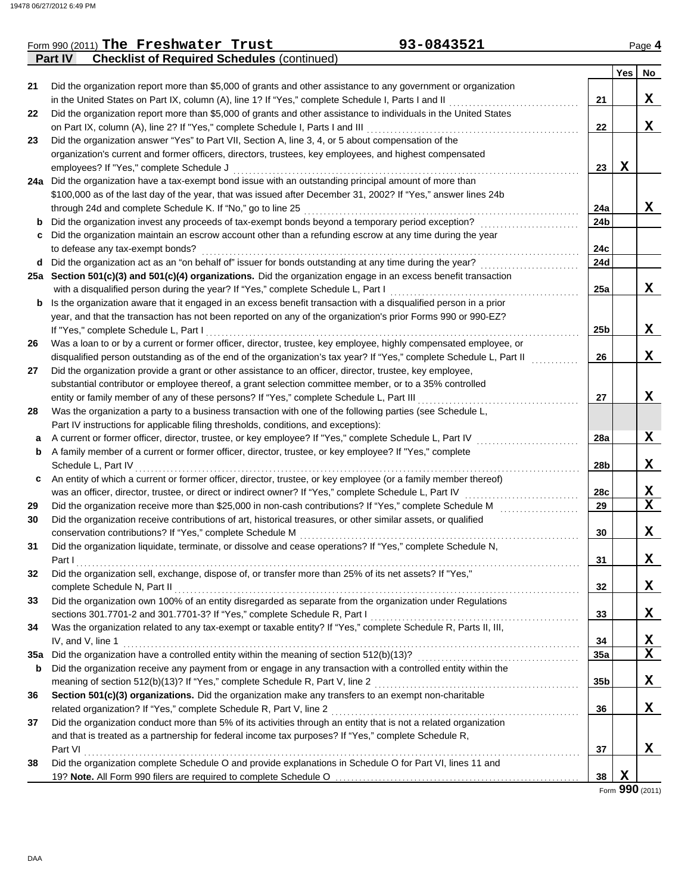Form 990 (2011) **The Freshwater Trust** **93-0843521** Page **4**

**Part IV Checklist of Required Schedules** (continued)

| | | | Yes | No |
|---|---|---|---|---|
| 21 | Did the organization report more than $5,000 of grants and other assistance to any government or organization in the United States on Part IX, column (A), line 1? If "Yes," complete Schedule I, Parts I and II | 21 | | X |
| 22 | Did the organization report more than $5,000 of grants and other assistance to individuals in the United States on Part IX, column (A), line 2? If "Yes," complete Schedule I, Parts I and III | 22 | | X |
| 23 | Did the organization answer "Yes" to Part VII, Section A, line 3, 4, or 5 about compensation of the organization's current and former officers, directors, trustees, key employees, and highest compensated employees? If "Yes," complete Schedule J | 23 | X | |
| 24a | Did the organization have a tax-exempt bond issue with an outstanding principal amount of more than $100,000 as of the last day of the year, that was issued after December 31, 2002? If "Yes," answer lines 24b through 24d and complete Schedule K. If "No," go to line 25 | 24a | | X |
| b | Did the organization invest any proceeds of tax-exempt bonds beyond a temporary period exception? | 24b | | |
| c | Did the organization maintain an escrow account other than a refunding escrow at any time during the year to defease any tax-exempt bonds? | 24c | | |
| d | Did the organization act as an "on behalf of" issuer for bonds outstanding at any time during the year? | 24d | | |
| 25a | **Section 501(c)(3) and 501(c)(4) organizations.** Did the organization engage in an excess benefit transaction with a disqualified person during the year? If "Yes," complete Schedule L, Part I | 25a | | X |
| b | Is the organization aware that it engaged in an excess benefit transaction with a disqualified person in a prior year, and that the transaction has not been reported on any of the organization's prior Forms 990 or 990-EZ? If "Yes," complete Schedule L, Part I | 25b | | X |
| 26 | Was a loan to or by a current or former officer, director, trustee, key employee, highly compensated employee, or disqualified person outstanding as of the end of the organization's tax year? If "Yes," complete Schedule L, Part II | 26 | | X |
| 27 | Did the organization provide a grant or other assistance to an officer, director, trustee, key employee, substantial contributor or employee thereof, a grant selection committee member, or to a 35% controlled entity or family member of any of these persons? If "Yes," complete Schedule L, Part III | 27 | | X |
| 28 | Was the organization a party to a business transaction with one of the following parties (see Schedule L, Part IV instructions for applicable filing thresholds, conditions, and exceptions): | | | |
| a | A current or former officer, director, trustee, or key employee? If "Yes," complete Schedule L, Part IV | 28a | | X |
| b | A family member of a current or former officer, director, trustee, or key employee? If "Yes," complete Schedule L, Part IV | 28b | | X |
| c | An entity of which a current or former officer, director, trustee, or key employee (or a family member thereof) was an officer, director, trustee, or direct or indirect owner? If "Yes," complete Schedule L, Part IV | 28c | | X |
| 29 | Did the organization receive more than $25,000 in non-cash contributions? If "Yes," complete Schedule M | 29 | | X |
| 30 | Did the organization receive contributions of art, historical treasures, or other similar assets, or qualified conservation contributions? If "Yes," complete Schedule M | 30 | | X |
| 31 | Did the organization liquidate, terminate, or dissolve and cease operations? If "Yes," complete Schedule N, Part I | 31 | | X |
| 32 | Did the organization sell, exchange, dispose of, or transfer more than 25% of its net assets? If "Yes," complete Schedule N, Part II | 32 | | X |
| 33 | Did the organization own 100% of an entity disregarded as separate from the organization under Regulations sections 301.7701-2 and 301.7701-3? If "Yes," complete Schedule R, Part I | 33 | | X |
| 34 | Was the organization related to any tax-exempt or taxable entity? If "Yes," complete Schedule R, Parts II, III, IV, and V, line 1 | 34 | | X |
| 35a | Did the organization have a controlled entity within the meaning of section 512(b)(13)? | 35a | | X |
| b | Did the organization receive any payment from or engage in any transaction with a controlled entity within the meaning of section 512(b)(13)? If "Yes," complete Schedule R, Part V, line 2 | 35b | | X |
| 36 | **Section 501(c)(3) organizations.** Did the organization make any transfers to an exempt non-charitable related organization? If "Yes," complete Schedule R, Part V, line 2 | 36 | | X |
| 37 | Did the organization conduct more than 5% of its activities through an entity that is not a related organization and that is treated as a partnership for federal income tax purposes? If "Yes," complete Schedule R, Part VI | 37 | | X |
| 38 | Did the organization complete Schedule O and provide explanations in Schedule O for Part VI, lines 11 and 19? **Note.** All Form 990 filers are required to complete Schedule O | 38 | X | |

Form **990** (2011)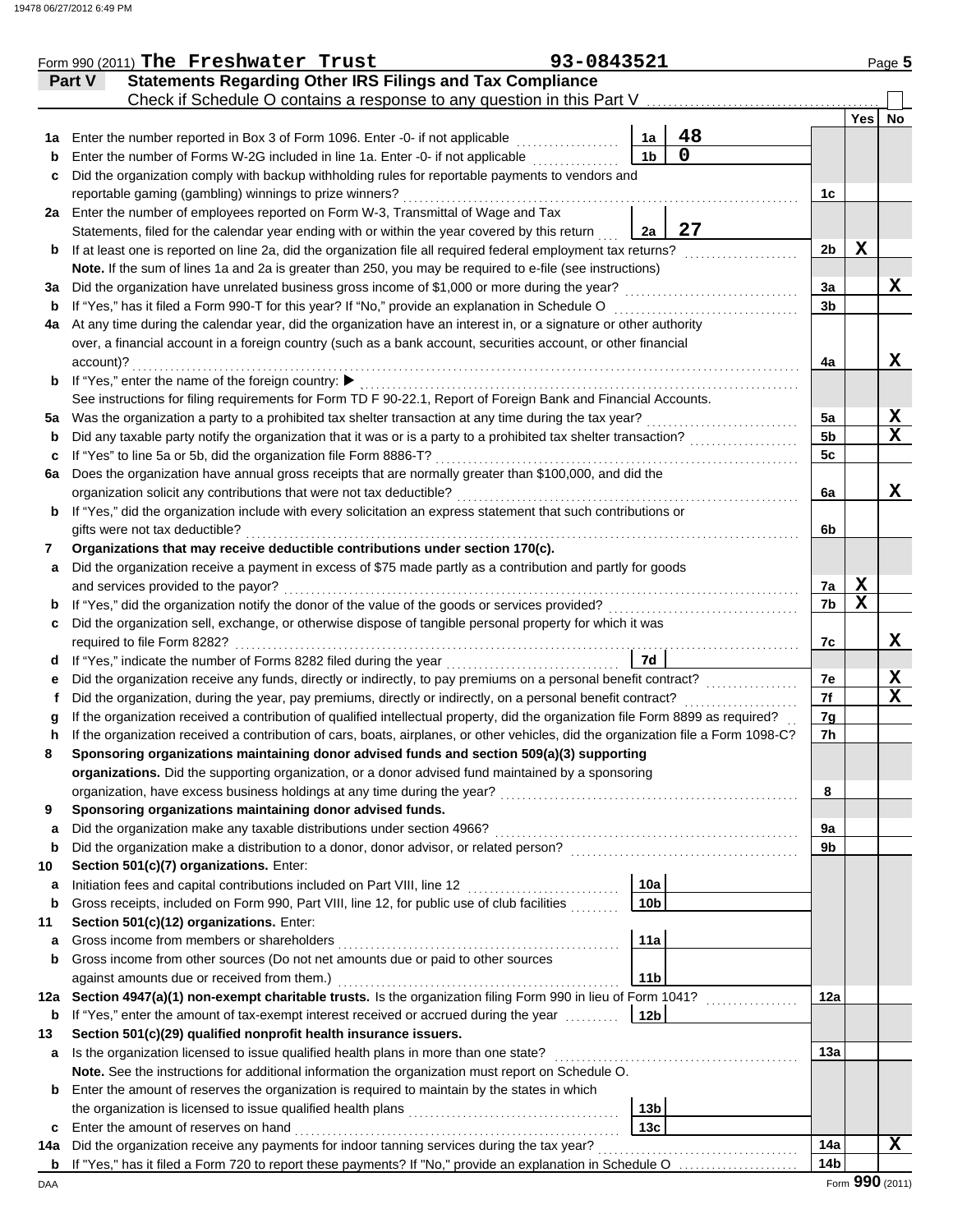Form 990 (2011) **The Freshwater Trust** 93-0843521 Page **5**

## Part V Statements Regarding Other IRS Filings and Tax Compliance

Check if Schedule O contains a response to any question in this Part V ☐

| | | | | | Yes | No |
|---|---|---|---|---|---|---|
| **1a** | Enter the number reported in Box 3 of Form 1096. Enter -0- if not applicable | 1a | 48 | | | |
| **b** | Enter the number of Forms W-2G included in line 1a. Enter -0- if not applicable | 1b | 0 | | | |
| **c** | Did the organization comply with backup withholding rules for reportable payments to vendors and reportable gaming (gambling) winnings to prize winners? | | | 1c | | |
| **2a** | Enter the number of employees reported on Form W-3, Transmittal of Wage and Tax Statements, filed for the calendar year ending with or within the year covered by this return | 2a | 27 | | | |
| **b** | If at least one is reported on line 2a, did the organization file all required federal employment tax returns? | | | 2b | X | |
| | **Note.** If the sum of lines 1a and 2a is greater than 250, you may be required to e-file (see instructions) | | | | | |
| **3a** | Did the organization have unrelated business gross income of $1,000 or more during the year? | | | 3a | | X |
| **b** | If "Yes," has it filed a Form 990-T for this year? If "No," provide an explanation in Schedule O | | | 3b | | |
| **4a** | At any time during the calendar year, did the organization have an interest in, or a signature or other authority over, a financial account in a foreign country (such as a bank account, securities account, or other financial account)? | | | 4a | | X |
| **b** | If "Yes," enter the name of the foreign country: ▶ | | | | | |
| | See instructions for filing requirements for Form TD F 90-22.1, Report of Foreign Bank and Financial Accounts. | | | | | |
| **5a** | Was the organization a party to a prohibited tax shelter transaction at any time during the tax year? | | | 5a | | X |
| **b** | Did any taxable party notify the organization that it was or is a party to a prohibited tax shelter transaction? | | | 5b | | X |
| **c** | If "Yes" to line 5a or 5b, did the organization file Form 8886-T? | | | 5c | | |
| **6a** | Does the organization have annual gross receipts that are normally greater than $100,000, and did the organization solicit any contributions that were not tax deductible? | | | 6a | | X |
| **b** | If "Yes," did the organization include with every solicitation an express statement that such contributions or gifts were not tax deductible? | | | 6b | | |
| **7** | **Organizations that may receive deductible contributions under section 170(c).** | | | | | |
| **a** | Did the organization receive a payment in excess of $75 made partly as a contribution and partly for goods and services provided to the payor? | | | 7a | X | |
| **b** | If "Yes," did the organization notify the donor of the value of the goods or services provided? | | | 7b | X | |
| **c** | Did the organization sell, exchange, or otherwise dispose of tangible personal property for which it was required to file Form 8282? | | | 7c | | X |
| **d** | If "Yes," indicate the number of Forms 8282 filed during the year | 7d | | | | |
| **e** | Did the organization receive any funds, directly or indirectly, to pay premiums on a personal benefit contract? | | | 7e | | X |
| **f** | Did the organization, during the year, pay premiums, directly or indirectly, on a personal benefit contract? | | | 7f | | X |
| **g** | If the organization received a contribution of qualified intellectual property, did the organization file Form 8899 as required? | | | 7g | | |
| **h** | If the organization received a contribution of cars, boats, airplanes, or other vehicles, did the organization file a Form 1098-C? | | | 7h | | |
| **8** | **Sponsoring organizations maintaining donor advised funds and section 509(a)(3) supporting organizations.** Did the supporting organization, or a donor advised fund maintained by a sponsoring organization, have excess business holdings at any time during the year? | | | 8 | | |
| **9** | **Sponsoring organizations maintaining donor advised funds.** | | | | | |
| **a** | Did the organization make any taxable distributions under section 4966? | | | 9a | | |
| **b** | Did the organization make a distribution to a donor, donor advisor, or related person? | | | 9b | | |
| **10** | **Section 501(c)(7) organizations.** Enter: | | | | | |
| **a** | Initiation fees and capital contributions included on Part VIII, line 12 | 10a | | | | |
| **b** | Gross receipts, included on Form 990, Part VIII, line 12, for public use of club facilities | 10b | | | | |
| **11** | **Section 501(c)(12) organizations.** Enter: | | | | | |
| **a** | Gross income from members or shareholders | 11a | | | | |
| **b** | Gross income from other sources (Do not net amounts due or paid to other sources against amounts due or received from them.) | 11b | | | | |
| **12a** | **Section 4947(a)(1) non-exempt charitable trusts.** Is the organization filing Form 990 in lieu of Form 1041? | | | 12a | | |
| **b** | If "Yes," enter the amount of tax-exempt interest received or accrued during the year | 12b | | | | |
| **13** | **Section 501(c)(29) qualified nonprofit health insurance issuers.** | | | | | |
| **a** | Is the organization licensed to issue qualified health plans in more than one state? | | | 13a | | |
| | **Note.** See the instructions for additional information the organization must report on Schedule O. | | | | | |
| **b** | Enter the amount of reserves the organization is required to maintain by the states in which the organization is licensed to issue qualified health plans | 13b | | | | |
| **c** | Enter the amount of reserves on hand | 13c | | | | |
| **14a** | Did the organization receive any payments for indoor tanning services during the tax year? | | | 14a | | X |
| **b** | If "Yes," has it filed a Form 720 to report these payments? If "No," provide an explanation in Schedule O | | | 14b | | |

DAA Form **990** (2011)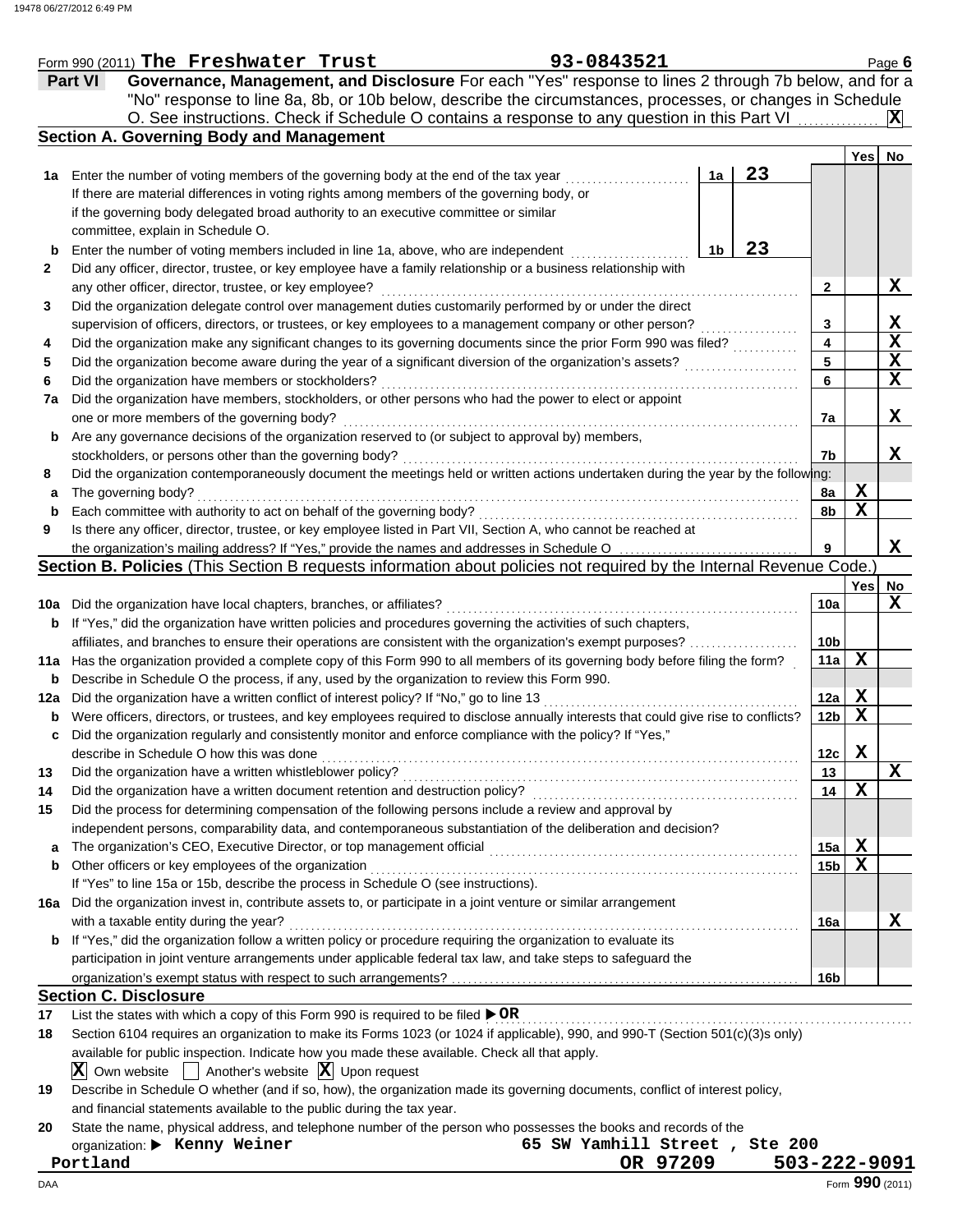Form 990 (2011) **The Freshwater Trust** **93-0843521**

## Part VI Governance, Management, and Disclosure

For each "Yes" response to lines 2 through 7b below, and for a "No" response to line 8a, 8b, or 10b below, describe the circumstances, processes, or changes in Schedule O. See instructions. Check if Schedule O contains a response to any question in this Part VI .............. **X**

### Section A. Governing Body and Management

| | | | | | Yes | No |
|---|---|---|---|---|---|---|
| **1a** | Enter the number of voting members of the governing body at the end of the tax year ..................... If there are material differences in voting rights among members of the governing body, or if the governing body delegated broad authority to an executive committee or similar committee, explain in Schedule O. | 1a | 23 | | | |
| **b** | Enter the number of voting members included in line 1a, above, who are independent ..................... | 1b | 23 | | | |
| **2** | Did any officer, director, trustee, or key employee have a family relationship or a business relationship with any other officer, director, trustee, or key employee? | | | 2 | | X |
| **3** | Did the organization delegate control over management duties customarily performed by or under the direct supervision of officers, directors, or trustees, or key employees to a management company or other person? | | | 3 | | X |
| **4** | Did the organization make any significant changes to its governing documents since the prior Form 990 was filed? | | | 4 | | X |
| **5** | Did the organization become aware during the year of a significant diversion of the organization's assets? | | | 5 | | X |
| **6** | Did the organization have members or stockholders? | | | 6 | | X |
| **7a** | Did the organization have members, stockholders, or other persons who had the power to elect or appoint one or more members of the governing body? | | | 7a | | X |
| **b** | Are any governance decisions of the organization reserved to (or subject to approval by) members, stockholders, or persons other than the governing body? | | | 7b | | X |
| **8** | Did the organization contemporaneously document the meetings held or written actions undertaken during the year by the following: | | | | | |
| **a** | The governing body? | | | 8a | X | |
| **b** | Each committee with authority to act on behalf of the governing body? | | | 8b | X | |
| **9** | Is there any officer, director, trustee, or key employee listed in Part VII, Section A, who cannot be reached at the organization's mailing address? If "Yes," provide the names and addresses in Schedule O | | | 9 | | X |

### Section B. Policies (This Section B requests information about policies not required by the Internal Revenue Code.)

| | | | Yes | No |
|---|---|---|---|---|
| **10a** | Did the organization have local chapters, branches, or affiliates? | 10a | | X |
| **b** | If "Yes," did the organization have written policies and procedures governing the activities of such chapters, affiliates, and branches to ensure their operations are consistent with the organization's exempt purposes? | 10b | | |
| **11a** | Has the organization provided a complete copy of this Form 990 to all members of its governing body before filing the form? | 11a | X | |
| **b** | Describe in Schedule O the process, if any, used by the organization to review this Form 990. | | | |
| **12a** | Did the organization have a written conflict of interest policy? If "No," go to line 13 | 12a | X | |
| **b** | Were officers, directors, or trustees, and key employees required to disclose annually interests that could give rise to conflicts? | 12b | X | |
| **c** | Did the organization regularly and consistently monitor and enforce compliance with the policy? If "Yes," describe in Schedule O how this was done | 12c | X | |
| **13** | Did the organization have a written whistleblower policy? | 13 | | X |
| **14** | Did the organization have a written document retention and destruction policy? | 14 | X | |
| **15** | Did the process for determining compensation of the following persons include a review and approval by independent persons, comparability data, and contemporaneous substantiation of the deliberation and decision? | | | |
| **a** | The organization's CEO, Executive Director, or top management official | 15a | X | |
| **b** | Other officers or key employees of the organization | 15b | X | |
| | If "Yes" to line 15a or 15b, describe the process in Schedule O (see instructions). | | | |
| **16a** | Did the organization invest in, contribute assets to, or participate in a joint venture or similar arrangement with a taxable entity during the year? | 16a | | X |
| **b** | If "Yes," did the organization follow a written policy or procedure requiring the organization to evaluate its participation in joint venture arrangements under applicable federal tax law, and take steps to safeguard the organization's exempt status with respect to such arrangements? | 16b | | |

### Section C. Disclosure

**17** List the states with which a copy of this Form 990 is required to be filed ▶ **OR**

**18** Section 6104 requires an organization to make its Forms 1023 (or 1024 if applicable), 990, and 990-T (Section 501(c)(3)s only) available for public inspection. Indicate how you made these available. Check all that apply.

- [X] Own website
- [ ] Another's website
- [X] Upon request

**19** Describe in Schedule O whether (and if so, how), the organization made its governing documents, conflict of interest policy, and financial statements available to the public during the tax year.

**20** State the name, physical address, and telephone number of the person who possesses the books and records of the organization: ▶ **Kenny Weiner** **65 SW Yamhill Street , Ste 200** **Portland** **OR 97209** **503-222-9091**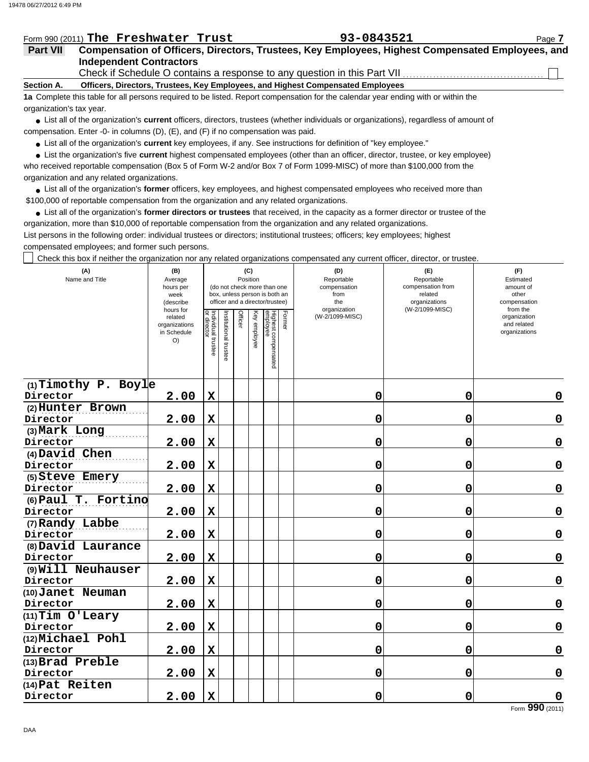Form 990 (2011) **The Freshwater Trust** **93-0843521**

## Part VII Compensation of Officers, Directors, Trustees, Key Employees, Highest Compensated Employees, and Independent Contractors

Check if Schedule O contains a response to any question in this Part VII ☐

**Section A. Officers, Directors, Trustees, Key Employees, and Highest Compensated Employees**

**1a** Complete this table for all persons required to be listed. Report compensation for the calendar year ending with or within the organization's tax year.

- List all of the organization's **current** officers, directors, trustees (whether individuals or organizations), regardless of amount of compensation. Enter -0- in columns (D), (E), and (F) if no compensation was paid.
- List all of the organization's **current** key employees, if any. See instructions for definition of "key employee."
- List the organization's five **current** highest compensated employees (other than an officer, director, trustee, or key employee) who received reportable compensation (Box 5 of Form W-2 and/or Box 7 of Form 1099-MISC) of more than $100,000 from the organization and any related organizations.
- List all of the organization's **former** officers, key employees, and highest compensated employees who received more than $100,000 of reportable compensation from the organization and any related organizations.
- List all of the organization's **former directors or trustees** that received, in the capacity as a former director or trustee of the organization, more than $10,000 of reportable compensation from the organization and any related organizations.

List persons in the following order: individual trustees or directors; institutional trustees; officers; key employees; highest compensated employees; and former such persons.

☐ Check this box if neither the organization nor any related organizations compensated any current officer, director, or trustee.

| (A) Name and Title | (B) Average hours per week (describe hours for related organizations in Schedule O) | (C) Position (do not check more than one box, unless person is both an officer and a director/trustee) | | | | | | (D) Reportable compensation from the organization (W-2/1099-MISC) | (E) Reportable compensation from related organizations (W-2/1099-MISC) | (F) Estimated amount of other compensation from the organization and related organizations |
|---|---|---|---|---|---|---|---|---|---|---|
| | | Individual trustee or director | Institutional trustee | Officer | Key employee | Highest compensated employee | Former | | | |
| (1) Timothy P. Boyle<br>Director | 2.00 | X | | | | | | 0 | 0 | 0 |
| (2) Hunter Brown<br>Director | 2.00 | X | | | | | | 0 | 0 | 0 |
| (3) Mark Long<br>Director | 2.00 | X | | | | | | 0 | 0 | 0 |
| (4) David Chen<br>Director | 2.00 | X | | | | | | 0 | 0 | 0 |
| (5) Steve Emery<br>Director | 2.00 | X | | | | | | 0 | 0 | 0 |
| (6) Paul T. Fortino<br>Director | 2.00 | X | | | | | | 0 | 0 | 0 |
| (7) Randy Labbe<br>Director | 2.00 | X | | | | | | 0 | 0 | 0 |
| (8) David Laurance<br>Director | 2.00 | X | | | | | | 0 | 0 | 0 |
| (9) Will Neuhauser<br>Director | 2.00 | X | | | | | | 0 | 0 | 0 |
| (10) Janet Neuman<br>Director | 2.00 | X | | | | | | 0 | 0 | 0 |
| (11) Tim O'Leary<br>Director | 2.00 | X | | | | | | 0 | 0 | 0 |
| (12) Michael Pohl<br>Director | 2.00 | X | | | | | | 0 | 0 | 0 |
| (13) Brad Preble<br>Director | 2.00 | X | | | | | | 0 | 0 | 0 |
| (14) Pat Reiten<br>Director | 2.00 | X | | | | | | 0 | 0 | 0 |

Form **990** (2011)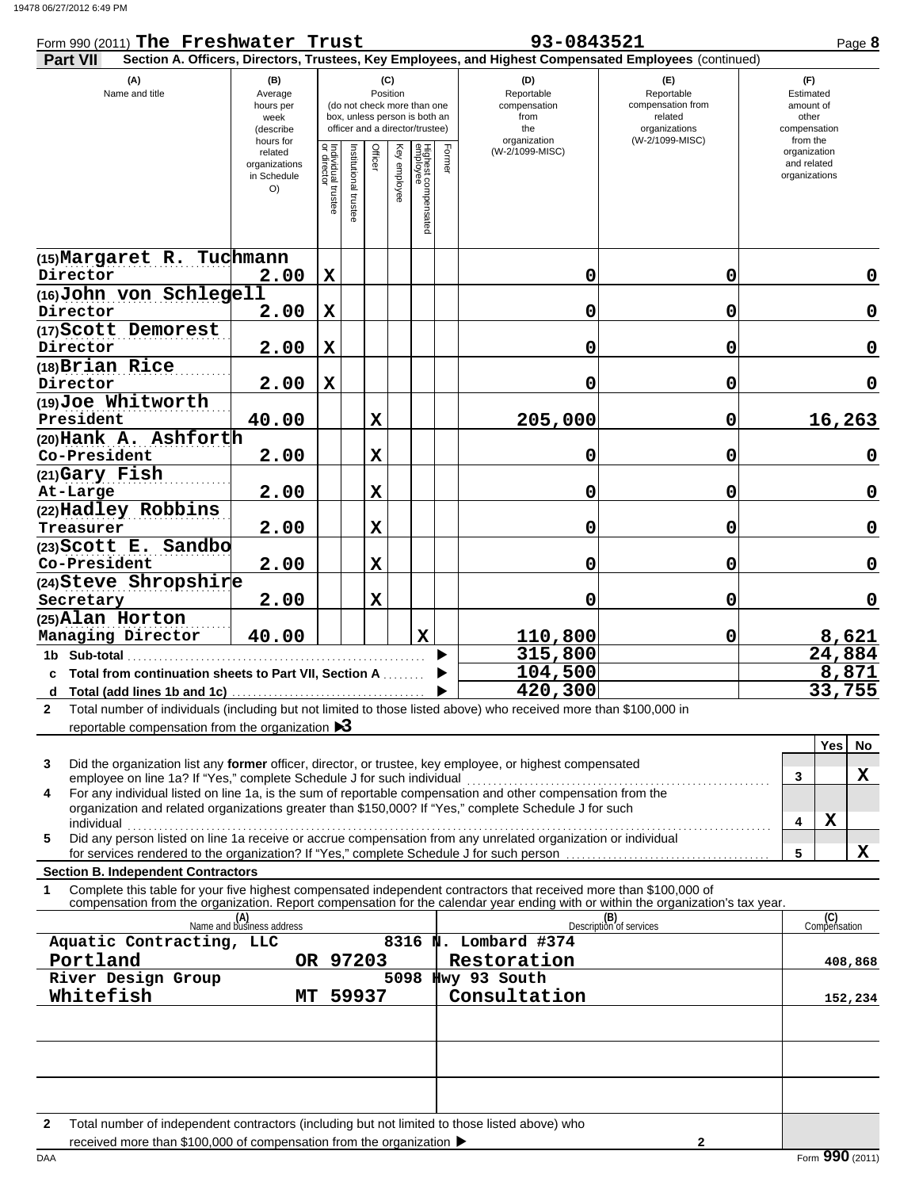Form 990 (2011) **The Freshwater Trust** **93-0843521** Page **8**

**Part VII** **Section A. Officers, Directors, Trustees, Key Employees, and Highest Compensated Employees** (continued)

| (A) Name and title | (B) Average hours per week (describe hours for related organizations in Schedule O) | (C) Position: Individual trustee or director | Institutional trustee | Officer | Key employee | Highest compensated employee | Former | (D) Reportable compensation from the organization (W-2/1099-MISC) | (E) Reportable compensation from related organizations (W-2/1099-MISC) | (F) Estimated amount of other compensation from the organization and related organizations |
|---|---|---|---|---|---|---|---|---|---|---|
| (15) Margaret R. Tuchmann<br>Director | 2.00 | X | | | | | | 0 | 0 | 0 |
| (16) John von Schlegell<br>Director | 2.00 | X | | | | | | 0 | 0 | 0 |
| (17) Scott Demorest<br>Director | 2.00 | X | | | | | | 0 | 0 | 0 |
| (18) Brian Rice<br>Director | 2.00 | X | | | | | | 0 | 0 | 0 |
| (19) Joe Whitworth<br>President | 40.00 | | | X | | | | 205,000 | 0 | 16,263 |
| (20) Hank A. Ashforth<br>Co-President | 2.00 | | | X | | | | 0 | 0 | 0 |
| (21) Gary Fish<br>At-Large | 2.00 | | | X | | | | 0 | 0 | 0 |
| (22) Hadley Robbins<br>Treasurer | 2.00 | | | X | | | | 0 | 0 | 0 |
| (23) Scott E. Sandbo<br>Co-President | 2.00 | | | X | | | | 0 | 0 | 0 |
| (24) Steve Shropshire<br>Secretary | 2.00 | | | X | | | | 0 | 0 | 0 |
| (25) Alan Horton<br>Managing Director | 40.00 | | | | | X | | 110,800 | 0 | 8,621 |
| **1b Sub-total** | | | | | | | | 315,800 | | 24,884 |
| **c Total from continuation sheets to Part VII, Section A** | | | | | | | | 104,500 | | 8,871 |
| **d Total (add lines 1b and 1c)** | | | | | | | | 420,300 | | 33,755 |

**2** Total number of individuals (including but not limited to those listed above) who received more than $100,000 in reportable compensation from the organization ▶ **3**

| | | Yes | No |
|---|---|---|---|
| **3** Did the organization list any **former** officer, director, or trustee, key employee, or highest compensated employee on line 1a? If "Yes," complete Schedule J for such individual | 3 | | X |
| **4** For any individual listed on line 1a, is the sum of reportable compensation and other compensation from the organization and related organizations greater than $150,000? If "Yes," complete Schedule J for such individual | 4 | X | |
| **5** Did any person listed on line 1a receive or accrue compensation from any unrelated organization or individual for services rendered to the organization? If "Yes," complete Schedule J for such person | 5 | | X |

**Section B. Independent Contractors**

**1** Complete this table for your five highest compensated independent contractors that received more than $100,000 of compensation from the organization. Report compensation for the calendar year ending with or within the organization's tax year.

| (A) Name and business address | (B) Description of services | (C) Compensation |
|---|---|---|
| Aquatic Contracting, LLC 8316 N. Lombard #374<br>Portland OR 97203 | Restoration | 408,868 |
| River Design Group 5098 Hwy 93 South<br>Whitefish MT 59937 | Consultation | 152,234 |
| | | |
| | | |
| | | |

**2** Total number of independent contractors (including but not limited to those listed above) who received more than $100,000 of compensation from the organization ▶ **2**

DAA Form **990** (2011)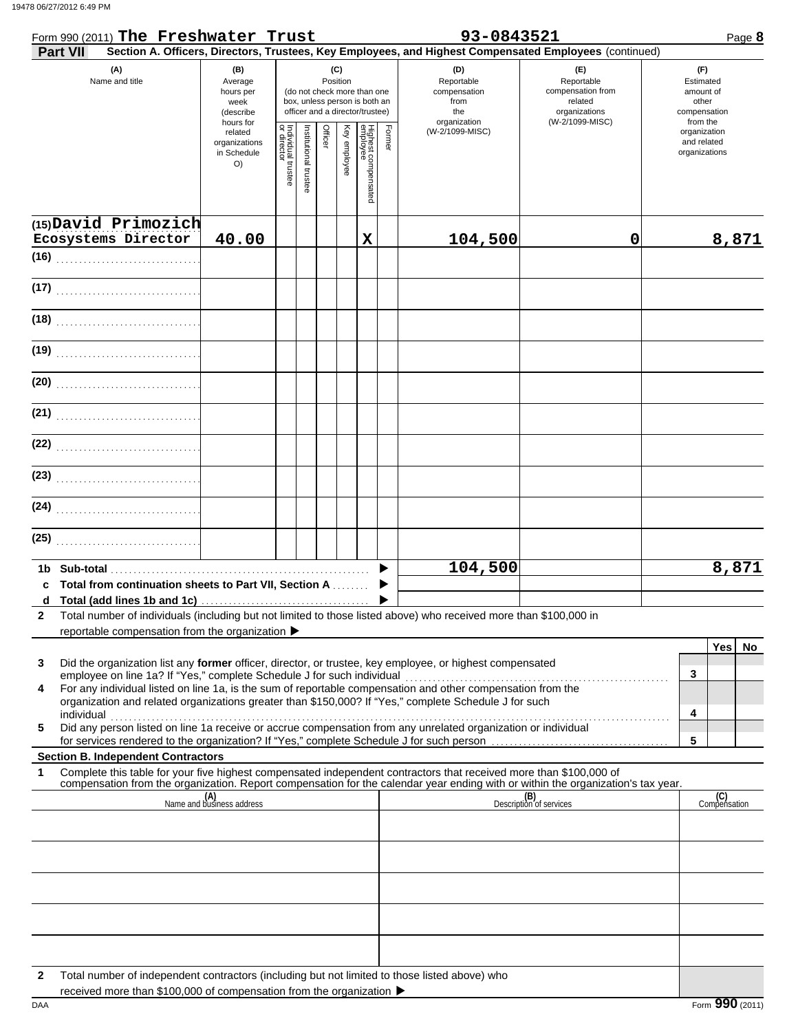Form 990 (2011) **The Freshwater Trust** **93-0843521** Page **8**

**Part VII** **Section A. Officers, Directors, Trustees, Key Employees, and Highest Compensated Employees** (continued)

| (A) Name and title | (B) Average hours per week (describe hours for related organizations in Schedule O) | (C) Position (do not check more than one box, unless person is both an officer and a director/trustee) | | | | | | (D) Reportable compensation from the organization (W-2/1099-MISC) | (E) Reportable compensation from related organizations (W-2/1099-MISC) | (F) Estimated amount of other compensation from the organization and related organizations |
|---|---|---|---|---|---|---|---|---|---|---|
| | | Individual trustee or director | Institutional trustee | Officer | Key employee | Highest compensated employee | Former | | | |
| (15) David Primozich Ecosystems Director | 40.00 | | | | | X | | 104,500 | 0 | 8,871 |
| (16) | | | | | | | | | | |
| (17) | | | | | | | | | | |
| (18) | | | | | | | | | | |
| (19) | | | | | | | | | | |
| (20) | | | | | | | | | | |
| (21) | | | | | | | | | | |
| (22) | | | | | | | | | | |
| (23) | | | | | | | | | | |
| (24) | | | | | | | | | | |
| (25) | | | | | | | | | | |
| 1b Sub-total | | | | | | | | 104,500 | | 8,871 |
| c Total from continuation sheets to Part VII, Section A | | | | | | | | | | |
| d Total (add lines 1b and 1c) | | | | | | | | | | |

**2** Total number of individuals (including but not limited to those listed above) who received more than $100,000 in reportable compensation from the organization ▶

| | | Yes | No |
|---|---|---|---|
| **3** Did the organization list any **former** officer, director, or trustee, key employee, or highest compensated employee on line 1a? If "Yes," complete Schedule J for such individual | 3 | | |
| **4** For any individual listed on line 1a, is the sum of reportable compensation and other compensation from the organization and related organizations greater than $150,000? If "Yes," complete Schedule J for such individual | 4 | | |
| **5** Did any person listed on line 1a receive or accrue compensation from any unrelated organization or individual for services rendered to the organization? If "Yes," complete Schedule J for such person | 5 | | |

**Section B. Independent Contractors**

**1** Complete this table for your five highest compensated independent contractors that received more than $100,000 of compensation from the organization. Report compensation for the calendar year ending with or within the organization's tax year.

| (A) Name and business address | (B) Description of services | (C) Compensation |
|---|---|---|
| | | |
| | | |
| | | |
| | | |
| | | |

**2** Total number of independent contractors (including but not limited to those listed above) who received more than $100,000 of compensation from the organization ▶

Form **990** (2011)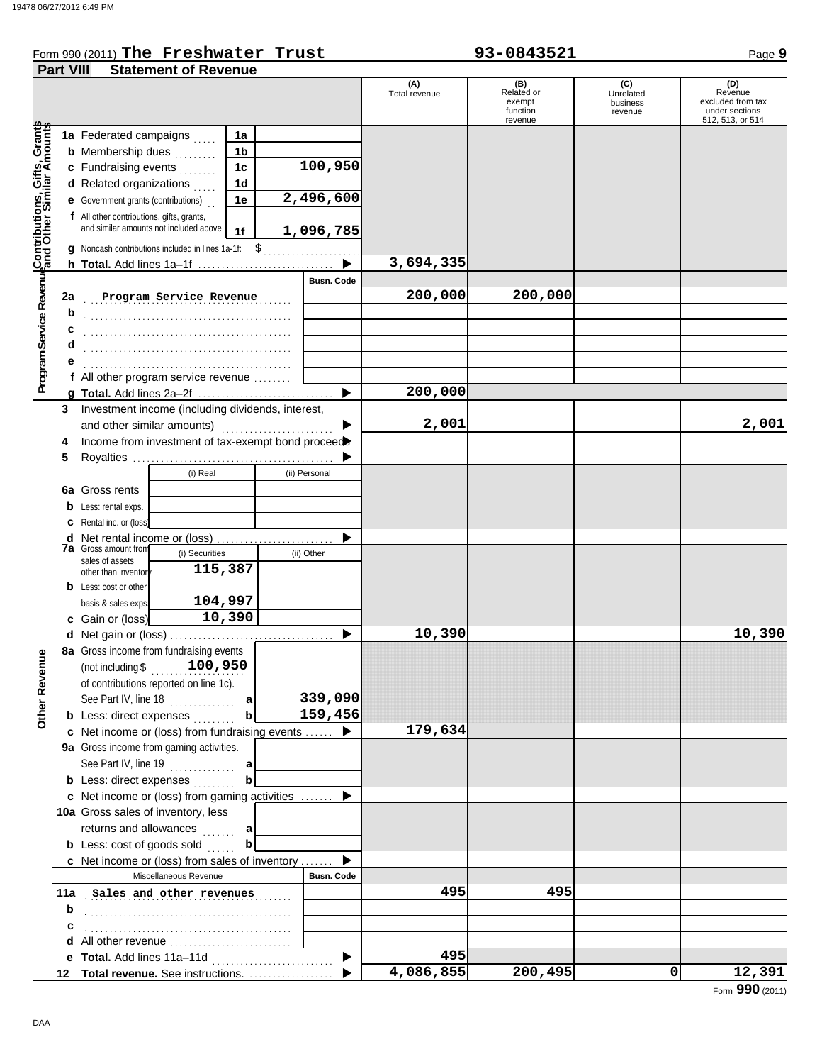Form 990 (2011) **The Freshwater Trust** **93-0843521**

## Part VIII Statement of Revenue

| | | | (A) Total revenue | (B) Related or exempt function revenue | (C) Unrelated business revenue | (D) Revenue excluded from tax under sections 512, 513, or 514 |
|---|---|---|---|---|---|---|
| **Contributions, Gifts, Grants and Other Similar Amounts** | | | | | | |
| 1a Federated campaigns | 1a | | | | | |
| b Membership dues | 1b | | | | | |
| c Fundraising events | 1c | 100,950 | | | | |
| d Related organizations | 1d | | | | | |
| e Government grants (contributions) | 1e | 2,496,600 | | | | |
| f All other contributions, gifts, grants, and similar amounts not included above | 1f | 1,096,785 | | | | |
| g Noncash contributions included in lines 1a-1f: $ | | | | | | |
| h **Total.** Add lines 1a–1f | | ▶ | 3,694,335 | | | |
| **Program Service Revenue** | | Busn. Code | | | | |
| 2a Program Service Revenue | | | 200,000 | 200,000 | | |
| b | | | | | | |
| c | | | | | | |
| d | | | | | | |
| e | | | | | | |
| f All other program service revenue | | | | | | |
| g **Total.** Add lines 2a–2f | | ▶ | 200,000 | | | |
| 3 Investment income (including dividends, interest, and other similar amounts) | | ▶ | 2,001 | | | 2,001 |
| 4 Income from investment of tax-exempt bond proceeds | | ▶ | | | | |
| 5 Royalties | | ▶ | | | | |
| | (i) Real | (ii) Personal | | | | |
| 6a Gross rents | | | | | | |
| b Less: rental exps. | | | | | | |
| c Rental inc. or (loss) | | | | | | |
| d Net rental income or (loss) | | ▶ | | | | |
| | (i) Securities | (ii) Other | | | | |
| 7a Gross amount from sales of assets other than inventory | 115,387 | | | | | |
| b Less: cost or other basis & sales exps. | 104,997 | | | | | |
| c Gain or (loss) | 10,390 | | | | | |
| d Net gain or (loss) | | ▶ | 10,390 | | | 10,390 |
| **Other Revenue** | | | | | | |
| 8a Gross income from fundraising events (not including $ 100,950 of contributions reported on line 1c). See Part IV, line 18 | a | 339,090 | | | | |
| b Less: direct expenses | b | 159,456 | | | | |
| c Net income or (loss) from fundraising events | | ▶ | 179,634 | | | |
| 9a Gross income from gaming activities. See Part IV, line 19 | a | | | | | |
| b Less: direct expenses | b | | | | | |
| c Net income or (loss) from gaming activities | | ▶ | | | | |
| 10a Gross sales of inventory, less returns and allowances | a | | | | | |
| b Less: cost of goods sold | b | | | | | |
| c Net income or (loss) from sales of inventory | | ▶ | | | | |
| Miscellaneous Revenue | | Busn. Code | | | | |
| 11a Sales and other revenues | | | 495 | 495 | | |
| b | | | | | | |
| c | | | | | | |
| d All other revenue | | | | | | |
| e **Total.** Add lines 11a–11d | | ▶ | 495 | | | |
| 12 **Total revenue.** See instructions. | | ▶ | 4,086,855 | 200,495 | 0 | 12,391 |

Form **990** (2011)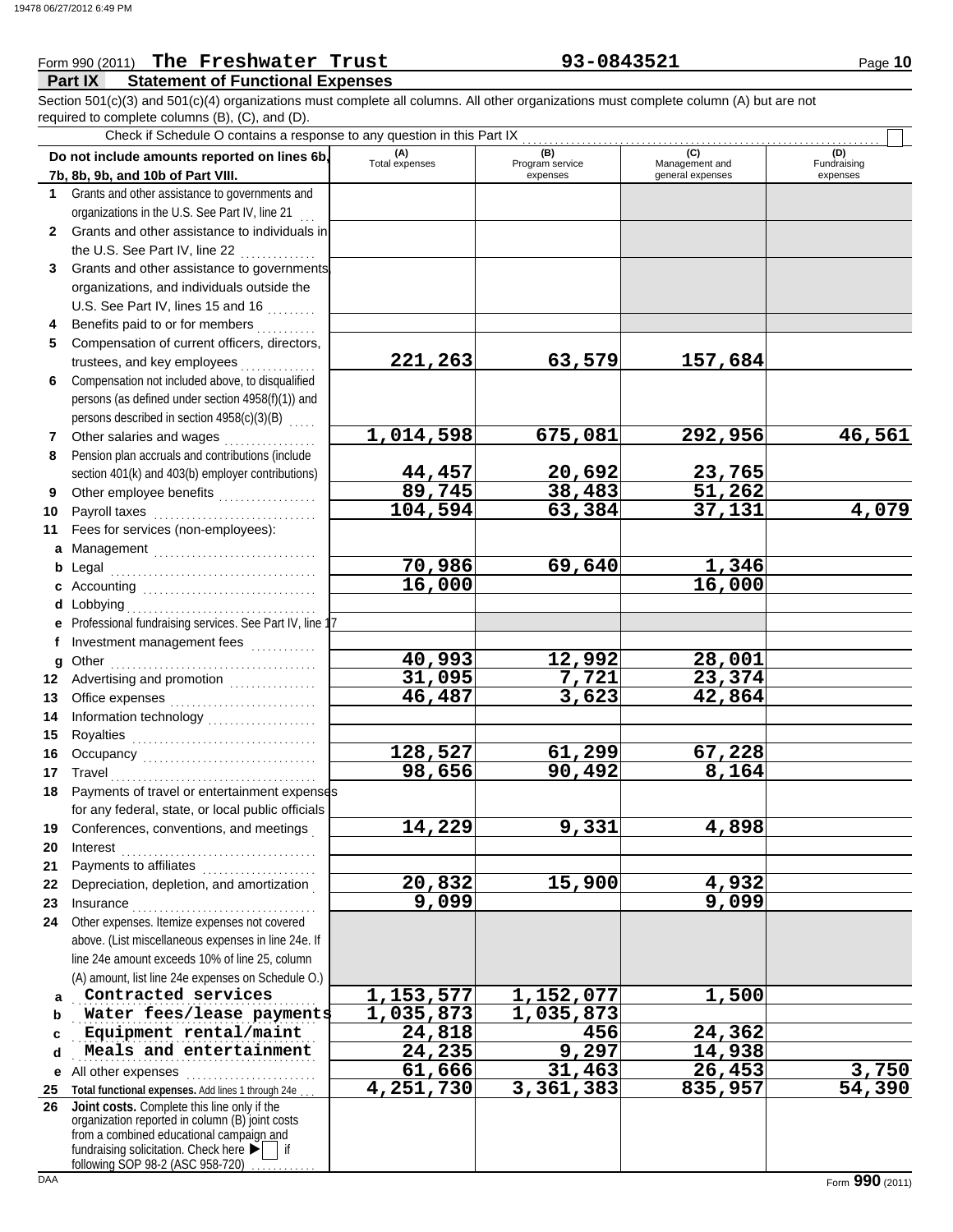Form 990 (2011) **The Freshwater Trust** **93-0843521** Page **10**

## Part IX Statement of Functional Expenses

Section 501(c)(3) and 501(c)(4) organizations must complete all columns. All other organizations must complete column (A) but are not required to complete columns (B), (C), and (D).

Check if Schedule O contains a response to any question in this Part IX ☐

| Do not include amounts reported on lines 6b, 7b, 8b, 9b, and 10b of Part VIII. | (A) Total expenses | (B) Program service expenses | (C) Management and general expenses | (D) Fundraising expenses |
|---|---|---|---|---|
| **1** Grants and other assistance to governments and organizations in the U.S. See Part IV, line 21 | | | | |
| **2** Grants and other assistance to individuals in the U.S. See Part IV, line 22 | | | | |
| **3** Grants and other assistance to governments, organizations, and individuals outside the U.S. See Part IV, lines 15 and 16 | | | | |
| **4** Benefits paid to or for members | | | | |
| **5** Compensation of current officers, directors, trustees, and key employees | 221,263 | 63,579 | 157,684 | |
| **6** Compensation not included above, to disqualified persons (as defined under section 4958(f)(1)) and persons described in section 4958(c)(3)(B) | | | | |
| **7** Other salaries and wages | 1,014,598 | 675,081 | 292,956 | 46,561 |
| **8** Pension plan accruals and contributions (include section 401(k) and 403(b) employer contributions) | 44,457 | 20,692 | 23,765 | |
| **9** Other employee benefits | 89,745 | 38,483 | 51,262 | |
| **10** Payroll taxes | 104,594 | 63,384 | 37,131 | 4,079 |
| **11** Fees for services (non-employees): | | | | |
| **a** Management | | | | |
| **b** Legal | 70,986 | 69,640 | 1,346 | |
| **c** Accounting | 16,000 | | 16,000 | |
| **d** Lobbying | | | | |
| **e** Professional fundraising services. See Part IV, line 17 | | | | |
| **f** Investment management fees | | | | |
| **g** Other | 40,993 | 12,992 | 28,001 | |
| **12** Advertising and promotion | 31,095 | 7,721 | 23,374 | |
| **13** Office expenses | 46,487 | 3,623 | 42,864 | |
| **14** Information technology | | | | |
| **15** Royalties | | | | |
| **16** Occupancy | 128,527 | 61,299 | 67,228 | |
| **17** Travel | 98,656 | 90,492 | 8,164 | |
| **18** Payments of travel or entertainment expenses for any federal, state, or local public officials | | | | |
| **19** Conferences, conventions, and meetings | 14,229 | 9,331 | 4,898 | |
| **20** Interest | | | | |
| **21** Payments to affiliates | | | | |
| **22** Depreciation, depletion, and amortization | 20,832 | 15,900 | 4,932 | |
| **23** Insurance | 9,099 | | 9,099 | |
| **24** Other expenses. Itemize expenses not covered above. (List miscellaneous expenses in line 24e. If line 24e amount exceeds 10% of line 25, column (A) amount, list line 24e expenses on Schedule O.) | | | | |
| **a** Contracted services | 1,153,577 | 1,152,077 | 1,500 | |
| **b** Water fees/lease payments | 1,035,873 | 1,035,873 | | |
| **c** Equipment rental/maint | 24,818 | 456 | 24,362 | |
| **d** Meals and entertainment | 24,235 | 9,297 | 14,938 | |
| **e** All other expenses | 61,666 | 31,463 | 26,453 | 3,750 |
| **25 Total functional expenses.** Add lines 1 through 24e | 4,251,730 | 3,361,383 | 835,957 | 54,390 |
| **26 Joint costs.** Complete this line only if the organization reported in column (B) joint costs from a combined educational campaign and fundraising solicitation. Check here ▶ ☐ if following SOP 98-2 (ASC 958-720) | | | | |

Form **990** (2011)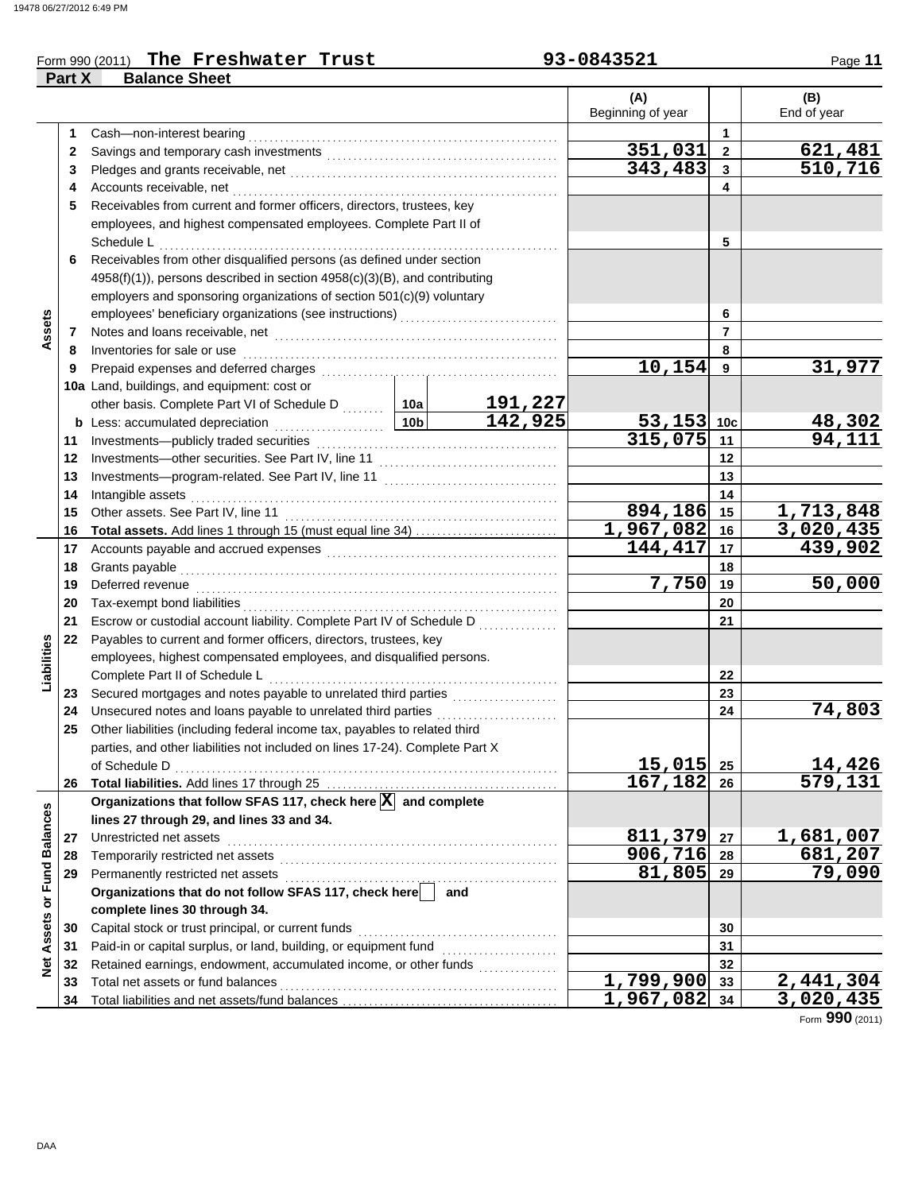Form 990 (2011) **The Freshwater Trust** **93-0843521**

## Part X Balance Sheet

| | | | | | (A) Beginning of year | | (B) End of year |
|---|---|---|---|---|---|---|---|
| **Assets** | 1 | Cash—non-interest bearing | | | | 1 | |
| | 2 | Savings and temporary cash investments | | | 351,031 | 2 | 621,481 |
| | 3 | Pledges and grants receivable, net | | | 343,483 | 3 | 510,716 |
| | 4 | Accounts receivable, net | | | | 4 | |
| | 5 | Receivables from current and former officers, directors, trustees, key employees, and highest compensated employees. Complete Part II of Schedule L | | | | 5 | |
| | 6 | Receivables from other disqualified persons (as defined under section 4958(f)(1)), persons described in section 4958(c)(3)(B), and contributing employers and sponsoring organizations of section 501(c)(9) voluntary employees' beneficiary organizations (see instructions) | | | | 6 | |
| | 7 | Notes and loans receivable, net | | | | 7 | |
| | 8 | Inventories for sale or use | | | | 8 | |
| | 9 | Prepaid expenses and deferred charges | | | 10,154 | 9 | 31,977 |
| | 10a | Land, buildings, and equipment: cost or other basis. Complete Part VI of Schedule D | 10a | 191,227 | | | |
| | b | Less: accumulated depreciation | 10b | 142,925 | 53,153 | 10c | 48,302 |
| | 11 | Investments—publicly traded securities | | | 315,075 | 11 | 94,111 |
| | 12 | Investments—other securities. See Part IV, line 11 | | | | 12 | |
| | 13 | Investments—program-related. See Part IV, line 11 | | | | 13 | |
| | 14 | Intangible assets | | | | 14 | |
| | 15 | Other assets. See Part IV, line 11 | | | 894,186 | 15 | 1,713,848 |
| | 16 | **Total assets.** Add lines 1 through 15 (must equal line 34) | | | 1,967,082 | 16 | 3,020,435 |
| **Liabilities** | 17 | Accounts payable and accrued expenses | | | 144,417 | 17 | 439,902 |
| | 18 | Grants payable | | | | 18 | |
| | 19 | Deferred revenue | | | 7,750 | 19 | 50,000 |
| | 20 | Tax-exempt bond liabilities | | | | 20 | |
| | 21 | Escrow or custodial account liability. Complete Part IV of Schedule D | | | | 21 | |
| | 22 | Payables to current and former officers, directors, trustees, key employees, highest compensated employees, and disqualified persons. Complete Part II of Schedule L | | | | 22 | |
| | 23 | Secured mortgages and notes payable to unrelated third parties | | | | 23 | |
| | 24 | Unsecured notes and loans payable to unrelated third parties | | | | 24 | 74,803 |
| | 25 | Other liabilities (including federal income tax, payables to related third parties, and other liabilities not included on lines 17-24). Complete Part X of Schedule D | | | 15,015 | 25 | 14,426 |
| | 26 | **Total liabilities.** Add lines 17 through 25 | | | 167,182 | 26 | 579,131 |
| **Net Assets or Fund Balances** | | **Organizations that follow SFAS 117, check here** [X] **and complete lines 27 through 29, and lines 33 and 34.** | | | | | |
| | 27 | Unrestricted net assets | | | 811,379 | 27 | 1,681,007 |
| | 28 | Temporarily restricted net assets | | | 906,716 | 28 | 681,207 |
| | 29 | Permanently restricted net assets | | | 81,805 | 29 | 79,090 |
| | | **Organizations that do not follow SFAS 117, check here** [ ] **and complete lines 30 through 34.** | | | | | |
| | 30 | Capital stock or trust principal, or current funds | | | | 30 | |
| | 31 | Paid-in or capital surplus, or land, building, or equipment fund | | | | 31 | |
| | 32 | Retained earnings, endowment, accumulated income, or other funds | | | | 32 | |
| | 33 | Total net assets or fund balances | | | 1,799,900 | 33 | 2,441,304 |
| | 34 | Total liabilities and net assets/fund balances | | | 1,967,082 | 34 | 3,020,435 |

Form **990** (2011)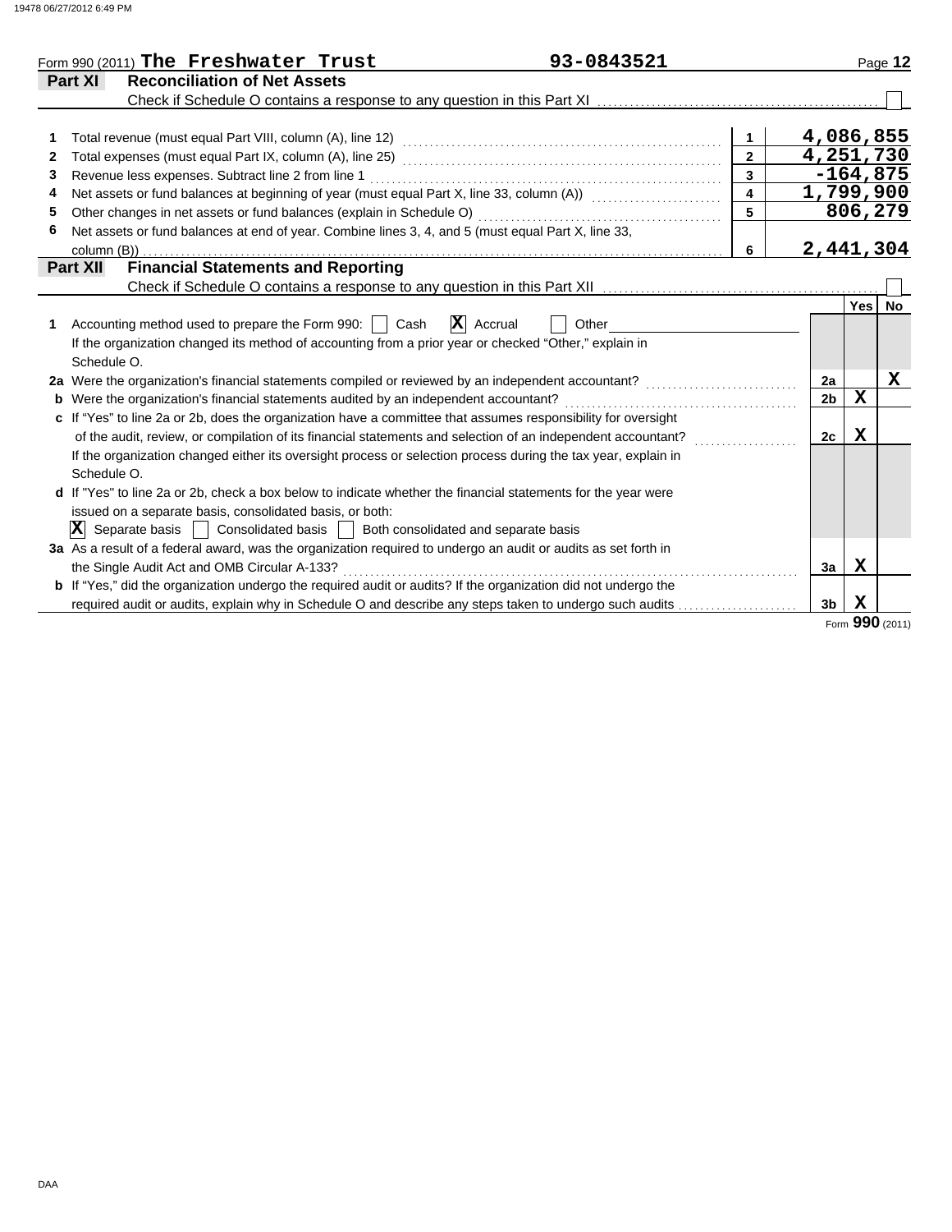Form 990 (2011) **The Freshwater Trust** 93-0843521

## Part XI Reconciliation of Net Assets

Check if Schedule O contains a response to any question in this Part XI ☐

| | | | |
|---|---|---|---|
| 1 | Total revenue (must equal Part VIII, column (A), line 12) | 1 | 4,086,855 |
| 2 | Total expenses (must equal Part IX, column (A), line 25) | 2 | 4,251,730 |
| 3 | Revenue less expenses. Subtract line 2 from line 1 | 3 | -164,875 |
| 4 | Net assets or fund balances at beginning of year (must equal Part X, line 33, column (A)) | 4 | 1,799,900 |
| 5 | Other changes in net assets or fund balances (explain in Schedule O) | 5 | 806,279 |
| 6 | Net assets or fund balances at end of year. Combine lines 3, 4, and 5 (must equal Part X, line 33, column (B)) | 6 | 2,441,304 |

## Part XII Financial Statements and Reporting

Check if Schedule O contains a response to any question in this Part XII ☐

| | | | Yes | No |
|---|---|---|---|---|
| 1 | Accounting method used to prepare the Form 990: ☐ Cash ☒ Accrual ☐ Other<br>If the organization changed its method of accounting from a prior year or checked "Other," explain in Schedule O. | | | |
| 2a | Were the organization's financial statements compiled or reviewed by an independent accountant? | 2a | | X |
| b | Were the organization's financial statements audited by an independent accountant? | 2b | X | |
| c | If "Yes" to line 2a or 2b, does the organization have a committee that assumes responsibility for oversight of the audit, review, or compilation of its financial statements and selection of an independent accountant?<br>If the organization changed either its oversight process or selection process during the tax year, explain in Schedule O. | 2c | X | |
| d | If "Yes" to line 2a or 2b, check a box below to indicate whether the financial statements for the year were issued on a separate basis, consolidated basis, or both:<br>☒ Separate basis ☐ Consolidated basis ☐ Both consolidated and separate basis | | | |
| 3a | As a result of a federal award, was the organization required to undergo an audit or audits as set forth in the Single Audit Act and OMB Circular A-133? | 3a | X | |
| b | If "Yes," did the organization undergo the required audit or audits? If the organization did not undergo the required audit or audits, explain why in Schedule O and describe any steps taken to undergo such audits | 3b | X | |

Form **990** (2011)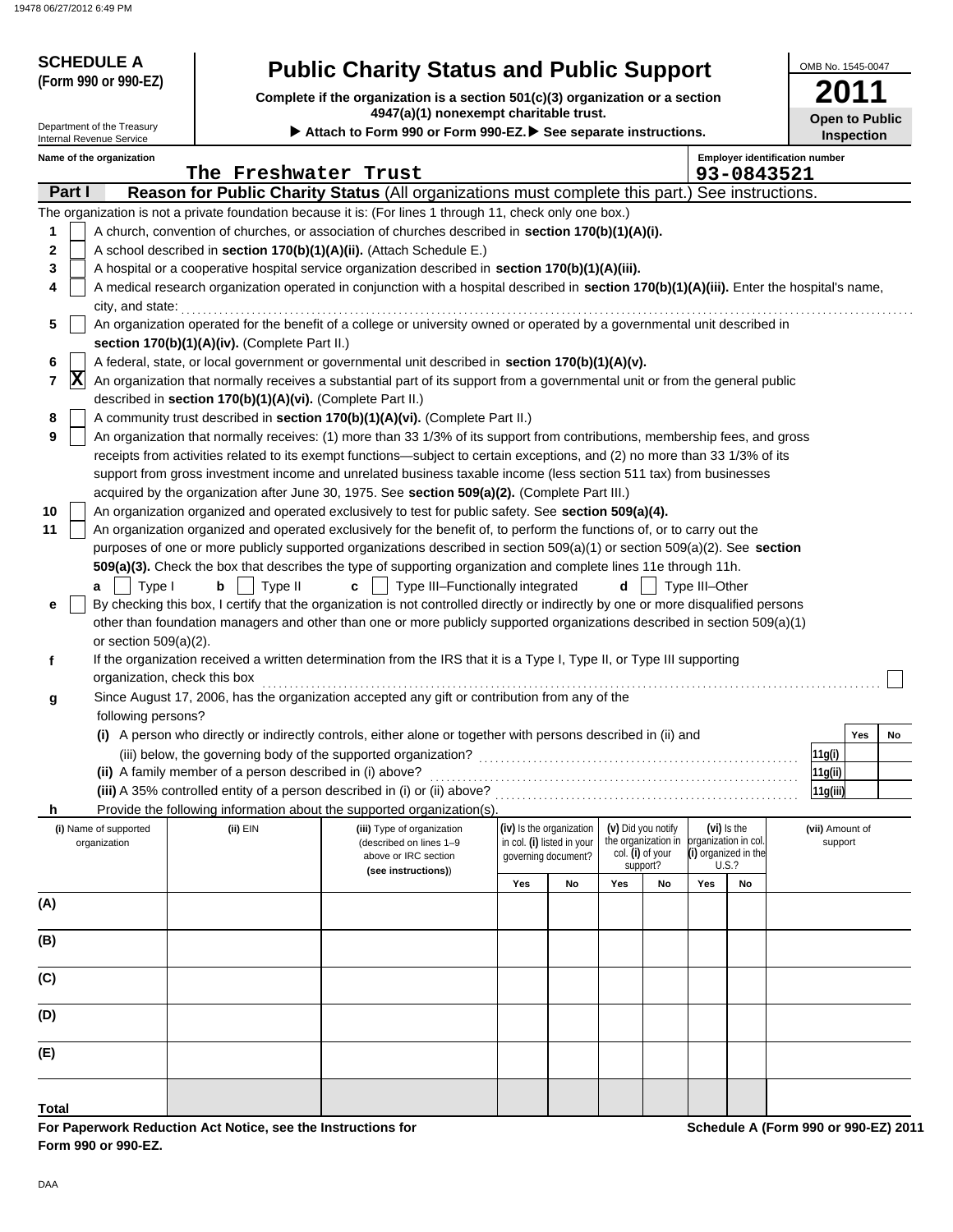**SCHEDULE A (Form 990 or 990-EZ)**

Department of the Treasury
Internal Revenue Service

# Public Charity Status and Public Support

**Complete if the organization is a section 501(c)(3) organization or a section 4947(a)(1) nonexempt charitable trust.**

**▶ Attach to Form 990 or Form 990-EZ. ▶ See separate instructions.**

OMB No. 1545-0047

**2011**

**Open to Public Inspection**

**Name of the organization:** The Freshwater Trust

**Employer identification number:** 93-0843521

## Part I Reason for Public Charity Status (All organizations must complete this part.) See instructions.

The organization is not a private foundation because it is: (For lines 1 through 11, check only one box.)

1. [ ] A church, convention of churches, or association of churches described in **section 170(b)(1)(A)(i).**
2. [ ] A school described in **section 170(b)(1)(A)(ii).** (Attach Schedule E.)
3. [ ] A hospital or a cooperative hospital service organization described in **section 170(b)(1)(A)(iii).**
4. [ ] A medical research organization operated in conjunction with a hospital described in **section 170(b)(1)(A)(iii).** Enter the hospital's name, city, and state:
5. [ ] An organization operated for the benefit of a college or university owned or operated by a governmental unit described in **section 170(b)(1)(A)(iv).** (Complete Part II.)
6. [ ] A federal, state, or local government or governmental unit described in **section 170(b)(1)(A)(v).**
7. [X] An organization that normally receives a substantial part of its support from a governmental unit or from the general public described in **section 170(b)(1)(A)(vi).** (Complete Part II.)
8. [ ] A community trust described in **section 170(b)(1)(A)(vi).** (Complete Part II.)
9. [ ] An organization that normally receives: (1) more than 33 1/3% of its support from contributions, membership fees, and gross receipts from activities related to its exempt functions—subject to certain exceptions, and (2) no more than 33 1/3% of its support from gross investment income and unrelated business taxable income (less section 511 tax) from businesses acquired by the organization after June 30, 1975. See **section 509(a)(2).** (Complete Part III.)
10. [ ] An organization organized and operated exclusively to test for public safety. See **section 509(a)(4).**
11. [ ] An organization organized and operated exclusively for the benefit of, to perform the functions of, or to carry out the purposes of one or more publicly supported organizations described in section 509(a)(1) or section 509(a)(2). See **section 509(a)(3).** Check the box that describes the type of supporting organization and complete lines 11e through 11h.
    - **a** [ ] Type I  **b** [ ] Type II  **c** [ ] Type III–Functionally integrated  **d** [ ] Type III–Other
    - **e** [ ] By checking this box, I certify that the organization is not controlled directly or indirectly by one or more disqualified persons other than foundation managers and other than one or more publicly supported organizations described in section 509(a)(1) or section 509(a)(2).
    - **f** If the organization received a written determination from the IRS that it is a Type I, Type II, or Type III supporting organization, check this box [ ]
    - **g** Since August 17, 2006, has the organization accepted any gift or contribution from any of the following persons?

| | | Yes | No |
|---|---|---|---|
| (i) A person who directly or indirectly controls, either alone or together with persons described in (ii) and (iii) below, the governing body of the supported organization? | 11g(i) | | |
| (ii) A family member of a person described in (i) above? | 11g(ii) | | |
| (iii) A 35% controlled entity of a person described in (i) or (ii) above? | 11g(iii) | | |

- **h** Provide the following information about the supported organization(s).

| (i) Name of supported organization | (ii) EIN | (iii) Type of organization (described on lines 1–9 above or IRC section (see instructions)) | (iv) Is the organization in col. (i) listed in your governing document? Yes | No | (v) Did you notify the organization in col. (i) of your support? Yes | No | (vi) Is the organization in col. (i) organized in the U.S.? Yes | No | (vii) Amount of support |
|---|---|---|---|---|---|---|---|---|---|
| (A) | | | | | | | | | |
| (B) | | | | | | | | | |
| (C) | | | | | | | | | |
| (D) | | | | | | | | | |
| (E) | | | | | | | | | |
| **Total** | | | | | | | | | |

**For Paperwork Reduction Act Notice, see the Instructions for Form 990 or 990-EZ.**

**Schedule A (Form 990 or 990-EZ) 2011**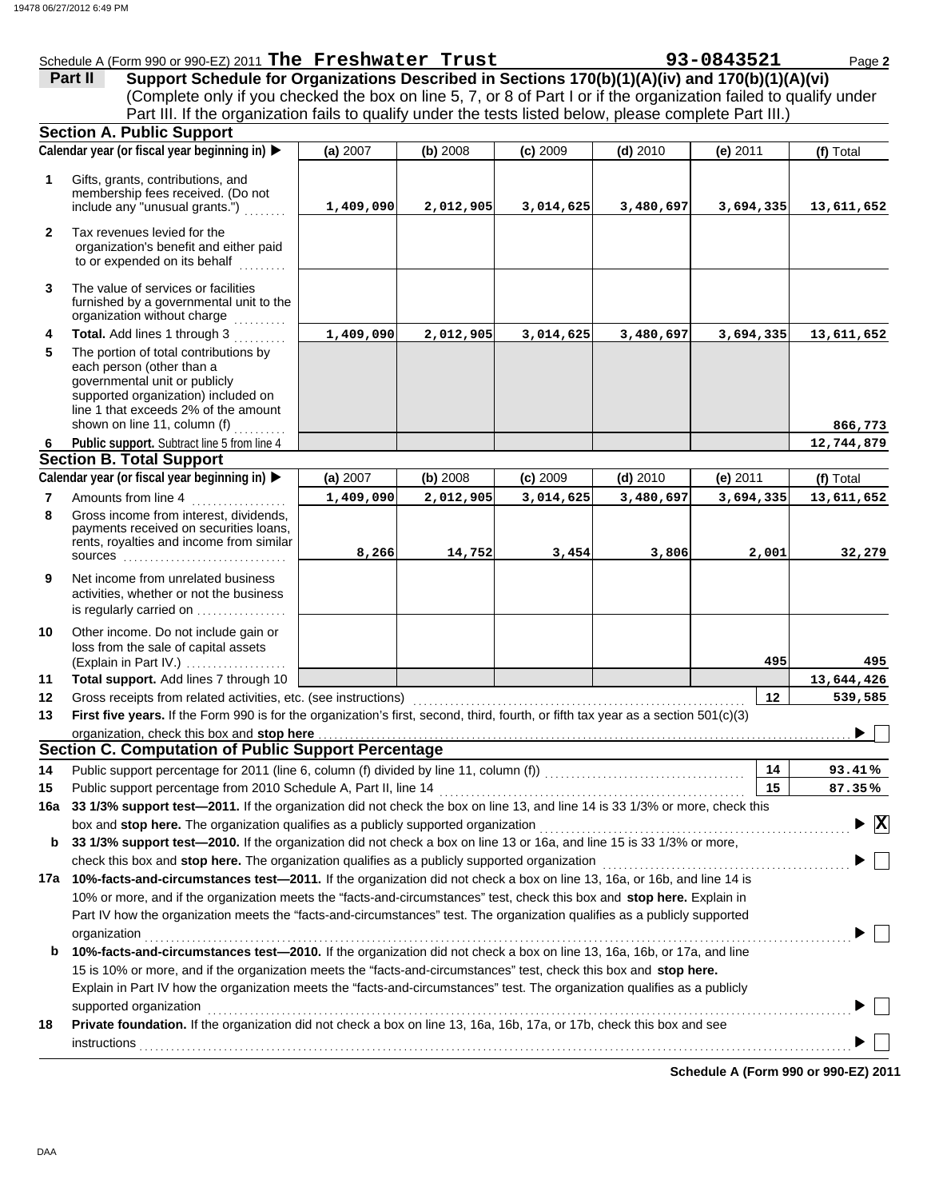Schedule A (Form 990 or 990-EZ) 2011 **The Freshwater Trust** **93-0843521** Page **2**

## Part II Support Schedule for Organizations Described in Sections 170(b)(1)(A)(iv) and 170(b)(1)(A)(vi)

(Complete only if you checked the box on line 5, 7, or 8 of Part I or if the organization failed to qualify under Part III. If the organization fails to qualify under the tests listed below, please complete Part III.)

### Section A. Public Support

| | Calendar year (or fiscal year beginning in) ▶ | (a) 2007 | (b) 2008 | (c) 2009 | (d) 2010 | (e) 2011 | (f) Total |
|---|---|---|---|---|---|---|---|
| 1 | Gifts, grants, contributions, and membership fees received. (Do not include any "unusual grants.") | 1,409,090 | 2,012,905 | 3,014,625 | 3,480,697 | 3,694,335 | 13,611,652 |
| 2 | Tax revenues levied for the organization's benefit and either paid to or expended on its behalf | | | | | | |
| 3 | The value of services or facilities furnished by a governmental unit to the organization without charge | | | | | | |
| 4 | **Total.** Add lines 1 through 3 | 1,409,090 | 2,012,905 | 3,014,625 | 3,480,697 | 3,694,335 | 13,611,652 |
| 5 | The portion of total contributions by each person (other than a governmental unit or publicly supported organization) included on line 1 that exceeds 2% of the amount shown on line 11, column (f) | | | | | | 866,773 |
| 6 | **Public support.** Subtract line 5 from line 4 | | | | | | 12,744,879 |

### Section B. Total Support

| | Calendar year (or fiscal year beginning in) ▶ | (a) 2007 | (b) 2008 | (c) 2009 | (d) 2010 | (e) 2011 | (f) Total |
|---|---|---|---|---|---|---|---|
| 7 | Amounts from line 4 | 1,409,090 | 2,012,905 | 3,014,625 | 3,480,697 | 3,694,335 | 13,611,652 |
| 8 | Gross income from interest, dividends, payments received on securities loans, rents, royalties and income from similar sources | 8,266 | 14,752 | 3,454 | 3,806 | 2,001 | 32,279 |
| 9 | Net income from unrelated business activities, whether or not the business is regularly carried on | | | | | | |
| 10 | Other income. Do not include gain or loss from the sale of capital assets (Explain in Part IV.) | | | | | 495 | 495 |
| 11 | **Total support.** Add lines 7 through 10 | | | | | | 13,644,426 |
| 12 | Gross receipts from related activities, etc. (see instructions) | | | | | 12 | 539,585 |

**13** **First five years.** If the Form 990 is for the organization's first, second, third, fourth, or fifth tax year as a section 501(c)(3) organization, check this box and **stop here** ▶ ☐

### Section C. Computation of Public Support Percentage

| | | | |
|---|---|---|---|
| 14 | Public support percentage for 2011 (line 6, column (f) divided by line 11, column (f)) | 14 | 93.41% |
| 15 | Public support percentage from 2010 Schedule A, Part II, line 14 | 15 | 87.35% |

**16a** **33 1/3% support test—2011.** If the organization did not check the box on line 13, and line 14 is 33 1/3% or more, check this box and **stop here.** The organization qualifies as a publicly supported organization ▶ ☒

**b** **33 1/3% support test—2010.** If the organization did not check a box on line 13 or 16a, and line 15 is 33 1/3% or more, check this box and **stop here.** The organization qualifies as a publicly supported organization ▶ ☐

**17a** **10%-facts-and-circumstances test—2011.** If the organization did not check a box on line 13, 16a, or 16b, and line 14 is 10% or more, and if the organization meets the "facts-and-circumstances" test, check this box and **stop here.** Explain in Part IV how the organization meets the "facts-and-circumstances" test. The organization qualifies as a publicly supported organization ▶ ☐

**b** **10%-facts-and-circumstances test—2010.** If the organization did not check a box on line 13, 16a, 16b, or 17a, and line 15 is 10% or more, and if the organization meets the "facts-and-circumstances" test, check this box and **stop here.** Explain in Part IV how the organization meets the "facts-and-circumstances" test. The organization qualifies as a publicly supported organization ▶ ☐

**18** **Private foundation.** If the organization did not check a box on line 13, 16a, 16b, 17a, or 17b, check this box and see instructions ▶ ☐

**Schedule A (Form 990 or 990-EZ) 2011**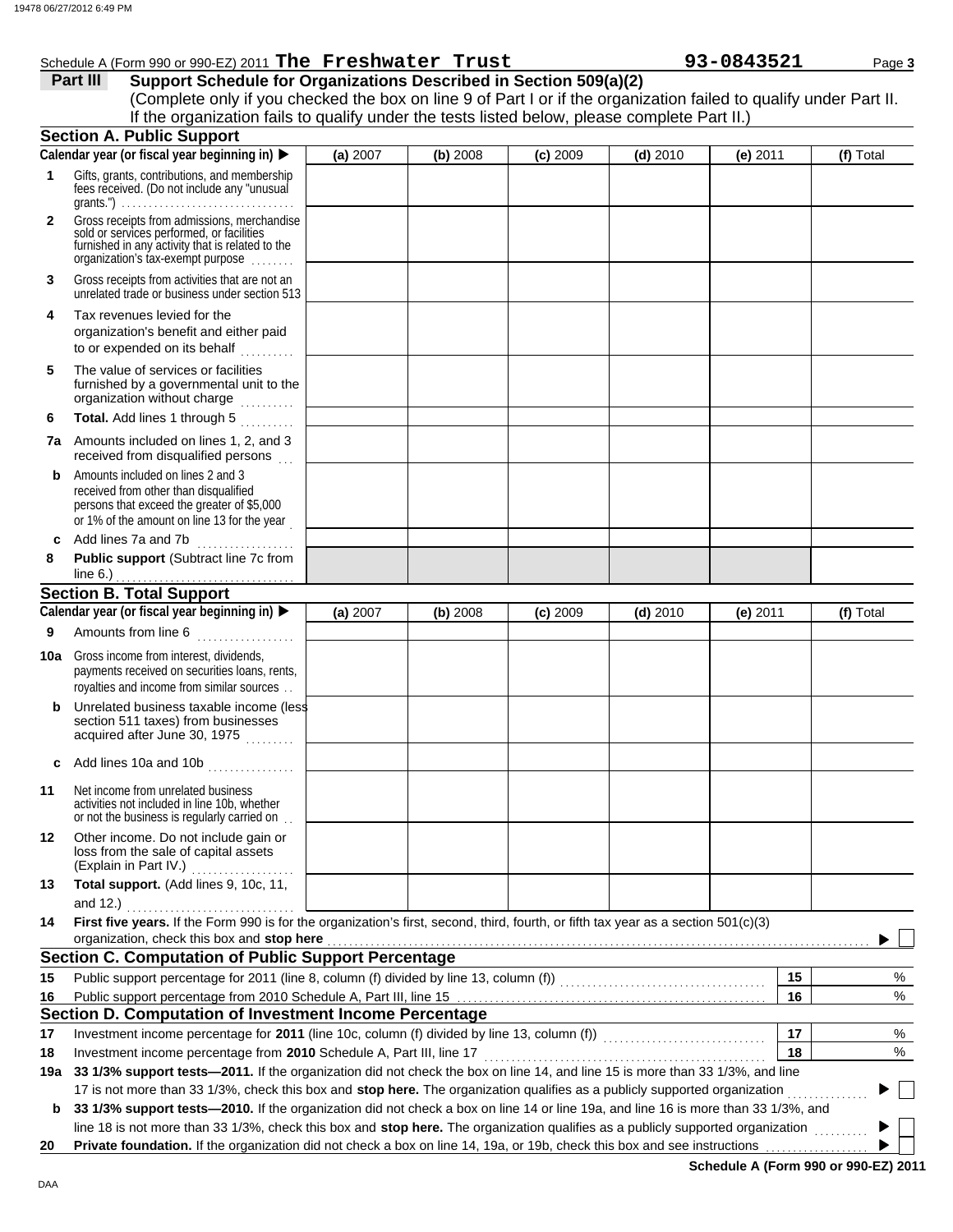Schedule A (Form 990 or 990-EZ) 2011 **The Freshwater Trust** **93-0843521** Page **3**

## Part III Support Schedule for Organizations Described in Section 509(a)(2)

(Complete only if you checked the box on line 9 of Part I or if the organization failed to qualify under Part II. If the organization fails to qualify under the tests listed below, please complete Part II.)

### Section A. Public Support

| Calendar year (or fiscal year beginning in) ▶ | (a) 2007 | (b) 2008 | (c) 2009 | (d) 2010 | (e) 2011 | (f) Total |
|---|---|---|---|---|---|---|
| **1** Gifts, grants, contributions, and membership fees received. (Do not include any "unusual grants.") | | | | | | |
| **2** Gross receipts from admissions, merchandise sold or services performed, or facilities furnished in any activity that is related to the organization's tax-exempt purpose | | | | | | |
| **3** Gross receipts from activities that are not an unrelated trade or business under section 513 | | | | | | |
| **4** Tax revenues levied for the organization's benefit and either paid to or expended on its behalf | | | | | | |
| **5** The value of services or facilities furnished by a governmental unit to the organization without charge | | | | | | |
| **6** **Total.** Add lines 1 through 5 | | | | | | |
| **7a** Amounts included on lines 1, 2, and 3 received from disqualified persons | | | | | | |
| **b** Amounts included on lines 2 and 3 received from other than disqualified persons that exceed the greater of $5,000 or 1% of the amount on line 13 for the year | | | | | | |
| **c** Add lines 7a and 7b | | | | | | |
| **8** **Public support** (Subtract line 7c from line 6.) | | | | | | |

### Section B. Total Support

| Calendar year (or fiscal year beginning in) ▶ | (a) 2007 | (b) 2008 | (c) 2009 | (d) 2010 | (e) 2011 | (f) Total |
|---|---|---|---|---|---|---|
| **9** Amounts from line 6 | | | | | | |
| **10a** Gross income from interest, dividends, payments received on securities loans, rents, royalties and income from similar sources | | | | | | |
| **b** Unrelated business taxable income (less section 511 taxes) from businesses acquired after June 30, 1975 | | | | | | |
| **c** Add lines 10a and 10b | | | | | | |
| **11** Net income from unrelated business activities not included in line 10b, whether or not the business is regularly carried on | | | | | | |
| **12** Other income. Do not include gain or loss from the sale of capital assets (Explain in Part IV.) | | | | | | |
| **13** **Total support.** (Add lines 9, 10c, 11, and 12.) | | | | | | |

**14** **First five years.** If the Form 990 is for the organization's first, second, third, fourth, or fifth tax year as a section 501(c)(3) organization, check this box and **stop here** ▶ ☐

### Section C. Computation of Public Support Percentage

| | | | |
|---|---|---|---|
| **15** | Public support percentage for 2011 (line 8, column (f) divided by line 13, column (f)) | **15** | % |
| **16** | Public support percentage from 2010 Schedule A, Part III, line 15 | **16** | % |

### Section D. Computation of Investment Income Percentage

| | | | |
|---|---|---|---|
| **17** | Investment income percentage for **2011** (line 10c, column (f) divided by line 13, column (f)) | **17** | % |
| **18** | Investment income percentage from **2010** Schedule A, Part III, line 17 | **18** | % |

**19a** **33 1/3% support tests—2011.** If the organization did not check the box on line 14, and line 15 is more than 33 1/3%, and line 17 is not more than 33 1/3%, check this box and **stop here.** The organization qualifies as a publicly supported organization ▶ ☐

**b** **33 1/3% support tests—2010.** If the organization did not check a box on line 14 or line 19a, and line 16 is more than 33 1/3%, and line 18 is not more than 33 1/3%, check this box and **stop here.** The organization qualifies as a publicly supported organization ▶ ☐

**20** **Private foundation.** If the organization did not check a box on line 14, 19a, or 19b, check this box and see instructions ▶ ☐

**Schedule A (Form 990 or 990-EZ) 2011**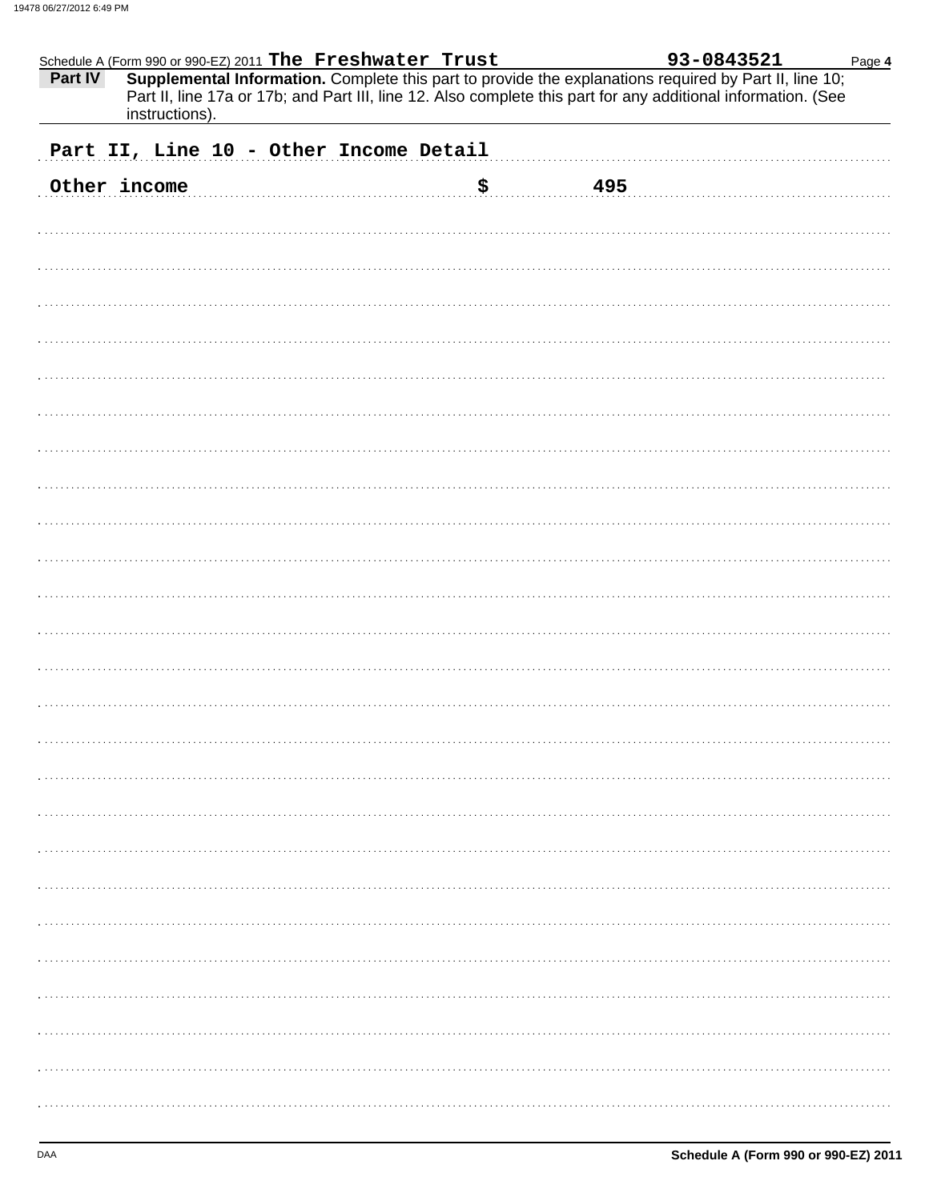Schedule A (Form 990 or 990-EZ) 2011 The Freshwater Trust 93-0843521 Page **4**

**Part IV** **Supplemental Information.** Complete this part to provide the explanations required by Part II, line 10; Part II, line 17a or 17b; and Part III, line 12. Also complete this part for any additional information. (See instructions).

Part II, Line 10 - Other Income Detail

| | | |
|---|---|---|
| Other income | $ | 495 |

DAA **Schedule A (Form 990 or 990-EZ) 2011**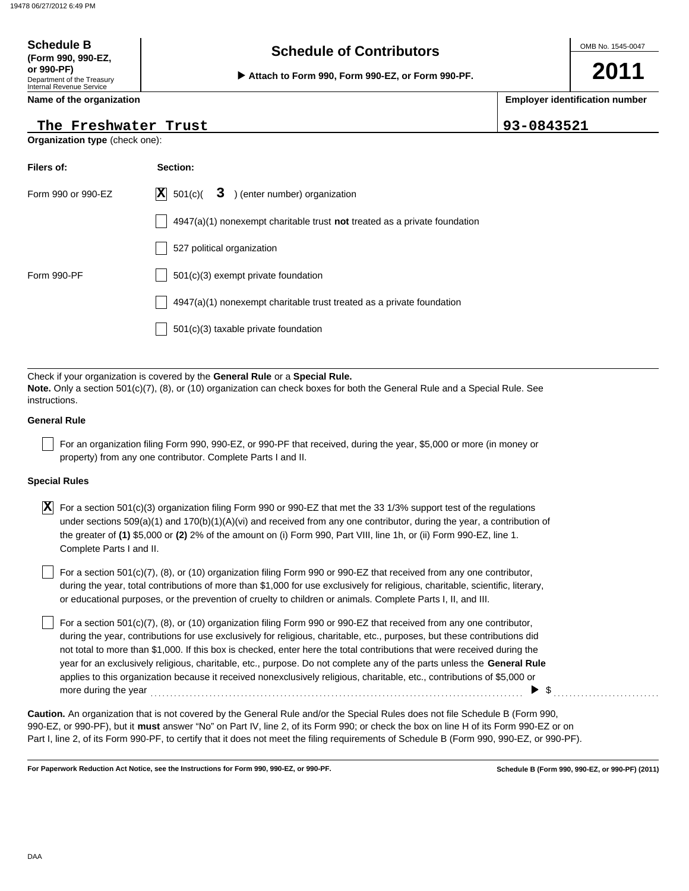**Schedule B**
**(Form 990, 990-EZ, or 990-PF)**
Department of the Treasury
Internal Revenue Service

# Schedule of Contributors

▶ **Attach to Form 990, Form 990-EZ, or Form 990-PF.**

OMB No. 1545-0047

**2011**

**Name of the organization**

The Freshwater Trust

**Employer identification number**

93-0843521

**Organization type** (check one):

| **Filers of:** | **Section:** |
|---|---|
| Form 990 or 990-EZ | [X] 501(c)( 3 ) (enter number) organization |
| | [ ] 4947(a)(1) nonexempt charitable trust **not** treated as a private foundation |
| | [ ] 527 political organization |
| Form 990-PF | [ ] 501(c)(3) exempt private foundation |
| | [ ] 4947(a)(1) nonexempt charitable trust treated as a private foundation |
| | [ ] 501(c)(3) taxable private foundation |

Check if your organization is covered by the **General Rule** or a **Special Rule.**

**Note.** Only a section 501(c)(7), (8), or (10) organization can check boxes for both the General Rule and a Special Rule. See instructions.

**General Rule**

[ ] For an organization filing Form 990, 990-EZ, or 990-PF that received, during the year, $5,000 or more (in money or property) from any one contributor. Complete Parts I and II.

**Special Rules**

[X] For a section 501(c)(3) organization filing Form 990 or 990-EZ that met the 33 1/3% support test of the regulations under sections 509(a)(1) and 170(b)(1)(A)(vi) and received from any one contributor, during the year, a contribution of the greater of **(1)** $5,000 or **(2)** 2% of the amount on (i) Form 990, Part VIII, line 1h, or (ii) Form 990-EZ, line 1. Complete Parts I and II.

[ ] For a section 501(c)(7), (8), or (10) organization filing Form 990 or 990-EZ that received from any one contributor, during the year, total contributions of more than $1,000 for use exclusively for religious, charitable, scientific, literary, or educational purposes, or the prevention of cruelty to children or animals. Complete Parts I, II, and III.

[ ] For a section 501(c)(7), (8), or (10) organization filing Form 990 or 990-EZ that received from any one contributor, during the year, contributions for use exclusively for religious, charitable, etc., purposes, but these contributions did not total to more than $1,000. If this box is checked, enter here the total contributions that were received during the year for an exclusively religious, charitable, etc., purpose. Do not complete any of the parts unless the **General Rule** applies to this organization because it received nonexclusively religious, charitable, etc., contributions of $5,000 or more during the year ▶ $ ..........

**Caution.** An organization that is not covered by the General Rule and/or the Special Rules does not file Schedule B (Form 990, 990-EZ, or 990-PF), but it **must** answer "No" on Part IV, line 2, of its Form 990; or check the box on line H of its Form 990-EZ or on Part I, line 2, of its Form 990-PF, to certify that it does not meet the filing requirements of Schedule B (Form 990, 990-EZ, or 990-PF).

**For Paperwork Reduction Act Notice, see the Instructions for Form 990, 990-EZ, or 990-PF.**

**Schedule B (Form 990, 990-EZ, or 990-PF) (2011)**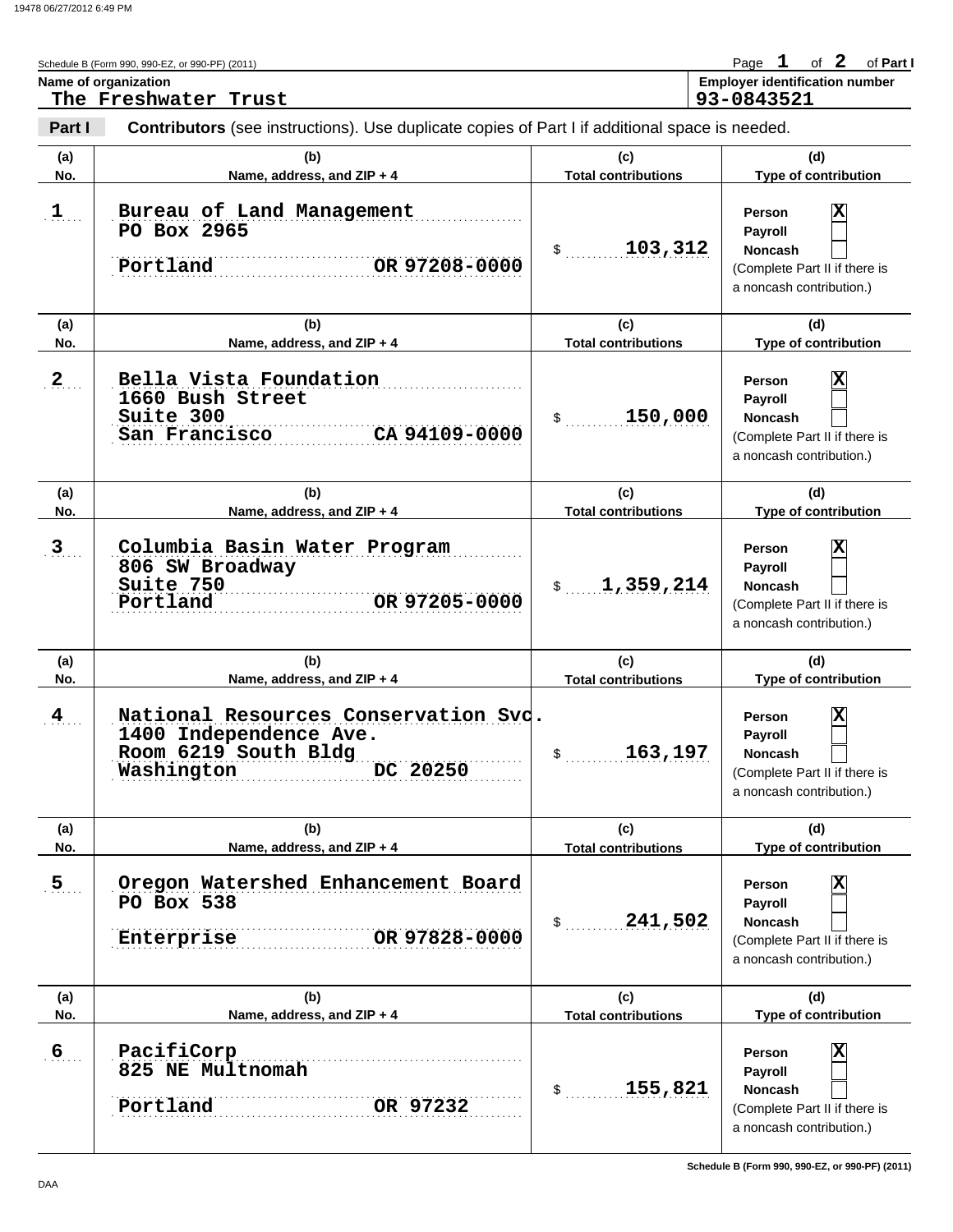Schedule B (Form 990, 990-EZ, or 990-PF) (2011)

Page **1** of **2** of **Part I**

**Name of organization**
The Freshwater Trust

**Employer identification number**
93-0843521

## Part I Contributors (see instructions). Use duplicate copies of Part I if additional space is needed.

| (a) No. | (b) Name, address, and ZIP + 4 | (c) Total contributions | (d) Type of contribution |
|---|---|---|---|
| 1 | Bureau of Land Management<br>PO Box 2965<br>Portland OR 97208-0000 | $ 103,312 | Person [X]<br>Payroll [ ]<br>Noncash [ ]<br>(Complete Part II if there is a noncash contribution.) |
| 2 | Bella Vista Foundation<br>1660 Bush Street<br>Suite 300<br>San Francisco CA 94109-0000 | $ 150,000 | Person [X]<br>Payroll [ ]<br>Noncash [ ]<br>(Complete Part II if there is a noncash contribution.) |
| 3 | Columbia Basin Water Program<br>806 SW Broadway<br>Suite 750<br>Portland OR 97205-0000 | $ 1,359,214 | Person [X]<br>Payroll [ ]<br>Noncash [ ]<br>(Complete Part II if there is a noncash contribution.) |
| 4 | National Resources Conservation Svc.<br>1400 Independence Ave.<br>Room 6219 South Bldg<br>Washington DC 20250 | $ 163,197 | Person [X]<br>Payroll [ ]<br>Noncash [ ]<br>(Complete Part II if there is a noncash contribution.) |
| 5 | Oregon Watershed Enhancement Board<br>PO Box 538<br>Enterprise OR 97828-0000 | $ 241,502 | Person [X]<br>Payroll [ ]<br>Noncash [ ]<br>(Complete Part II if there is a noncash contribution.) |
| 6 | PacifiCorp<br>825 NE Multnomah<br>Portland OR 97232 | $ 155,821 | Person [X]<br>Payroll [ ]<br>Noncash [ ]<br>(Complete Part II if there is a noncash contribution.) |

Schedule B (Form 990, 990-EZ, or 990-PF) (2011)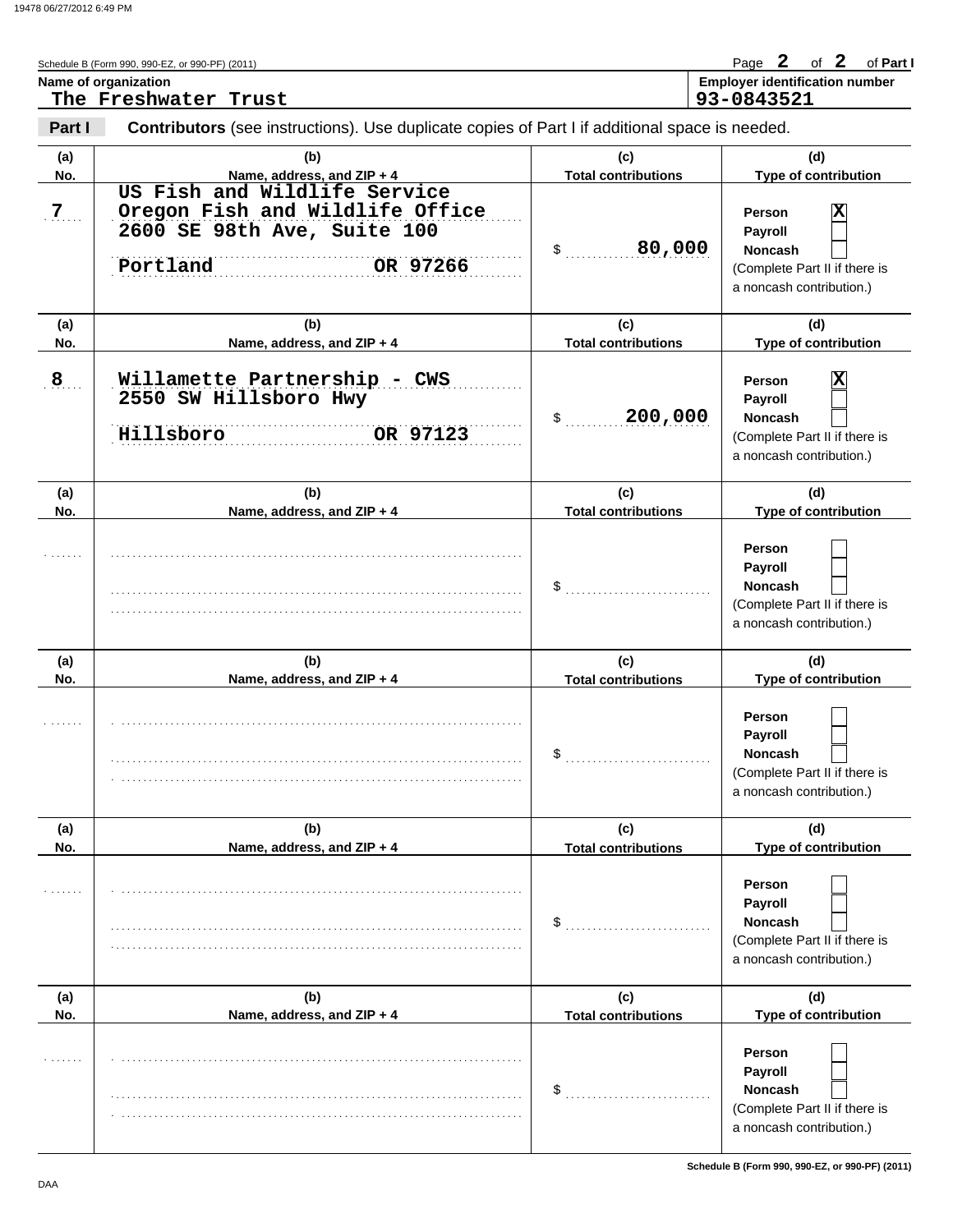Schedule B (Form 990, 990-EZ, or 990-PF) (2011)

**Name of organization**
The Freshwater Trust

**Employer identification number**
93-0843521

**Part I** **Contributors** (see instructions). Use duplicate copies of Part I if additional space is needed.

| (a) No. | (b) Name, address, and ZIP + 4 | (c) Total contributions | (d) Type of contribution |
|---|---|---|---|
| 7 | US Fish and Wildlife Service<br>Oregon Fish and Wildlife Office<br>2600 SE 98th Ave, Suite 100<br>Portland OR 97266 | $ 80,000 | Person [X]<br>Payroll [ ]<br>Noncash [ ]<br>(Complete Part II if there is a noncash contribution.) |
| 8 | Willamette Partnership - CWS<br>2550 SW Hillsboro Hwy<br>Hillsboro OR 97123 | $ 200,000 | Person [X]<br>Payroll [ ]<br>Noncash [ ]<br>(Complete Part II if there is a noncash contribution.) |
| | | $ | Person [ ]<br>Payroll [ ]<br>Noncash [ ]<br>(Complete Part II if there is a noncash contribution.) |
| | | $ | Person [ ]<br>Payroll [ ]<br>Noncash [ ]<br>(Complete Part II if there is a noncash contribution.) |
| | | $ | Person [ ]<br>Payroll [ ]<br>Noncash [ ]<br>(Complete Part II if there is a noncash contribution.) |
| | | $ | Person [ ]<br>Payroll [ ]<br>Noncash [ ]<br>(Complete Part II if there is a noncash contribution.) |

Schedule B (Form 990, 990-EZ, or 990-PF) (2011)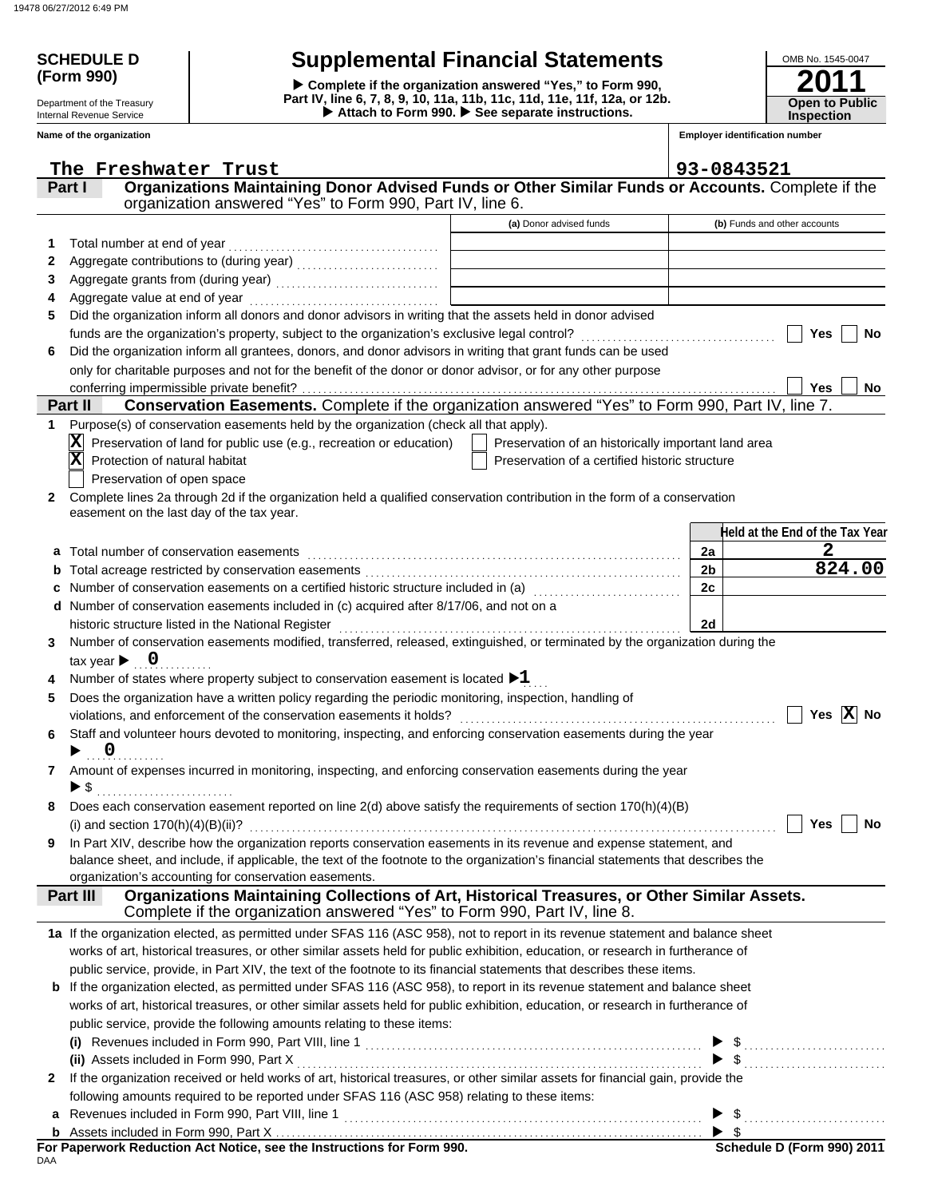**SCHEDULE D (Form 990)**

Department of the Treasury
Internal Revenue Service

# Supplemental Financial Statements

▶ Complete if the organization answered "Yes," to Form 990, Part IV, line 6, 7, 8, 9, 10, 11a, 11b, 11c, 11d, 11e, 11f, 12a, or 12b.
▶ Attach to Form 990. ▶ See separate instructions.

OMB No. 1545-0047

**2011**

**Open to Public Inspection**

Name of the organization: The Freshwater Trust

Employer identification number: 93-0843521

**Part I — Organizations Maintaining Donor Advised Funds or Other Similar Funds or Accounts.** Complete if the organization answered "Yes" to Form 990, Part IV, line 6.

| | | (a) Donor advised funds | (b) Funds and other accounts |
|---|---|---|---|
| 1 | Total number at end of year | | |
| 2 | Aggregate contributions to (during year) | | |
| 3 | Aggregate grants from (during year) | | |
| 4 | Aggregate value at end of year | | |

5 Did the organization inform all donors and donor advisors in writing that the assets held in donor advised funds are the organization's property, subject to the organization's exclusive legal control? ☐ Yes ☐ No

6 Did the organization inform all grantees, donors, and donor advisors in writing that grant funds can be used only for charitable purposes and not for the benefit of the donor or donor advisor, or for any other purpose conferring impermissible private benefit? ☐ Yes ☐ No

**Part II — Conservation Easements.** Complete if the organization answered "Yes" to Form 990, Part IV, line 7.

1 Purpose(s) of conservation easements held by the organization (check all that apply).

- [X] Preservation of land for public use (e.g., recreation or education)
- [X] Protection of natural habitat
- [ ] Preservation of open space
- [ ] Preservation of an historically important land area
- [ ] Preservation of a certified historic structure

2 Complete lines 2a through 2d if the organization held a qualified conservation contribution in the form of a conservation easement on the last day of the tax year.

| | | | Held at the End of the Tax Year |
|---|---|---|---|
| a | Total number of conservation easements | 2a | 2 |
| b | Total acreage restricted by conservation easements | 2b | 824.00 |
| c | Number of conservation easements on a certified historic structure included in (a) | 2c | |
| d | Number of conservation easements included in (c) acquired after 8/17/06, and not on a historic structure listed in the National Register | 2d | |

3 Number of conservation easements modified, transferred, released, extinguished, or terminated by the organization during the tax year ▶ 0

4 Number of states where property subject to conservation easement is located ▶ 1

5 Does the organization have a written policy regarding the periodic monitoring, inspection, handling of violations, and enforcement of the conservation easements it holds? ☐ Yes [X] No

6 Staff and volunteer hours devoted to monitoring, inspecting, and enforcing conservation easements during the year ▶ 0

7 Amount of expenses incurred in monitoring, inspecting, and enforcing conservation easements during the year ▶ $

8 Does each conservation easement reported on line 2(d) above satisfy the requirements of section 170(h)(4)(B)(i) and section 170(h)(4)(B)(ii)? ☐ Yes ☐ No

9 In Part XIV, describe how the organization reports conservation easements in its revenue and expense statement, and balance sheet, and include, if applicable, the text of the footnote to the organization's financial statements that describes the organization's accounting for conservation easements.

**Part III — Organizations Maintaining Collections of Art, Historical Treasures, or Other Similar Assets.** Complete if the organization answered "Yes" to Form 990, Part IV, line 8.

1a If the organization elected, as permitted under SFAS 116 (ASC 958), not to report in its revenue statement and balance sheet works of art, historical treasures, or other similar assets held for public exhibition, education, or research in furtherance of public service, provide, in Part XIV, the text of the footnote to its financial statements that describes these items.

b If the organization elected, as permitted under SFAS 116 (ASC 958), to report in its revenue statement and balance sheet works of art, historical treasures, or other similar assets held for public exhibition, education, or research in furtherance of public service, provide the following amounts relating to these items:

(i) Revenues included in Form 990, Part VIII, line 1 ▶ $

(ii) Assets included in Form 990, Part X ▶ $

2 If the organization received or held works of art, historical treasures, or other similar assets for financial gain, provide the following amounts required to be reported under SFAS 116 (ASC 958) relating to these items:

a Revenues included in Form 990, Part VIII, line 1 ▶ $

b Assets included in Form 990, Part X ▶ $

For Paperwork Reduction Act Notice, see the Instructions for Form 990. — Schedule D (Form 990) 2011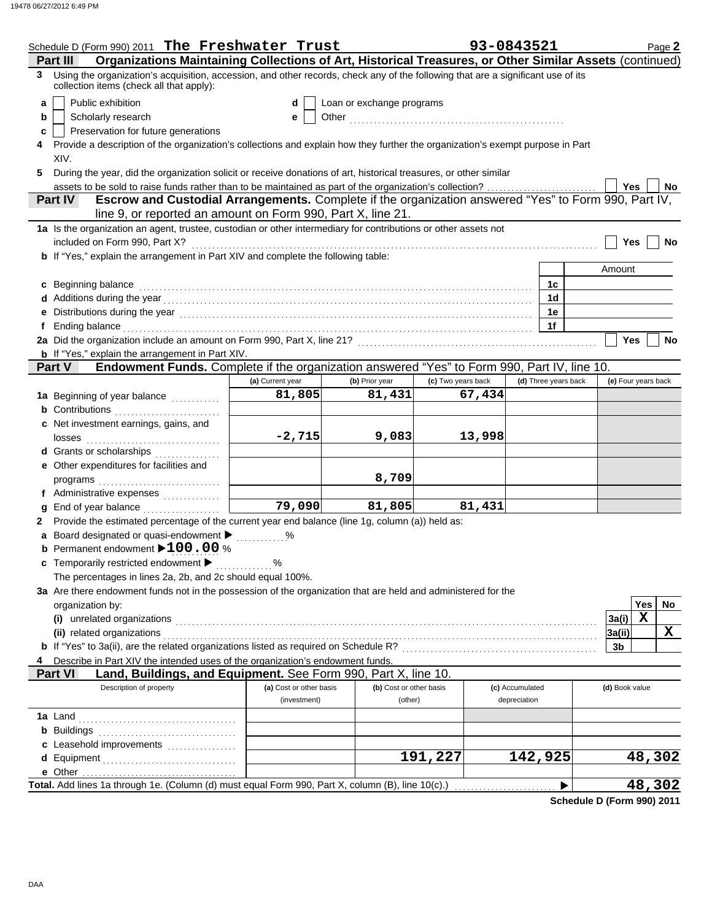Schedule D (Form 990) 2011 **The Freshwater Trust** **93-0843521** Page **2**

**Part III** **Organizations Maintaining Collections of Art, Historical Treasures, or Other Similar Assets** (continued)

**3** Using the organization's acquisition, accession, and other records, check any of the following that are a significant use of its collection items (check all that apply):

- **a** ☐ Public exhibition
- **b** ☐ Scholarly research
- **c** ☐ Preservation for future generations
- **d** ☐ Loan or exchange programs
- **e** ☐ Other

**4** Provide a description of the organization's collections and explain how they further the organization's exempt purpose in Part XIV.

**5** During the year, did the organization solicit or receive donations of art, historical treasures, or other similar assets to be sold to raise funds rather than to be maintained as part of the organization's collection? ☐ Yes ☐ No

**Part IV** **Escrow and Custodial Arrangements.** Complete if the organization answered "Yes" to Form 990, Part IV, line 9, or reported an amount on Form 990, Part X, line 21.

**1a** Is the organization an agent, trustee, custodian or other intermediary for contributions or other assets not included on Form 990, Part X? ☐ Yes ☐ No

**b** If "Yes," explain the arrangement in Part XIV and complete the following table:

| | | Amount |
|---|---|---|
| **c** Beginning balance | 1c | |
| **d** Additions during the year | 1d | |
| **e** Distributions during the year | 1e | |
| **f** Ending balance | 1f | |

**2a** Did the organization include an amount on Form 990, Part X, line 21? ☐ Yes ☐ No

**b** If "Yes," explain the arrangement in Part XIV.

**Part V** **Endowment Funds.** Complete if the organization answered "Yes" to Form 990, Part IV, line 10.

| | (a) Current year | (b) Prior year | (c) Two years back | (d) Three years back | (e) Four years back |
|---|---|---|---|---|---|
| **1a** Beginning of year balance | 81,805 | 81,431 | 67,434 | | |
| **b** Contributions | | | | | |
| **c** Net investment earnings, gains, and losses | -2,715 | 9,083 | 13,998 | | |
| **d** Grants or scholarships | | | | | |
| **e** Other expenditures for facilities and programs | | 8,709 | | | |
| **f** Administrative expenses | | | | | |
| **g** End of year balance | 79,090 | 81,805 | 81,431 | | |

**2** Provide the estimated percentage of the current year end balance (line 1g, column (a)) held as:

- **a** Board designated or quasi-endowment ▶ %
- **b** Permanent endowment ▶ **100.00** %
- **c** Temporarily restricted endowment ▶ %

The percentages in lines 2a, 2b, and 2c should equal 100%.

**3a** Are there endowment funds not in the possession of the organization that are held and administered for the organization by:

| | | Yes | No |
|---|---|---|---|
| **(i)** unrelated organizations | 3a(i) | X | |
| **(ii)** related organizations | 3a(ii) | | X |
| **b** If "Yes" to 3a(ii), are the related organizations listed as required on Schedule R? | 3b | | |

**4** Describe in Part XIV the intended uses of the organization's endowment funds.

**Part VI** **Land, Buildings, and Equipment.** See Form 990, Part X, line 10.

| Description of property | (a) Cost or other basis (investment) | (b) Cost or other basis (other) | (c) Accumulated depreciation | (d) Book value |
|---|---|---|---|---|
| **1a** Land | | | | |
| **b** Buildings | | | | |
| **c** Leasehold improvements | | | | |
| **d** Equipment | | 191,227 | 142,925 | 48,302 |
| **e** Other | | | | |
| **Total.** Add lines 1a through 1e. (Column (d) must equal Form 990, Part X, column (B), line 10(c).) ▶ | | | | 48,302 |

**Schedule D (Form 990) 2011**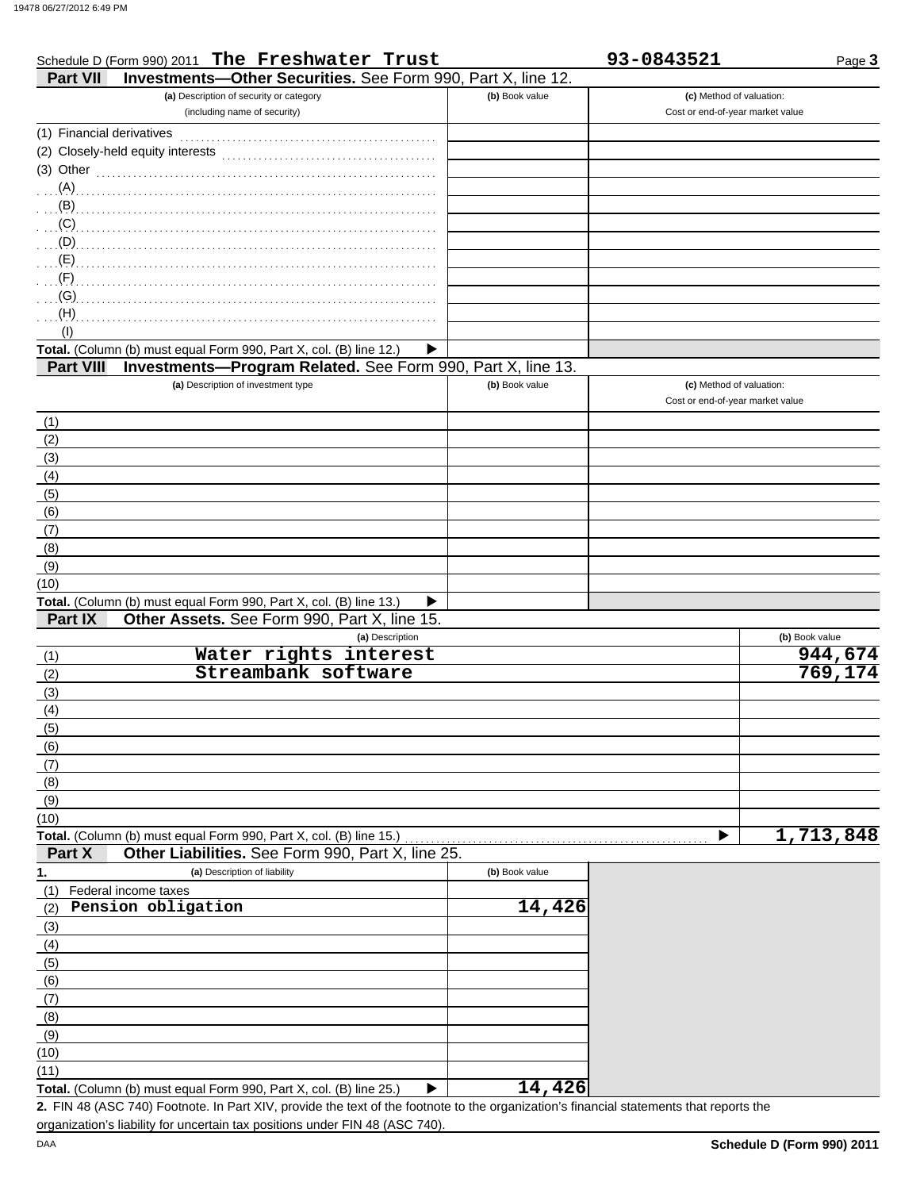Schedule D (Form 990) 2011 **The Freshwater Trust** **93-0843521**

## Part VII Investments—Other Securities. See Form 990, Part X, line 12.

| (a) Description of security or category (including name of security) | (b) Book value | (c) Method of valuation: Cost or end-of-year market value |
|---|---|---|
| (1) Financial derivatives | | |
| (2) Closely-held equity interests | | |
| (3) Other | | |
| (A) | | |
| (B) | | |
| (C) | | |
| (D) | | |
| (E) | | |
| (F) | | |
| (G) | | |
| (H) | | |
| (I) | | |
| **Total.** (Column (b) must equal Form 990, Part X, col. (B) line 12.) ▶ | | |

## Part VIII Investments—Program Related. See Form 990, Part X, line 13.

| (a) Description of investment type | (b) Book value | (c) Method of valuation: Cost or end-of-year market value |
|---|---|---|
| (1) | | |
| (2) | | |
| (3) | | |
| (4) | | |
| (5) | | |
| (6) | | |
| (7) | | |
| (8) | | |
| (9) | | |
| (10) | | |
| **Total.** (Column (b) must equal Form 990, Part X, col. (B) line 13.) ▶ | | |

## Part IX Other Assets. See Form 990, Part X, line 15.

| (a) Description | (b) Book value |
|---|---|
| (1) Water rights interest | 944,674 |
| (2) Streambank software | 769,174 |
| (3) | |
| (4) | |
| (5) | |
| (6) | |
| (7) | |
| (8) | |
| (9) | |
| (10) | |
| **Total.** (Column (b) must equal Form 990, Part X, col. (B) line 15.) ▶ | 1,713,848 |

## Part X Other Liabilities. See Form 990, Part X, line 25.

| 1. (a) Description of liability | (b) Book value |
|---|---|
| (1) Federal income taxes | |
| (2) Pension obligation | 14,426 |
| (3) | |
| (4) | |
| (5) | |
| (6) | |
| (7) | |
| (8) | |
| (9) | |
| (10) | |
| (11) | |
| **Total.** (Column (b) must equal Form 990, Part X, col. (B) line 25.) ▶ | 14,426 |

**2.** FIN 48 (ASC 740) Footnote. In Part XIV, provide the text of the footnote to the organization's financial statements that reports the organization's liability for uncertain tax positions under FIN 48 (ASC 740).

DAA **Schedule D (Form 990) 2011**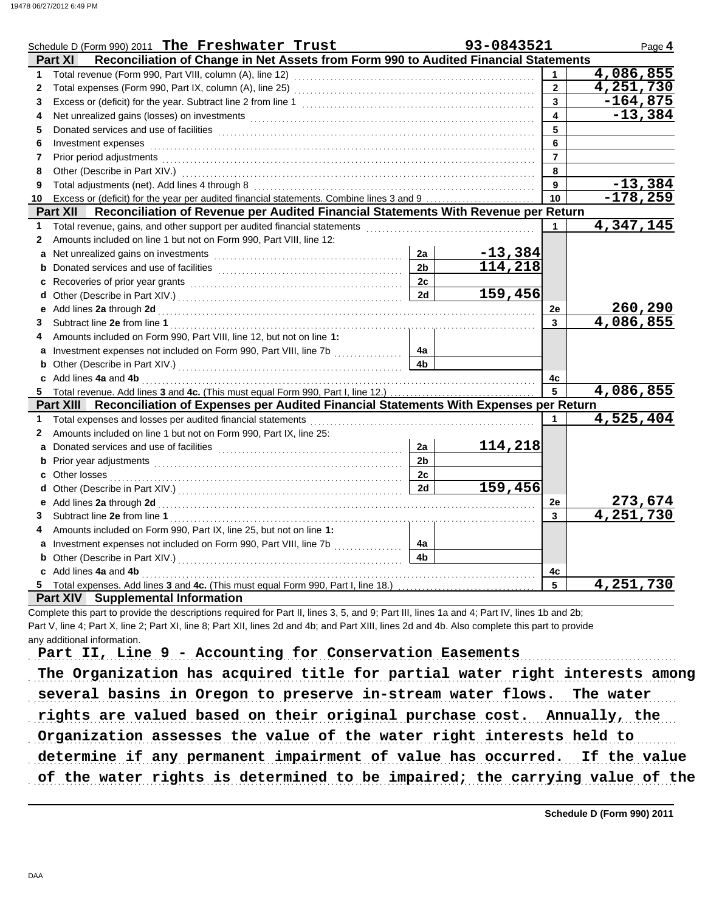Schedule D (Form 990) 2011 **The Freshwater Trust** **93-0843521** Page **4**

## Part XI Reconciliation of Change in Net Assets from Form 990 to Audited Financial Statements

| | | | |
|---|---|---|---|
| 1 | Total revenue (Form 990, Part VIII, column (A), line 12) | 1 | 4,086,855 |
| 2 | Total expenses (Form 990, Part IX, column (A), line 25) | 2 | 4,251,730 |
| 3 | Excess or (deficit) for the year. Subtract line 2 from line 1 | 3 | -164,875 |
| 4 | Net unrealized gains (losses) on investments | 4 | -13,384 |
| 5 | Donated services and use of facilities | 5 | |
| 6 | Investment expenses | 6 | |
| 7 | Prior period adjustments | 7 | |
| 8 | Other (Describe in Part XIV.) | 8 | |
| 9 | Total adjustments (net). Add lines 4 through 8 | 9 | -13,384 |
| 10 | Excess or (deficit) for the year per audited financial statements. Combine lines 3 and 9 | 10 | -178,259 |

## Part XII Reconciliation of Revenue per Audited Financial Statements With Revenue per Return

| | | | | | |
|---|---|---|---|---|---|
| 1 | Total revenue, gains, and other support per audited financial statements | | | 1 | 4,347,145 |
| 2 | Amounts included on line 1 but not on Form 990, Part VIII, line 12: | | | | |
| a | Net unrealized gains on investments | 2a | -13,384 | | |
| b | Donated services and use of facilities | 2b | 114,218 | | |
| c | Recoveries of prior year grants | 2c | | | |
| d | Other (Describe in Part XIV.) | 2d | 159,456 | | |
| e | Add lines **2a** through **2d** | | | 2e | 260,290 |
| 3 | Subtract line **2e** from line **1** | | | 3 | 4,086,855 |
| 4 | Amounts included on Form 990, Part VIII, line 12, but not on line **1**: | | | | |
| a | Investment expenses not included on Form 990, Part VIII, line 7b | 4a | | | |
| b | Other (Describe in Part XIV.) | 4b | | | |
| c | Add lines **4a** and **4b** | | | 4c | |
| 5 | Total revenue. Add lines **3** and **4c.** (This must equal Form 990, Part I, line 12.) | | | 5 | 4,086,855 |

## Part XIII Reconciliation of Expenses per Audited Financial Statements With Expenses per Return

| | | | | | |
|---|---|---|---|---|---|
| 1 | Total expenses and losses per audited financial statements | | | 1 | 4,525,404 |
| 2 | Amounts included on line 1 but not on Form 990, Part IX, line 25: | | | | |
| a | Donated services and use of facilities | 2a | 114,218 | | |
| b | Prior year adjustments | 2b | | | |
| c | Other losses | 2c | | | |
| d | Other (Describe in Part XIV.) | 2d | 159,456 | | |
| e | Add lines **2a** through **2d** | | | 2e | 273,674 |
| 3 | Subtract line **2e** from line **1** | | | 3 | 4,251,730 |
| 4 | Amounts included on Form 990, Part IX, line 25, but not on line **1**: | | | | |
| a | Investment expenses not included on Form 990, Part VIII, line 7b | 4a | | | |
| b | Other (Describe in Part XIV.) | 4b | | | |
| c | Add lines **4a** and **4b** | | | 4c | |
| 5 | Total expenses. Add lines **3** and **4c.** (This must equal Form 990, Part I, line 18.) | | | 5 | 4,251,730 |

## Part XIV Supplemental Information

Complete this part to provide the descriptions required for Part II, lines 3, 5, and 9; Part III, lines 1a and 4; Part IV, lines 1b and 2b; Part V, line 4; Part X, line 2; Part XI, line 8; Part XII, lines 2d and 4b; and Part XIII, lines 2d and 4b. Also complete this part to provide any additional information.

Part II, Line 9 - Accounting for Conservation Easements

The Organization has acquired title for partial water right interests among several basins in Oregon to preserve in-stream water flows. The water rights are valued based on their original purchase cost. Annually, the Organization assesses the value of the water right interests held to determine if any permanent impairment of value has occurred. If the value of the water rights is determined to be impaired; the carrying value of the

Schedule D (Form 990) 2011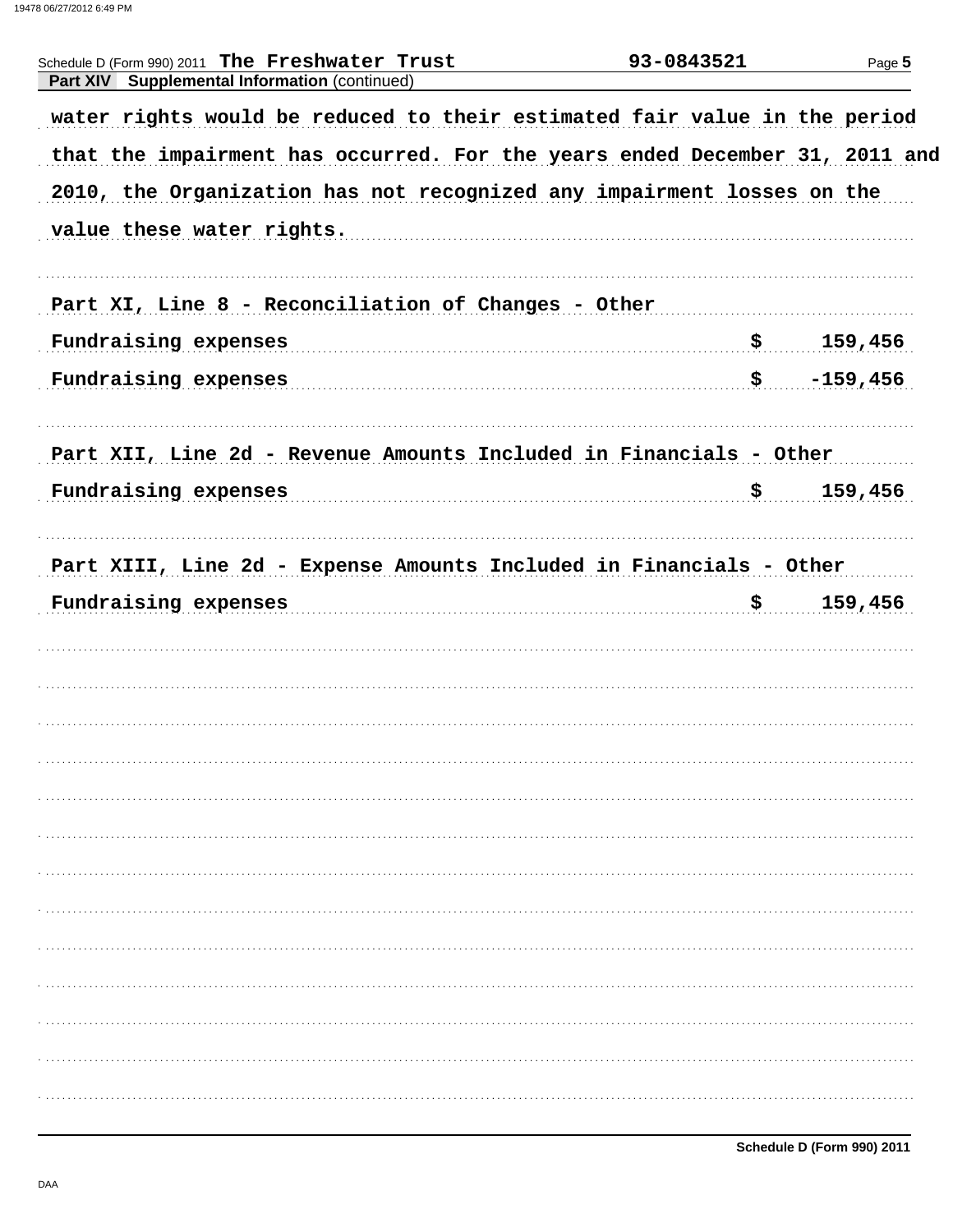Schedule D (Form 990) 2011 The Freshwater Trust 93-0843521

**Part XIV Supplemental Information** (continued)

water rights would be reduced to their estimated fair value in the period that the impairment has occurred. For the years ended December 31, 2011 and 2010, the Organization has not recognized any impairment losses on the value these water rights.

Part XI, Line 8 - Reconciliation of Changes - Other

| | | |
|---|---|---|
| Fundraising expenses | $ | 159,456 |
| Fundraising expenses | $ | -159,456 |

Part XII, Line 2d - Revenue Amounts Included in Financials - Other

| | | |
|---|---|---|
| Fundraising expenses | $ | 159,456 |

Part XIII, Line 2d - Expense Amounts Included in Financials - Other

| | | |
|---|---|---|
| Fundraising expenses | $ | 159,456 |

Schedule D (Form 990) 2011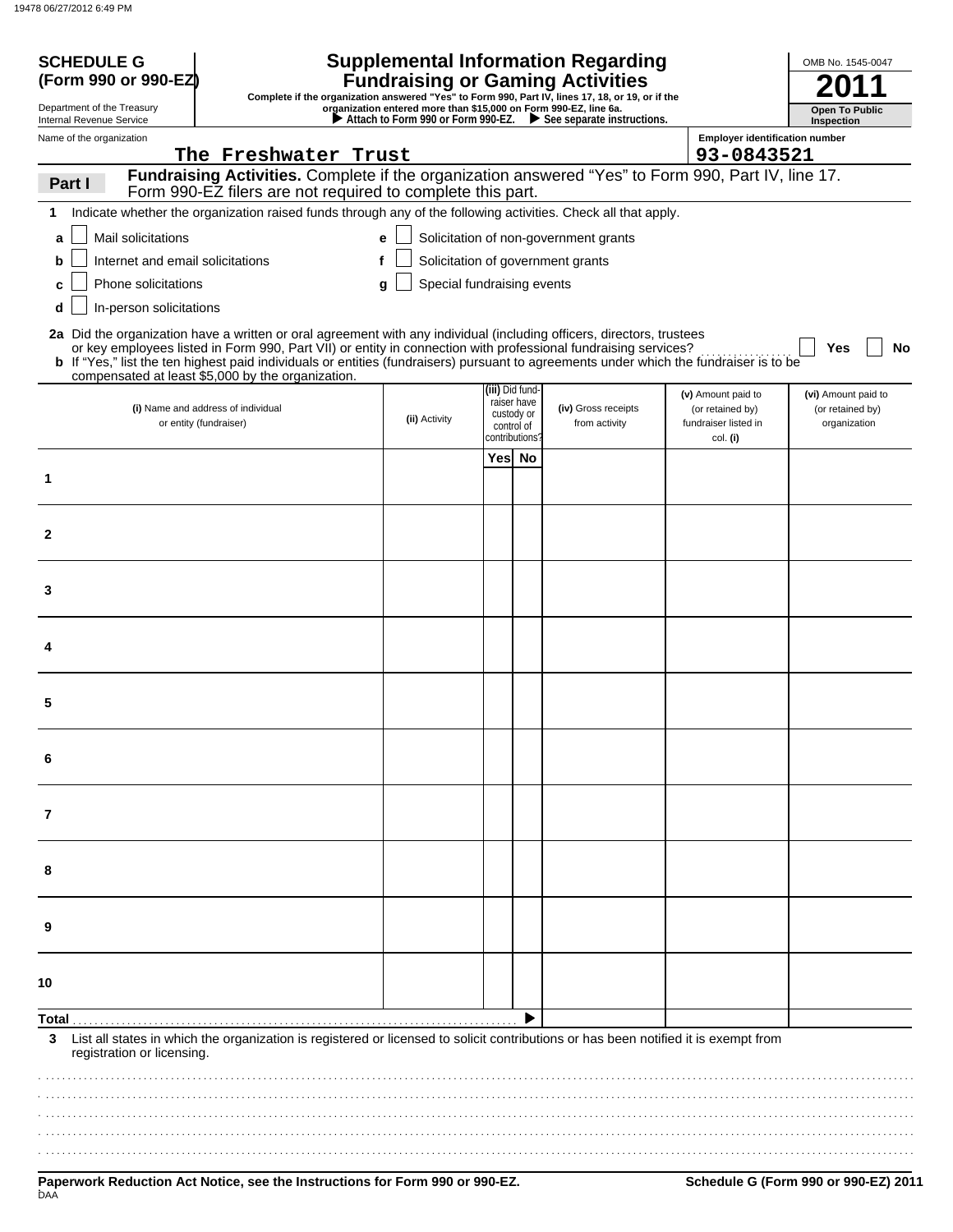**SCHEDULE G (Form 990 or 990-EZ)**

Department of the Treasury
Internal Revenue Service

# Supplemental Information Regarding Fundraising or Gaming Activities

**Complete if the organization answered "Yes" to Form 990, Part IV, lines 17, 18, or 19, or if the organization entered more than $15,000 on Form 990-EZ, line 6a.**
**▶ Attach to Form 990 or Form 990-EZ. ▶ See separate instructions.**

OMB No. 1545-0047

**2011**

**Open To Public Inspection**

Name of the organization: The Freshwater Trust

Employer identification number: 93-0843521

**Part I** **Fundraising Activities.** Complete if the organization answered "Yes" to Form 990, Part IV, line 17. Form 990-EZ filers are not required to complete this part.

**1** Indicate whether the organization raised funds through any of the following activities. Check all that apply.

- **a** ☐ Mail solicitations
- **b** ☐ Internet and email solicitations
- **c** ☐ Phone solicitations
- **d** ☐ In-person solicitations
- **e** ☐ Solicitation of non-government grants
- **f** ☐ Solicitation of government grants
- **g** ☐ Special fundraising events

**2a** Did the organization have a written or oral agreement with any individual (including officers, directors, trustees or key employees listed in Form 990, Part VII) or entity in connection with professional fundraising services? ☐ **Yes** ☐ **No**

**b** If "Yes," list the ten highest paid individuals or entities (fundraisers) pursuant to agreements under which the fundraiser is to be compensated at least $5,000 by the organization.

| | (i) Name and address of individual or entity (fundraiser) | (ii) Activity | (iii) Did fundraiser have custody or control of contributions? Yes | No | (iv) Gross receipts from activity | (v) Amount paid to (or retained by) fundraiser listed in col. (i) | (vi) Amount paid to (or retained by) organization |
|---|---|---|---|---|---|---|---|
| 1 | | | | | | | |
| 2 | | | | | | | |
| 3 | | | | | | | |
| 4 | | | | | | | |
| 5 | | | | | | | |
| 6 | | | | | | | |
| 7 | | | | | | | |
| 8 | | | | | | | |
| 9 | | | | | | | |
| 10 | | | | | | | |
| **Total** ▶ | | | | | | | |

**3** List all states in which the organization is registered or licensed to solicit contributions or has been notified it is exempt from registration or licensing.

**Paperwork Reduction Act Notice, see the Instructions for Form 990 or 990-EZ.** **Schedule G (Form 990 or 990-EZ) 2011**

DAA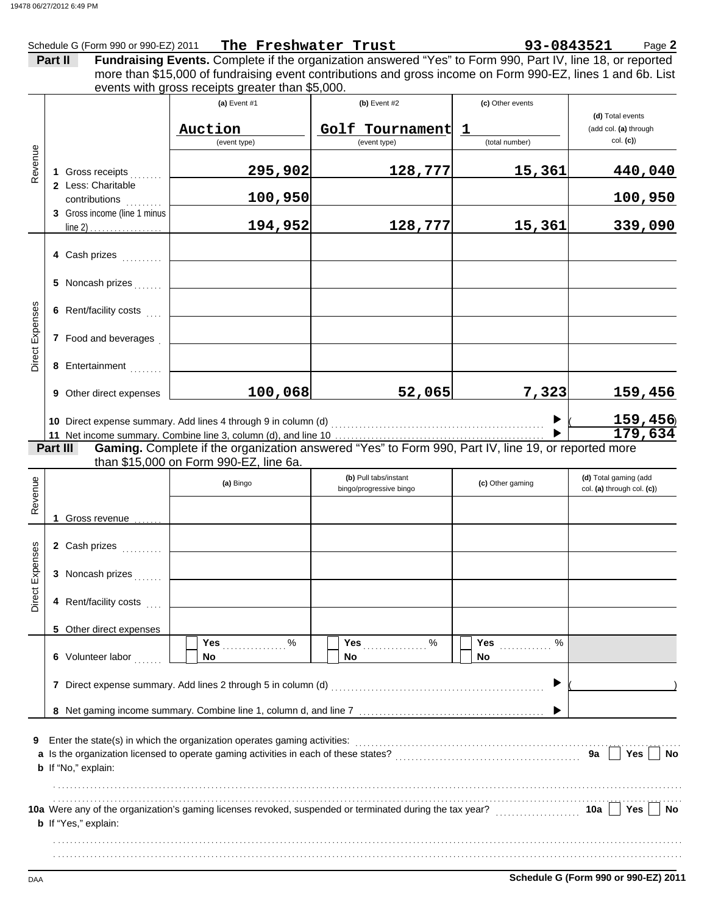Schedule G (Form 990 or 990-EZ) 2011 **The Freshwater Trust** **93-0843521** Page **2**

**Part II** **Fundraising Events.** Complete if the organization answered "Yes" to Form 990, Part IV, line 18, or reported more than $15,000 of fundraising event contributions and gross income on Form 990-EZ, lines 1 and 6b. List events with gross receipts greater than $5,000.

| | | (a) Event #1 | (b) Event #2 | (c) Other events | (d) Total events (add col. (a) through col. (c)) |
|---|---|---|---|---|---|
| | | Auction (event type) | Golf Tournament (event type) | 1 (total number) | |
| Revenue | 1 Gross receipts | 295,902 | 128,777 | 15,361 | 440,040 |
| | 2 Less: Charitable contributions | 100,950 | | | 100,950 |
| | 3 Gross income (line 1 minus line 2) | 194,952 | 128,777 | 15,361 | 339,090 |
| Direct Expenses | 4 Cash prizes | | | | |
| | 5 Noncash prizes | | | | |
| | 6 Rent/facility costs | | | | |
| | 7 Food and beverages | | | | |
| | 8 Entertainment | | | | |
| | 9 Other direct expenses | 100,068 | 52,065 | 7,323 | 159,456 |

10 Direct expense summary. Add lines 4 through 9 in column (d) ▶ ( 159,456 )

11 Net income summary. Combine line 3, column (d), and line 10 ▶ 179,634

**Part III** **Gaming.** Complete if the organization answered "Yes" to Form 990, Part IV, line 19, or reported more than $15,000 on Form 990-EZ, line 6a.

| | | (a) Bingo | (b) Pull tabs/instant bingo/progressive bingo | (c) Other gaming | (d) Total gaming (add col. (a) through col. (c)) |
|---|---|---|---|---|---|
| Revenue | 1 Gross revenue | | | | |
| Direct Expenses | 2 Cash prizes | | | | |
| | 3 Noncash prizes | | | | |
| | 4 Rent/facility costs | | | | |
| | 5 Other direct expenses | | | | |
| | 6 Volunteer labor | Yes ____ % No | Yes ____ % No | Yes ____ % No | |

7 Direct expense summary. Add lines 2 through 5 in column (d) ▶ ( )

8 Net gaming income summary. Combine line 1, column d, and line 7 ▶

9 Enter the state(s) in which the organization operates gaming activities:

a Is the organization licensed to operate gaming activities in each of these states? **9a** Yes No

b If "No," explain:

10a Were any of the organization's gaming licenses revoked, suspended or terminated during the tax year? **10a** Yes No

b If "Yes," explain:

**Schedule G (Form 990 or 990-EZ) 2011**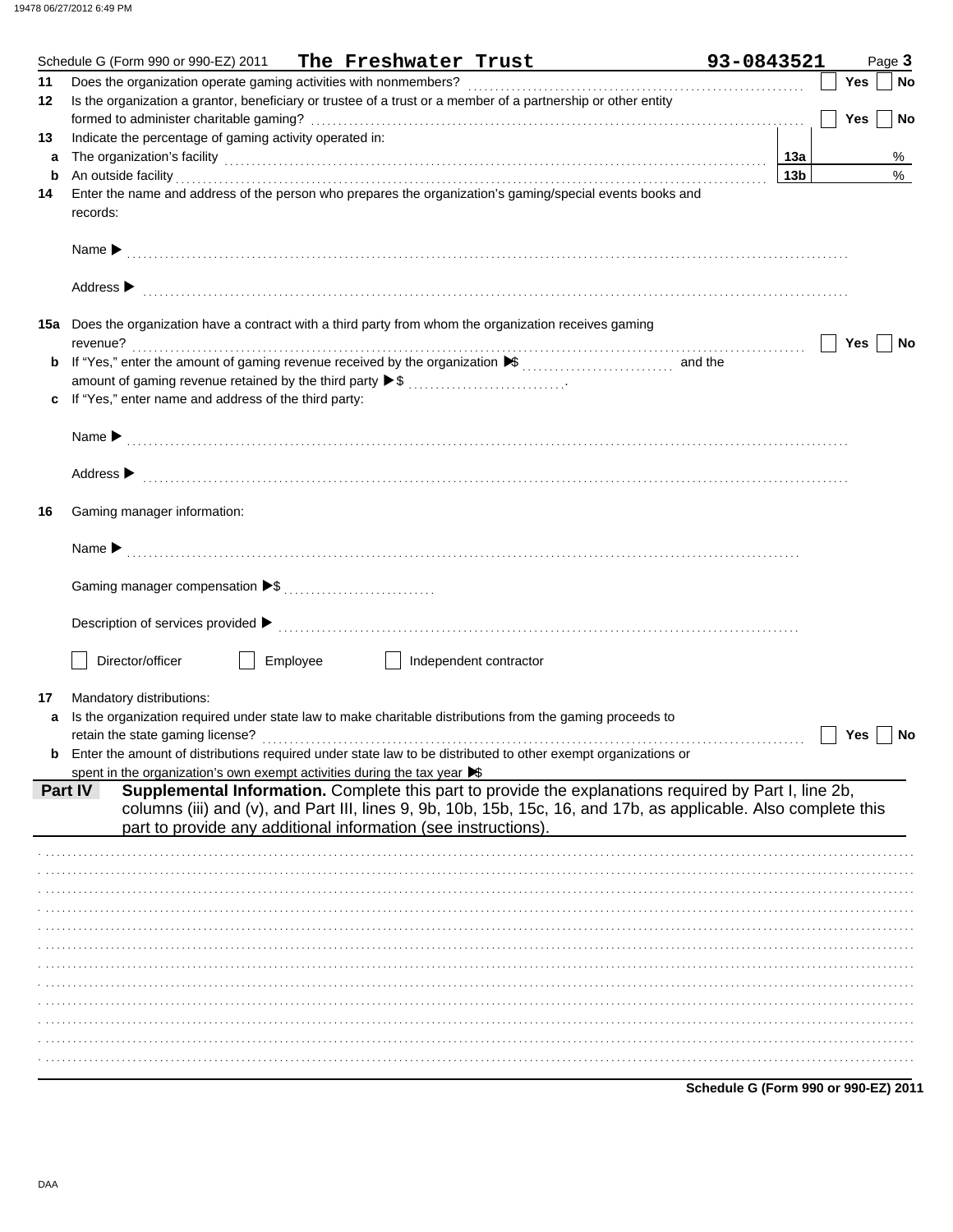Schedule G (Form 990 or 990-EZ) 2011 **The Freshwater Trust** **93-0843521** Page **3**

**11** Does the organization operate gaming activities with nonmembers? ☐ Yes ☐ No

**12** Is the organization a grantor, beneficiary or trustee of a trust or a member of a partnership or other entity formed to administer charitable gaming? ☐ Yes ☐ No

**13** Indicate the percentage of gaming activity operated in:

**a** The organization's facility **13a** %

**b** An outside facility **13b** %

**14** Enter the name and address of the person who prepares the organization's gaming/special events books and records:

Name ▶

Address ▶

**15a** Does the organization have a contract with a third party from whom the organization receives gaming revenue? ☐ Yes ☐ No

**b** If "Yes," enter the amount of gaming revenue received by the organization ▶$ ........ and the amount of gaming revenue retained by the third party ▶$ ........

**c** If "Yes," enter name and address of the third party:

Name ▶

Address ▶

**16** Gaming manager information:

Name ▶

Gaming manager compensation ▶$

Description of services provided ▶

☐ Director/officer ☐ Employee ☐ Independent contractor

**17** Mandatory distributions:

**a** Is the organization required under state law to make charitable distributions from the gaming proceeds to retain the state gaming license? ☐ Yes ☐ No

**b** Enter the amount of distributions required under state law to be distributed to other exempt organizations or spent in the organization's own exempt activities during the tax year ▶$

**Part IV** **Supplemental Information.** Complete this part to provide the explanations required by Part I, line 2b, columns (iii) and (v), and Part III, lines 9, 9b, 10b, 15b, 15c, 16, and 17b, as applicable. Also complete this part to provide any additional information (see instructions).

**Schedule G (Form 990 or 990-EZ) 2011**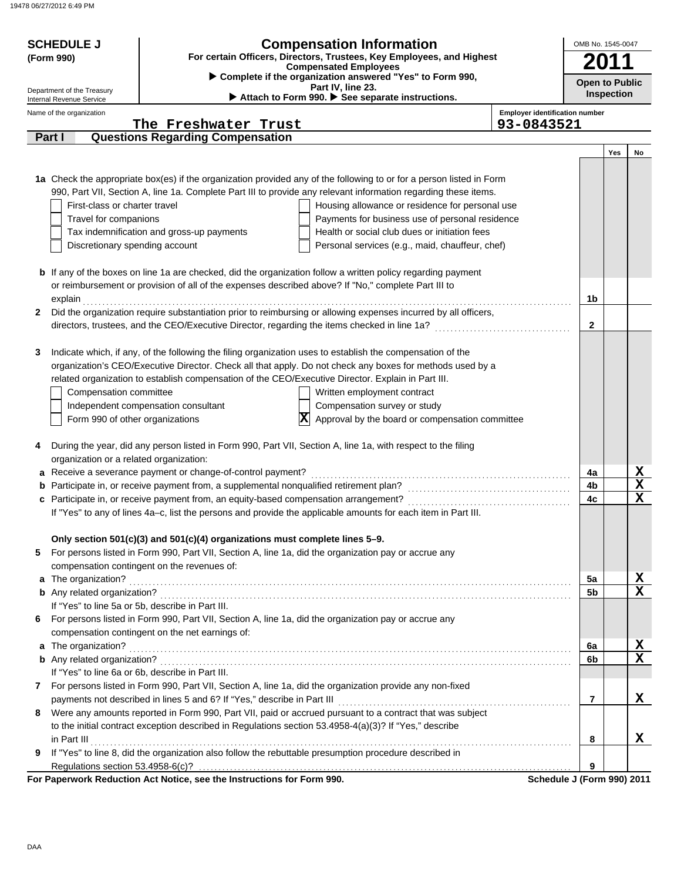# SCHEDULE J (Form 990)

Department of the Treasury
Internal Revenue Service

## Compensation Information

**For certain Officers, Directors, Trustees, Key Employees, and Highest Compensated Employees**

▶ Complete if the organization answered "Yes" to Form 990, Part IV, line 23.

▶ Attach to Form 990. ▶ See separate instructions.

OMB No. 1545-0047

**2011**

**Open to Public Inspection**

Name of the organization: The Freshwater Trust

Employer identification number: 93-0843521

### Part I — Questions Regarding Compensation

| | | | Yes | No |
|---|---|---|---|---|
| **1a** | Check the appropriate box(es) if the organization provided any of the following to or for a person listed in Form 990, Part VII, Section A, line 1a. Complete Part III to provide any relevant information regarding these items.<br>☐ First-class or charter travel ☐ Housing allowance or residence for personal use<br>☐ Travel for companions ☐ Payments for business use of personal residence<br>☐ Tax indemnification and gross-up payments ☐ Health or social club dues or initiation fees<br>☐ Discretionary spending account ☐ Personal services (e.g., maid, chauffeur, chef) | | | |
| **b** | If any of the boxes on line 1a are checked, did the organization follow a written policy regarding payment or reimbursement or provision of all of the expenses described above? If "No," complete Part III to explain | 1b | | |
| **2** | Did the organization require substantiation prior to reimbursing or allowing expenses incurred by all officers, directors, trustees, and the CEO/Executive Director, regarding the items checked in line 1a? | 2 | | |
| **3** | Indicate which, if any, of the following the filing organization uses to establish the compensation of the organization's CEO/Executive Director. Check all that apply. Do not check any boxes for methods used by a related organization to establish compensation of the CEO/Executive Director. Explain in Part III.<br>☐ Compensation committee ☐ Written employment contract<br>☐ Independent compensation consultant ☐ Compensation survey or study<br>☐ Form 990 of other organizations ☒ Approval by the board or compensation committee | | | |
| **4** | During the year, did any person listed in Form 990, Part VII, Section A, line 1a, with respect to the filing organization or a related organization: | | | |
| **a** | Receive a severance payment or change-of-control payment? | 4a | | X |
| **b** | Participate in, or receive payment from, a supplemental nonqualified retirement plan? | 4b | | X |
| **c** | Participate in, or receive payment from, an equity-based compensation arrangement?<br>If "Yes" to any of lines 4a–c, list the persons and provide the applicable amounts for each item in Part III. | 4c | | X |
| | **Only section 501(c)(3) and 501(c)(4) organizations must complete lines 5–9.** | | | |
| **5** | For persons listed in Form 990, Part VII, Section A, line 1a, did the organization pay or accrue any compensation contingent on the revenues of: | | | |
| **a** | The organization? | 5a | | X |
| **b** | Any related organization?<br>If "Yes" to line 5a or 5b, describe in Part III. | 5b | | X |
| **6** | For persons listed in Form 990, Part VII, Section A, line 1a, did the organization pay or accrue any compensation contingent on the net earnings of: | | | |
| **a** | The organization? | 6a | | X |
| **b** | Any related organization?<br>If "Yes" to line 6a or 6b, describe in Part III. | 6b | | X |
| **7** | For persons listed in Form 990, Part VII, Section A, line 1a, did the organization provide any non-fixed payments not described in lines 5 and 6? If "Yes," describe in Part III | 7 | | X |
| **8** | Were any amounts reported in Form 990, Part VII, paid or accrued pursuant to a contract that was subject to the initial contract exception described in Regulations section 53.4958-4(a)(3)? If "Yes," describe in Part III | 8 | | X |
| **9** | If "Yes" to line 8, did the organization also follow the rebuttable presumption procedure described in Regulations section 53.4958-6(c)? | 9 | | |

**For Paperwork Reduction Act Notice, see the Instructions for Form 990.** **Schedule J (Form 990) 2011**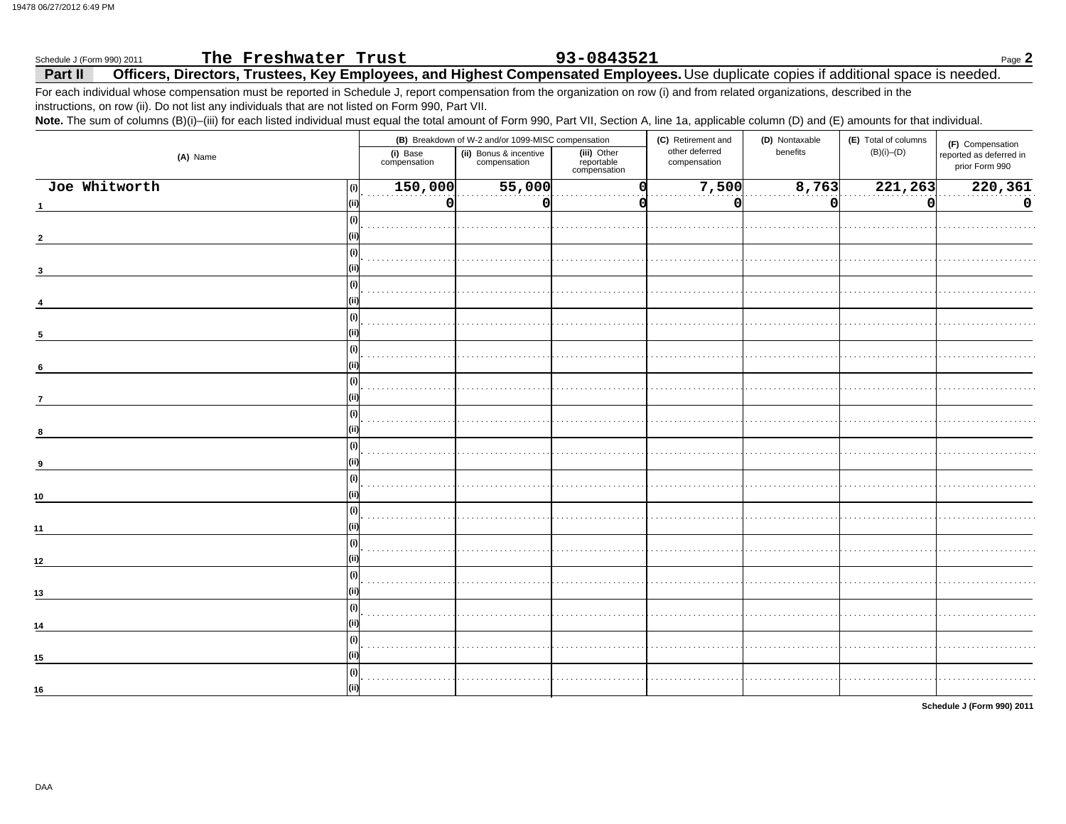Schedule J (Form 990) 2011 **The Freshwater Trust** **93-0843521** Page **2**

## Part II Officers, Directors, Trustees, Key Employees, and Highest Compensated Employees. Use duplicate copies if additional space is needed.

For each individual whose compensation must be reported in Schedule J, report compensation from the organization on row (i) and from related organizations, described in the instructions, on row (ii). Do not list any individuals that are not listed on Form 990, Part VII.

**Note.** The sum of columns (B)(i)–(iii) for each listed individual must equal the total amount of Form 990, Part VII, Section A, line 1a, applicable column (D) and (E) amounts for that individual.

| (A) Name | | (B) Breakdown of W-2 and/or 1099-MISC compensation | | | (C) Retirement and other deferred compensation | (D) Nontaxable benefits | (E) Total of columns (B)(i)–(D) | (F) Compensation reported as deferred in prior Form 990 |
|---|---|---|---|---|---|---|---|---|
| | | (i) Base compensation | (ii) Bonus & incentive compensation | (iii) Other reportable compensation | | | | |
| 1 Joe Whitworth | (i) | 150,000 | 55,000 | 0 | 7,500 | 8,763 | 221,263 | 220,361 |
| | (ii) | 0 | 0 | 0 | 0 | 0 | 0 | 0 |
| 2 | (i) | | | | | | | |
| | (ii) | | | | | | | |
| 3 | (i) | | | | | | | |
| | (ii) | | | | | | | |
| 4 | (i) | | | | | | | |
| | (ii) | | | | | | | |
| 5 | (i) | | | | | | | |
| | (ii) | | | | | | | |
| 6 | (i) | | | | | | | |
| | (ii) | | | | | | | |
| 7 | (i) | | | | | | | |
| | (ii) | | | | | | | |
| 8 | (i) | | | | | | | |
| | (ii) | | | | | | | |
| 9 | (i) | | | | | | | |
| | (ii) | | | | | | | |
| 10 | (i) | | | | | | | |
| | (ii) | | | | | | | |
| 11 | (i) | | | | | | | |
| | (ii) | | | | | | | |
| 12 | (i) | | | | | | | |
| | (ii) | | | | | | | |
| 13 | (i) | | | | | | | |
| | (ii) | | | | | | | |
| 14 | (i) | | | | | | | |
| | (ii) | | | | | | | |
| 15 | (i) | | | | | | | |
| | (ii) | | | | | | | |
| 16 | (i) | | | | | | | |
| | (ii) | | | | | | | |

**Schedule J (Form 990) 2011**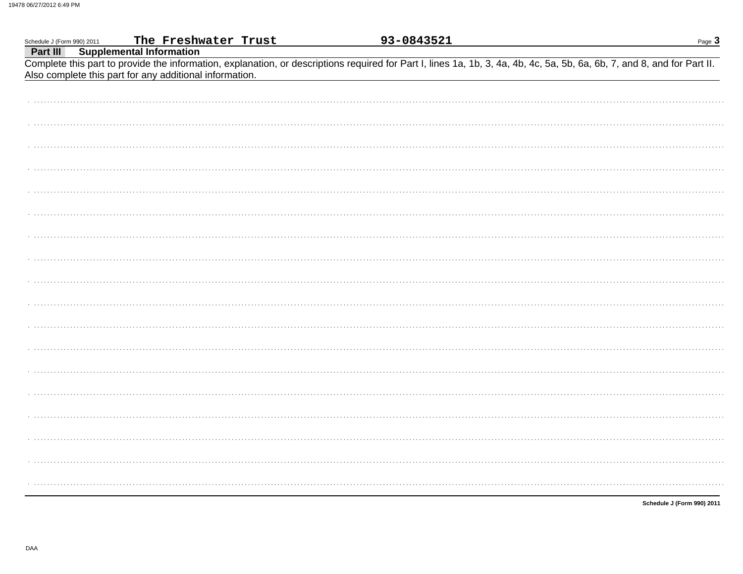Schedule J (Form 990) 2011 **The Freshwater Trust** **93-0843521**

## Part III Supplemental Information

Complete this part to provide the information, explanation, or descriptions required for Part I, lines 1a, 1b, 3, 4a, 4b, 4c, 5a, 5b, 6a, 6b, 7, and 8, and for Part II. Also complete this part for any additional information.

**Schedule J (Form 990) 2011**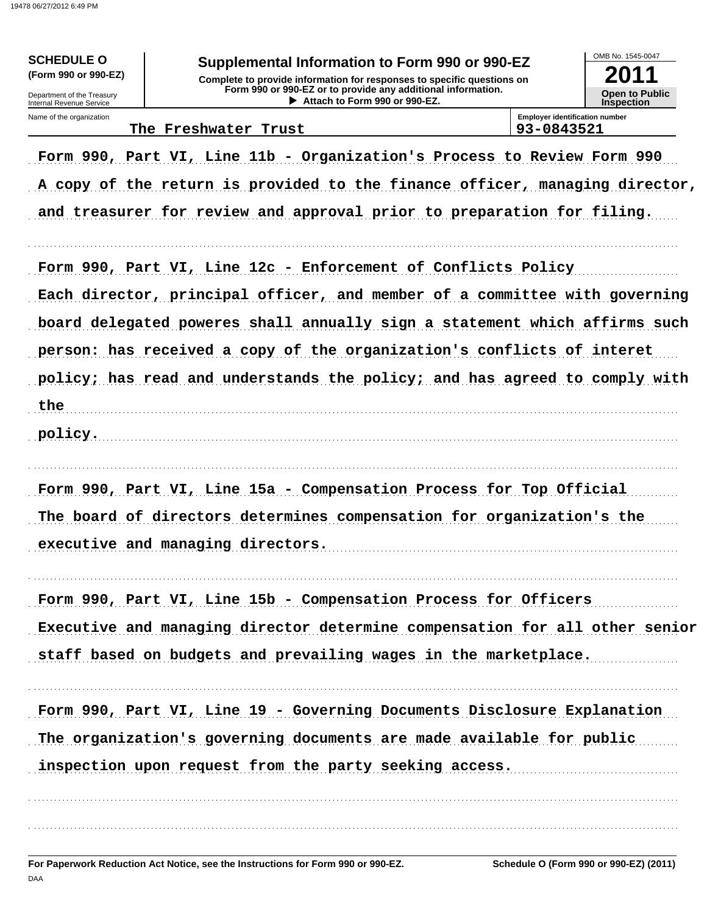**SCHEDULE O (Form 990 or 990-EZ)**

Department of the Treasury
Internal Revenue Service

# Supplemental Information to Form 990 or 990-EZ

**Complete to provide information for responses to specific questions on Form 990 or 990-EZ or to provide any additional information.**
**▶ Attach to Form 990 or 990-EZ.**

OMB No. 1545-0047
**2011**
**Open to Public Inspection**

Name of the organization: The Freshwater Trust
Employer identification number: 93-0843521

Form 990, Part VI, Line 11b - Organization's Process to Review Form 990

A copy of the return is provided to the finance officer, managing director, and treasurer for review and approval prior to preparation for filing.

Form 990, Part VI, Line 12c - Enforcement of Conflicts Policy

Each director, principal officer, and member of a committee with governing board delegated poweres shall annually sign a statement which affirms such person: has received a copy of the organization's conflicts of interet policy; has read and understands the policy; and has agreed to comply with the policy.

Form 990, Part VI, Line 15a - Compensation Process for Top Official

The board of directors determines compensation for organization's the executive and managing directors.

Form 990, Part VI, Line 15b - Compensation Process for Officers

Executive and managing director determine compensation for all other senior staff based on budgets and prevailing wages in the marketplace.

Form 990, Part VI, Line 19 - Governing Documents Disclosure Explanation

The organization's governing documents are made available for public inspection upon request from the party seeking access.

For Paperwork Reduction Act Notice, see the Instructions for Form 990 or 990-EZ. Schedule O (Form 990 or 990-EZ) (2011)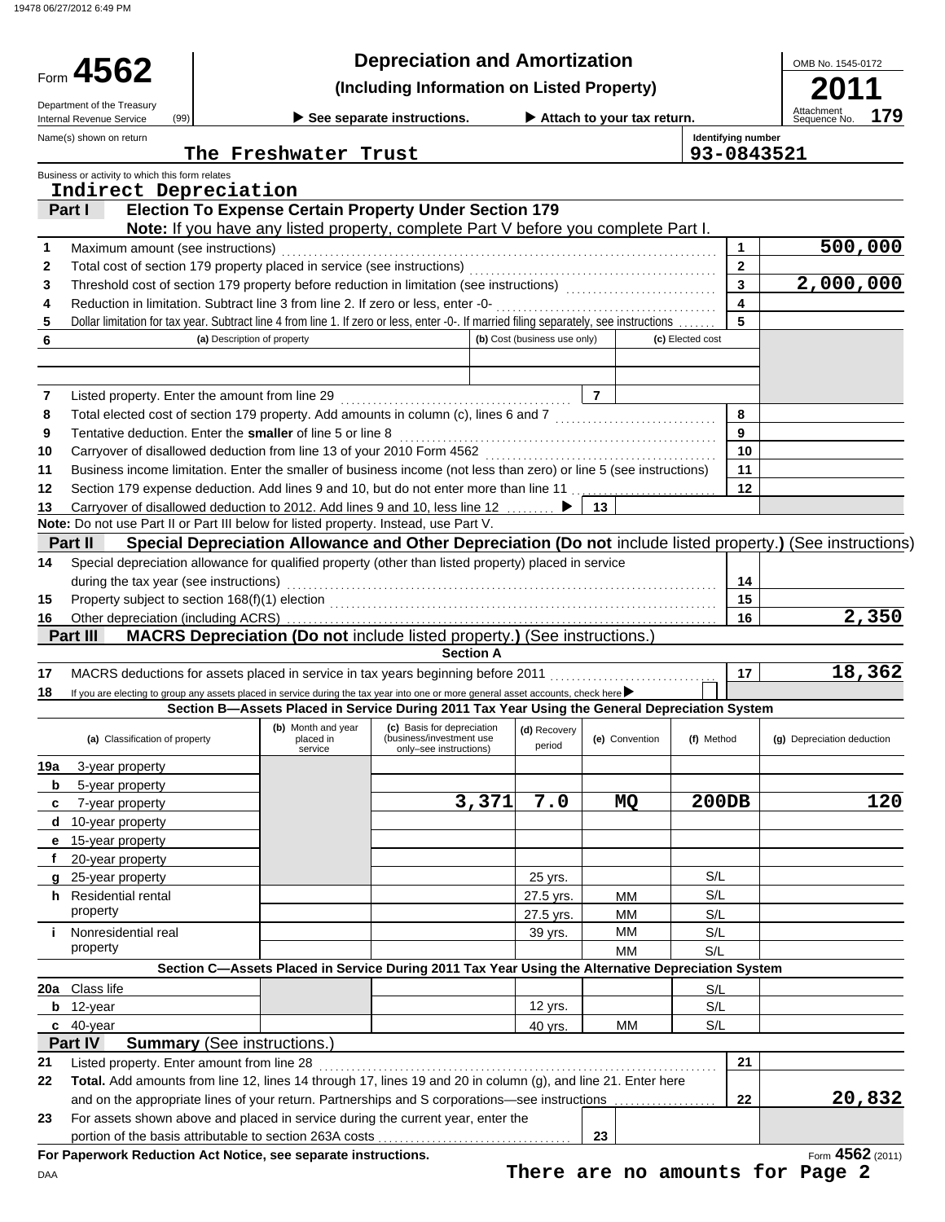Form **4562**

Department of the Treasury
Internal Revenue Service (99)

# Depreciation and Amortization

**(Including Information on Listed Property)**

▶ See separate instructions. ▶ Attach to your tax return.

OMB No. 1545-0172

**2011**

Attachment Sequence No. **179**

Name(s) shown on return: The Freshwater Trust

Identifying number: 93-0843521

Business or activity to which this form relates: Indirect Depreciation

## Part I Election To Expense Certain Property Under Section 179

**Note:** If you have any listed property, complete Part V before you complete Part I.

| | | | |
|---|---|---|---|
| 1 | Maximum amount (see instructions) | 1 | 500,000 |
| 2 | Total cost of section 179 property placed in service (see instructions) | 2 | |
| 3 | Threshold cost of section 179 property before reduction in limitation (see instructions) | 3 | 2,000,000 |
| 4 | Reduction in limitation. Subtract line 3 from line 2. If zero or less, enter -0- | 4 | |
| 5 | Dollar limitation for tax year. Subtract line 4 from line 1. If zero or less, enter -0-. If married filing separately, see instructions | 5 | |

| 6 | (a) Description of property | (b) Cost (business use only) | (c) Elected cost |
|---|---|---|---|
| | | | |
| | | | |

| | | | |
|---|---|---|---|
| 7 | Listed property. Enter the amount from line 29 | 7 | |
| 8 | Total elected cost of section 179 property. Add amounts in column (c), lines 6 and 7 | 8 | |
| 9 | Tentative deduction. Enter the **smaller** of line 5 or line 8 | 9 | |
| 10 | Carryover of disallowed deduction from line 13 of your 2010 Form 4562 | 10 | |
| 11 | Business income limitation. Enter the smaller of business income (not less than zero) or line 5 (see instructions) | 11 | |
| 12 | Section 179 expense deduction. Add lines 9 and 10, but do not enter more than line 11 | 12 | |
| 13 | Carryover of disallowed deduction to 2012. Add lines 9 and 10, less line 12 ▶ | 13 | |

**Note:** Do not use Part II or Part III below for listed property. Instead, use Part V.

## Part II Special Depreciation Allowance and Other Depreciation (Do not include listed property.) (See instructions)

| | | | |
|---|---|---|---|
| 14 | Special depreciation allowance for qualified property (other than listed property) placed in service during the tax year (see instructions) | 14 | |
| 15 | Property subject to section 168(f)(1) election | 15 | |
| 16 | Other depreciation (including ACRS) | 16 | 2,350 |

## Part III MACRS Depreciation (Do not include listed property.) (See instructions.)

### Section A

| | | | |
|---|---|---|---|
| 17 | MACRS deductions for assets placed in service in tax years beginning before 2011 | 17 | 18,362 |
| 18 | If you are electing to group any assets placed in service during the tax year into one or more general asset accounts, check here ▶ | | ☐ |

### Section B—Assets Placed in Service During 2011 Tax Year Using the General Depreciation System

| (a) Classification of property | (b) Month and year placed in service | (c) Basis for depreciation (business/investment use only–see instructions) | (d) Recovery period | (e) Convention | (f) Method | (g) Depreciation deduction |
|---|---|---|---|---|---|---|
| 19a 3-year property | | | | | | |
| b 5-year property | | | | | | |
| c 7-year property | | 3,371 | 7.0 | MQ | 200DB | 120 |
| d 10-year property | | | | | | |
| e 15-year property | | | | | | |
| f 20-year property | | | | | | |
| g 25-year property | | | 25 yrs. | | S/L | |
| h Residential rental property | | | 27.5 yrs. | MM | S/L | |
| | | | 27.5 yrs. | MM | S/L | |
| i Nonresidential real property | | | 39 yrs. | MM | S/L | |
| | | | | MM | S/L | |

### Section C—Assets Placed in Service During 2011 Tax Year Using the Alternative Depreciation System

| (a) Classification of property | (b) Month and year placed in service | (c) Basis for depreciation | (d) Recovery period | (e) Convention | (f) Method | (g) Depreciation deduction |
|---|---|---|---|---|---|---|
| 20a Class life | | | | | S/L | |
| b 12-year | | | 12 yrs. | | S/L | |
| c 40-year | | | 40 yrs. | MM | S/L | |

## Part IV Summary (See instructions.)

| | | | |
|---|---|---|---|
| 21 | Listed property. Enter amount from line 28 | 21 | |
| 22 | **Total.** Add amounts from line 12, lines 14 through 17, lines 19 and 20 in column (g), and line 21. Enter here and on the appropriate lines of your return. Partnerships and S corporations—see instructions | 22 | 20,832 |
| 23 | For assets shown above and placed in service during the current year, enter the portion of the basis attributable to section 263A costs | 23 | |

**For Paperwork Reduction Act Notice, see separate instructions.**

Form **4562** (2011)

**There are no amounts for Page 2**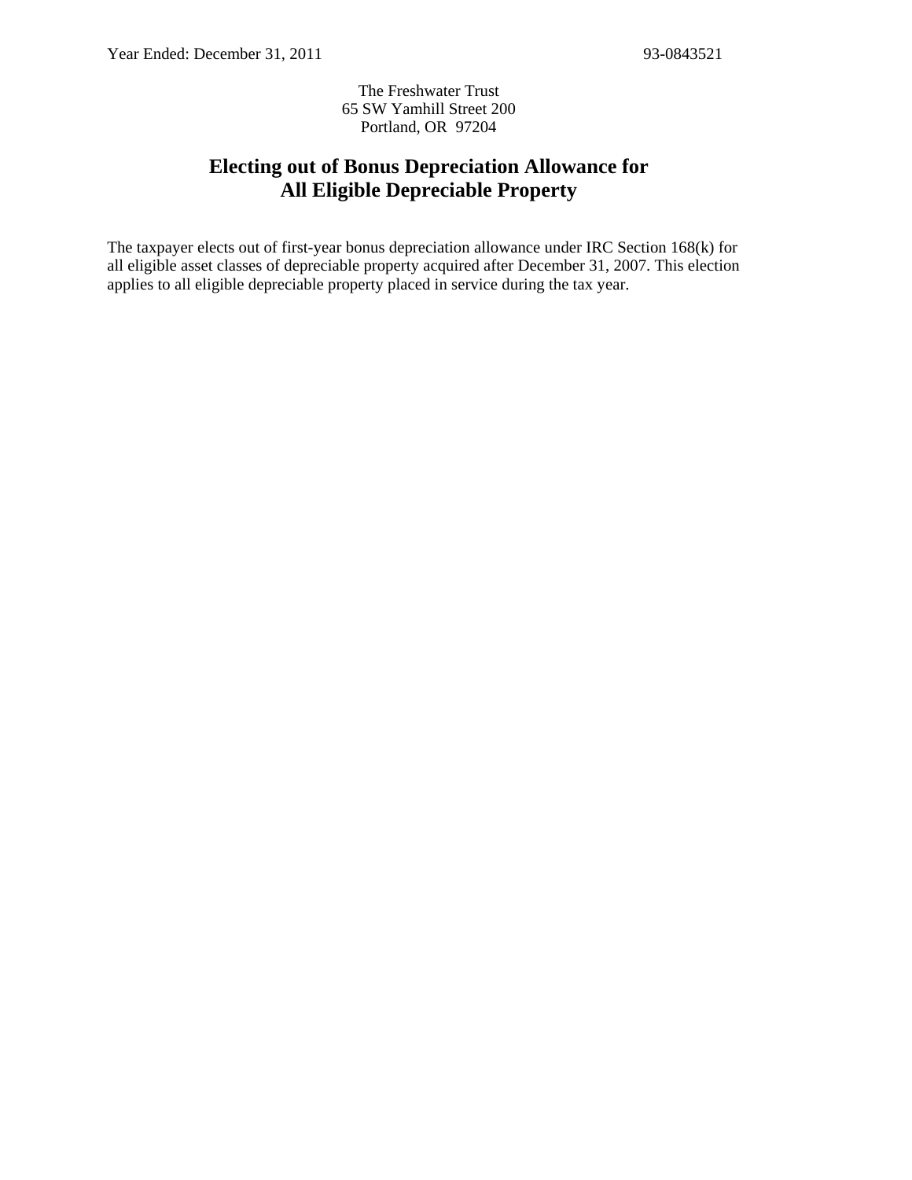Year Ended: December 31, 2011 93-0843521

The Freshwater Trust
65 SW Yamhill Street 200
Portland, OR 97204

# Electing out of Bonus Depreciation Allowance for All Eligible Depreciable Property

The taxpayer elects out of first-year bonus depreciation allowance under IRC Section 168(k) for all eligible asset classes of depreciable property acquired after December 31, 2007. This election applies to all eligible depreciable property placed in service during the tax year.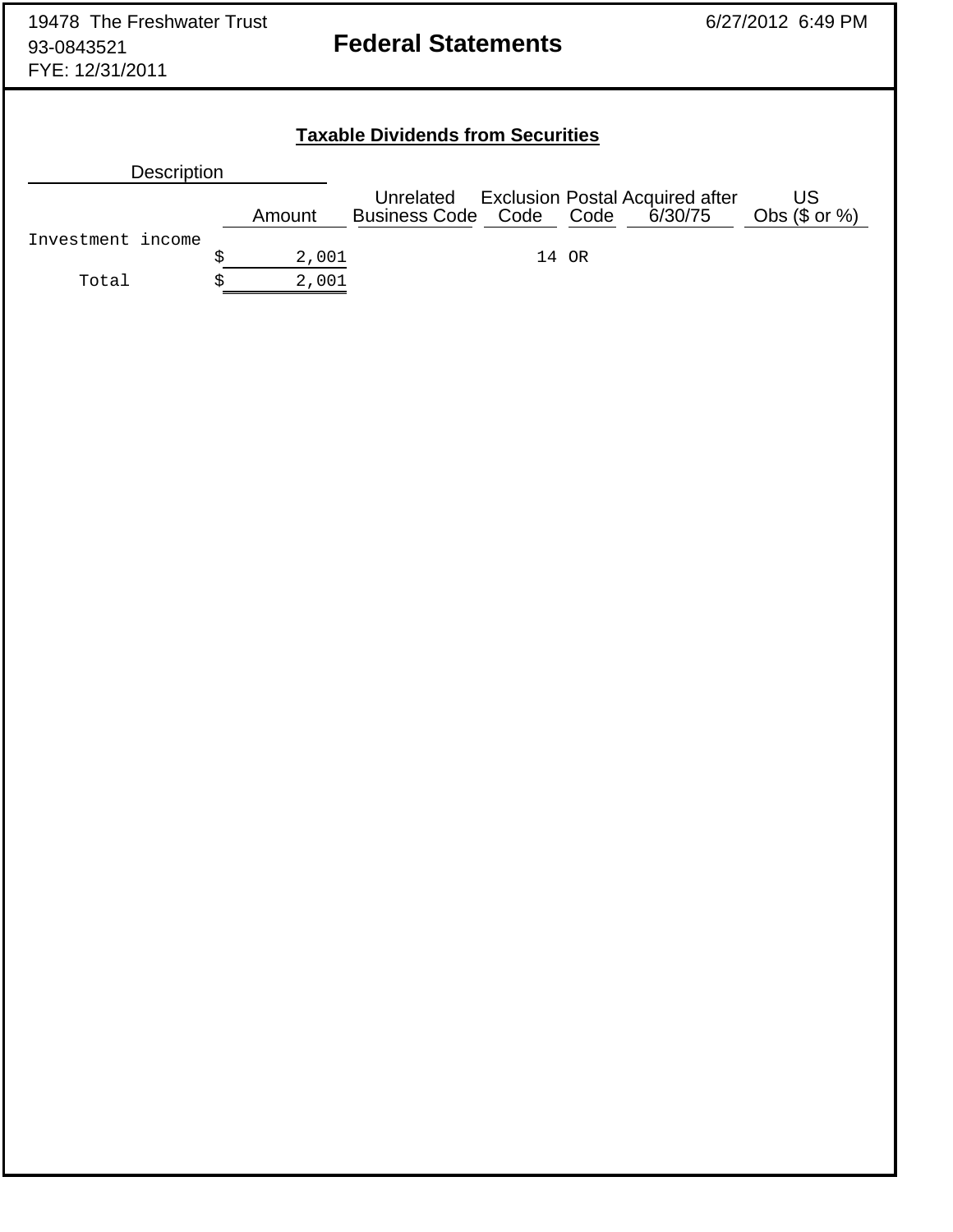19478 The Freshwater Trust
93-0843521
FYE: 12/31/2011

# Federal Statements

## Taxable Dividends from Securities

| Description | Amount | Unrelated Business Code | Exclusion Code | Postal Code | Acquired after 6/30/75 | US Obs ($ or %) |
|---|---|---|---|---|---|---|
| Investment income | $ 2,001 | | 14 | OR | | |
| Total | $ 2,001 | | | | | |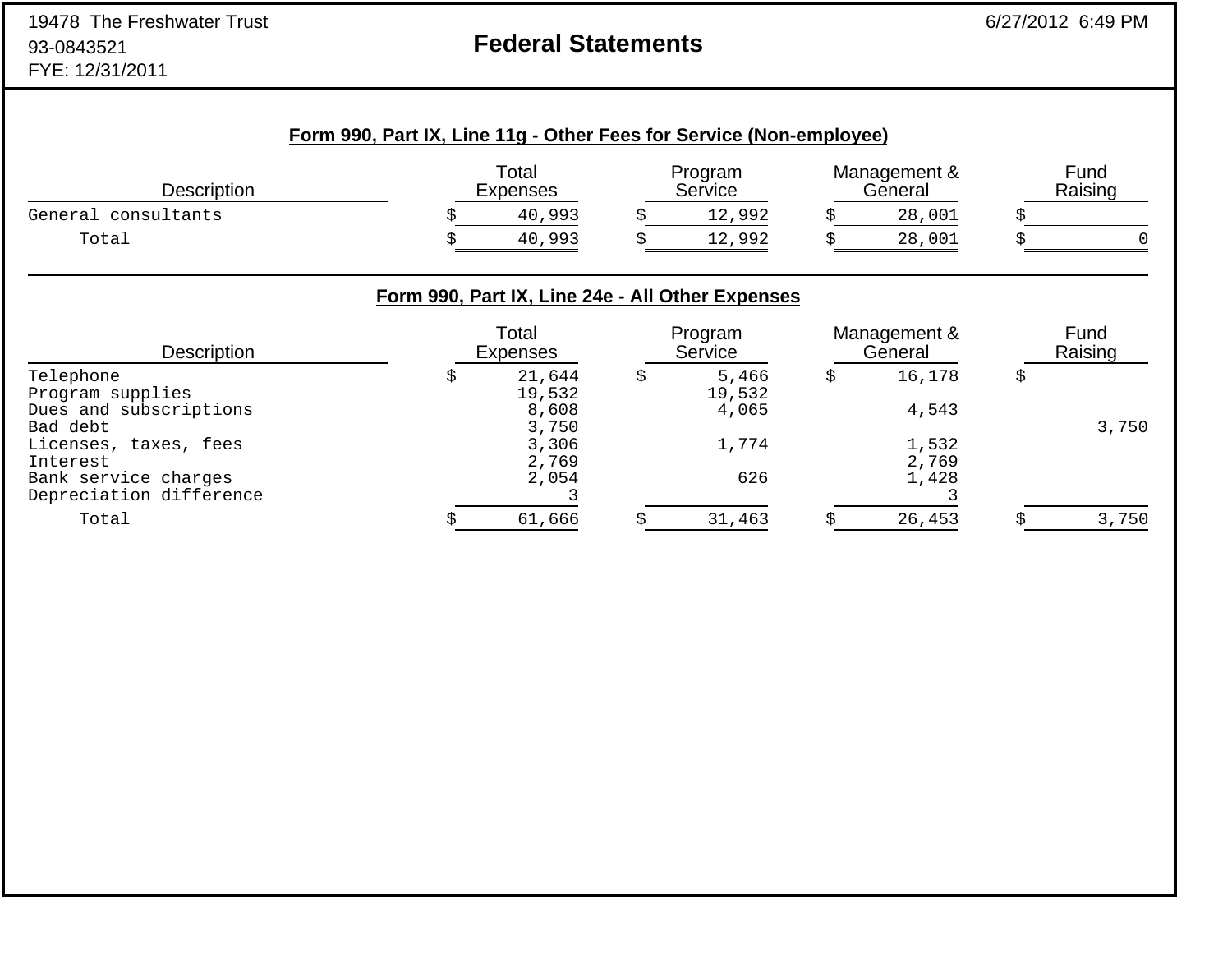19478 The Freshwater Trust
93-0843521
FYE: 12/31/2011

# Federal Statements

6/27/2012 6:49 PM

## Form 990, Part IX, Line 11g - Other Fees for Service (Non-employee)

| Description | Total Expenses | Program Service | Management & General | Fund Raising |
|---|---|---|---|---|
| General consultants | $ 40,993 | $ 12,992 | $ 28,001 | $ |
| Total | $ 40,993 | $ 12,992 | $ 28,001 | $ 0 |

## Form 990, Part IX, Line 24e - All Other Expenses

| Description | Total Expenses | Program Service | Management & General | Fund Raising |
|---|---|---|---|---|
| Telephone | $ 21,644 | $ 5,466 | $ 16,178 | $ |
| Program supplies | 19,532 | 19,532 | | |
| Dues and subscriptions | 8,608 | 4,065 | 4,543 | |
| Bad debt | 3,750 | | | 3,750 |
| Licenses, taxes, fees | 3,306 | 1,774 | 1,532 | |
| Interest | 2,769 | | 2,769 | |
| Bank service charges | 2,054 | 626 | 1,428 | |
| Depreciation difference | 3 | | 3 | |
| Total | $ 61,666 | $ 31,463 | $ 26,453 | $ 3,750 |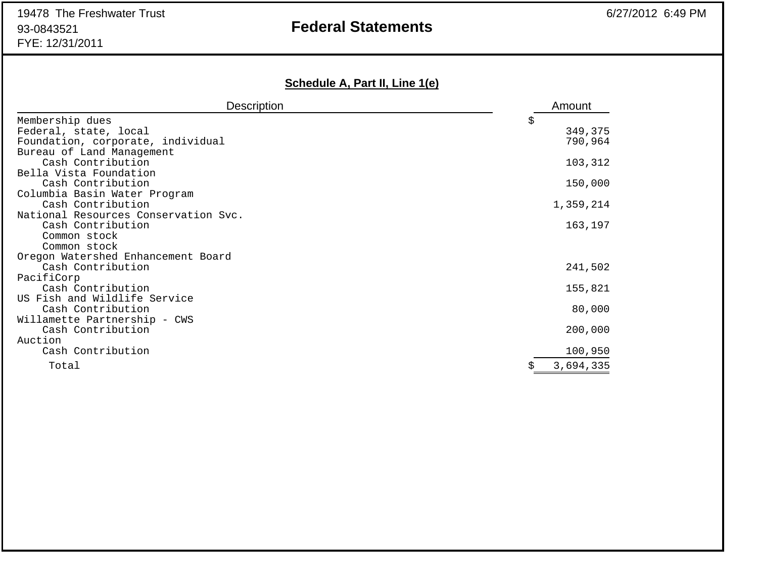19478 The Freshwater Trust
93-0843521
FYE: 12/31/2011

# Federal Statements

6/27/2012 6:49 PM

## Schedule A, Part II, Line 1(e)

| Description | Amount |
|---|---|
| Membership dues | $ |
| Federal, state, local | 349,375 |
| Foundation, corporate, individual | 790,964 |
| Bureau of Land Management | |
| Cash Contribution | 103,312 |
| Bella Vista Foundation | |
| Cash Contribution | 150,000 |
| Columbia Basin Water Program | |
| Cash Contribution | 1,359,214 |
| National Resources Conservation Svc. | |
| Cash Contribution | 163,197 |
| Common stock | |
| Common stock | |
| Oregon Watershed Enhancement Board | |
| Cash Contribution | 241,502 |
| PacifiCorp | |
| Cash Contribution | 155,821 |
| US Fish and Wildlife Service | |
| Cash Contribution | 80,000 |
| Willamette Partnership - CWS | |
| Cash Contribution | 200,000 |
| Auction | |
| Cash Contribution | 100,950 |
| Total | $ 3,694,335 |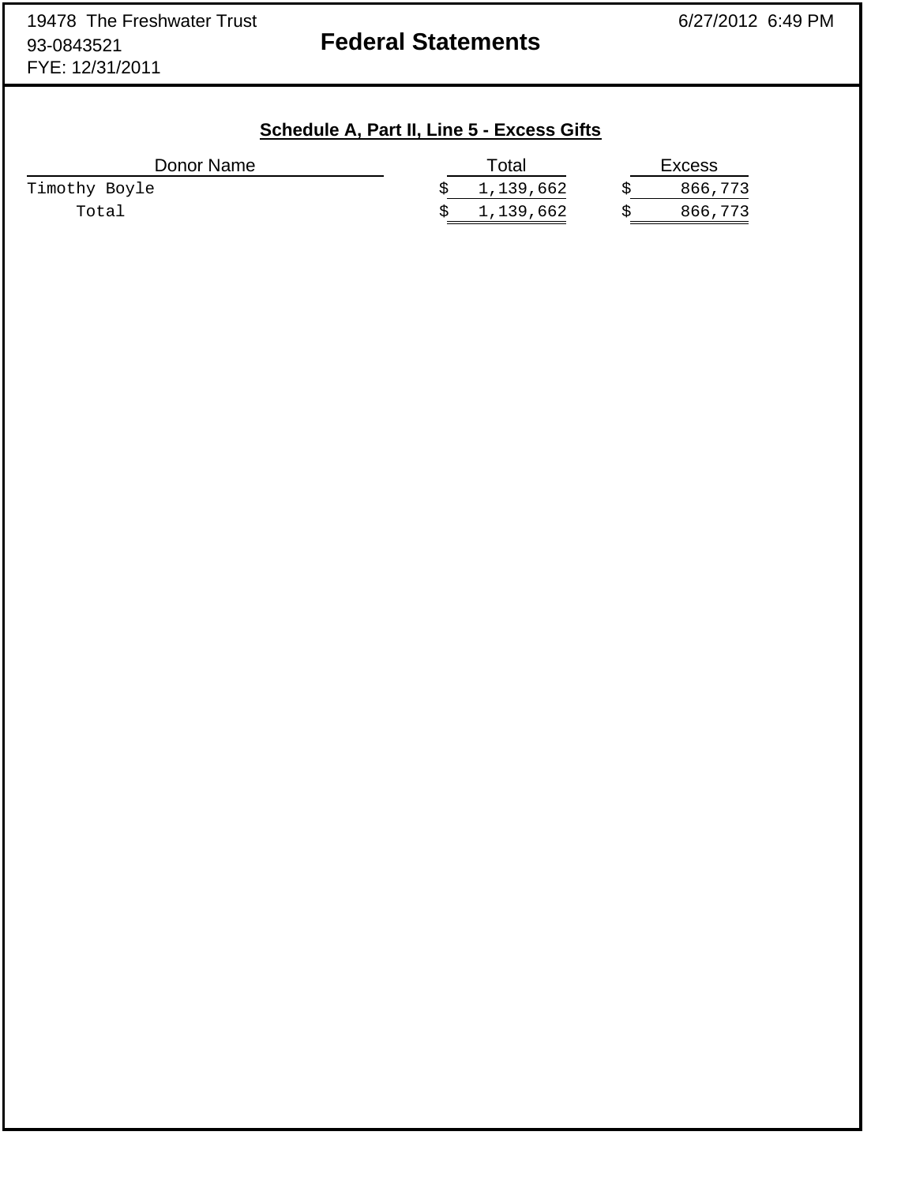19478 The Freshwater Trust
93-0843521
FYE: 12/31/2011

# Federal Statements

## Schedule A, Part II, Line 5 - Excess Gifts

| Donor Name | Total | Excess |
|---|---|---|
| Timothy Boyle | $ 1,139,662 | $ 866,773 |
| Total | $ 1,139,662 | $ 866,773 |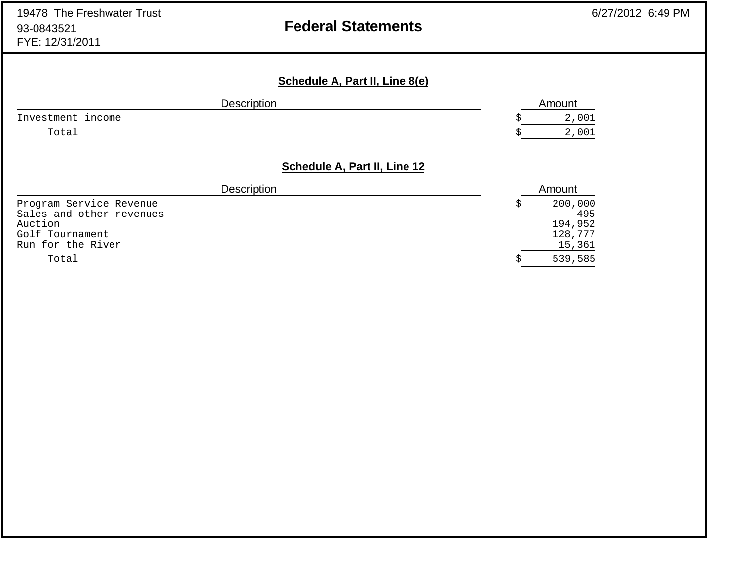19478 The Freshwater Trust
93-0843521
FYE: 12/31/2011

# Federal Statements

## Schedule A, Part II, Line 8(e)

| Description | Amount |
|---|---|
| Investment income | $ 2,001 |
| Total | $ 2,001 |

## Schedule A, Part II, Line 12

| Description | Amount |
|---|---|
| Program Service Revenue | $ 200,000 |
| Sales and other revenues | 495 |
| Auction | 194,952 |
| Golf Tournament | 128,777 |
| Run for the River | 15,361 |
| Total | $ 539,585 |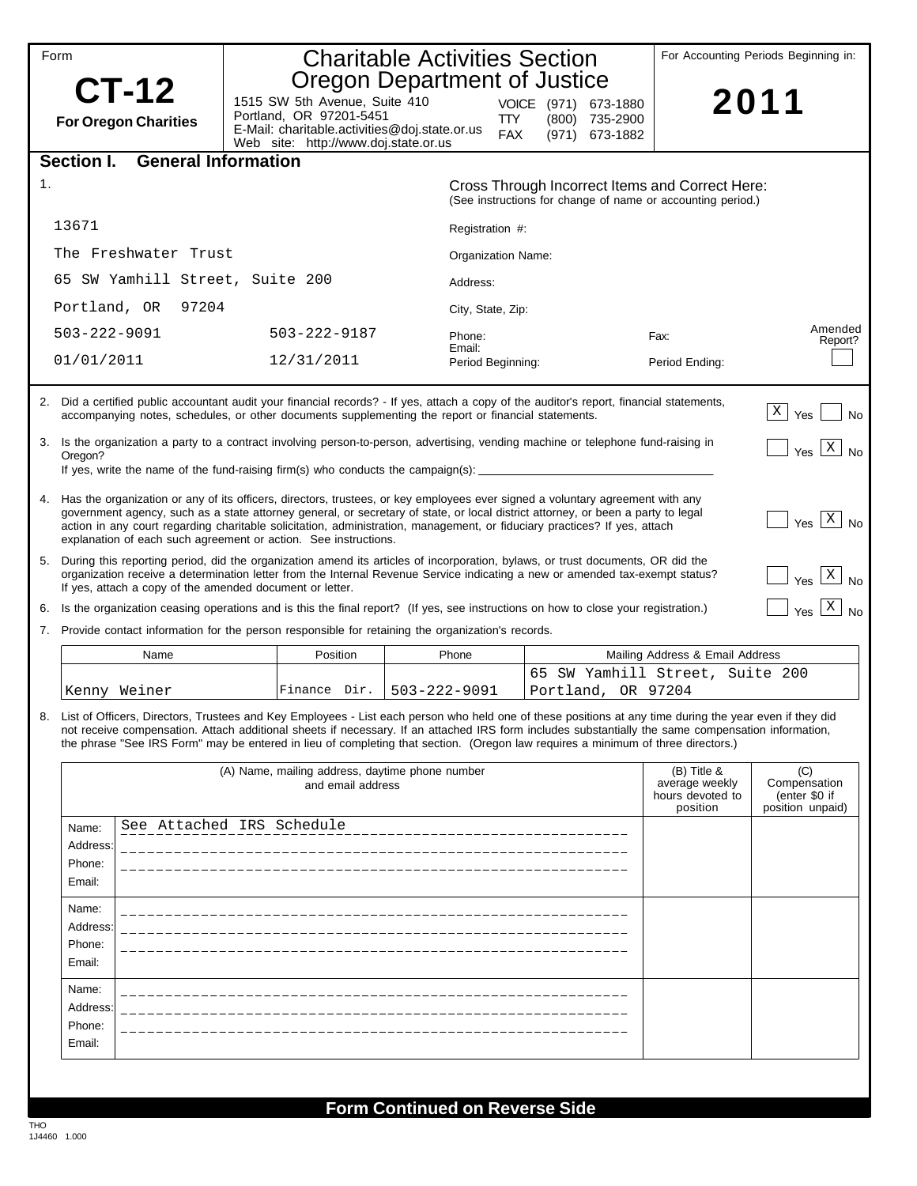Form

# CT-12

**For Oregon Charities**

## Charitable Activities Section
## Oregon Department of Justice

1515 SW 5th Avenue, Suite 410
Portland, OR 97201-5451
E-Mail: charitable.activities@doj.state.or.us
Web site: http://www.doj.state.or.us

VOICE (971) 673-1880
TTY (800) 735-2900
FAX (971) 673-1882

For Accounting Periods Beginning in:

**2011**

## Section I. General Information

1.

Cross Through Incorrect Items and Correct Here:
(See instructions for change of name or accounting period.)

| | | |
|---|---|---|
| 13671 | Registration #: | |
| The Freshwater Trust | Organization Name: | |
| 65 SW Yamhill Street, Suite 200 | Address: | |
| Portland, OR 97204 | City, State, Zip: | |
| 503-222-9091 &nbsp;&nbsp; 503-222-9187 | Phone: / Email: | Fax: |
| 01/01/2011 &nbsp;&nbsp; 12/31/2011 | Period Beginning: | Period Ending: |

Amended Report? [ ]

2. Did a certified public accountant audit your financial records? - If yes, attach a copy of the auditor's report, financial statements, accompanying notes, schedules, or other documents supplementing the report or financial statements. [X] Yes [ ] No

3. Is the organization a party to a contract involving person-to-person, advertising, vending machine or telephone fund-raising in Oregon? [ ] Yes [X] No
If yes, write the name of the fund-raising firm(s) who conducts the campaign(s): ____

4. Has the organization or any of its officers, directors, trustees, or key employees ever signed a voluntary agreement with any government agency, such as a state attorney general, or secretary of state, or local district attorney, or been a party to legal action in any court regarding charitable solicitation, administration, management, or fiduciary practices? If yes, attach explanation of each such agreement or action. See instructions. [ ] Yes [X] No

5. During this reporting period, did the organization amend its articles of incorporation, bylaws, or trust documents, OR did the organization receive a determination letter from the Internal Revenue Service indicating a new or amended tax-exempt status? If yes, attach a copy of the amended document or letter. [ ] Yes [X] No

6. Is the organization ceasing operations and is this the final report? (If yes, see instructions on how to close your registration.) [ ] Yes [X] No

7. Provide contact information for the person responsible for retaining the organization's records.

| Name | Position | Phone | Mailing Address & Email Address |
|---|---|---|---|
| Kenny Weiner | Finance Dir. | 503-222-9091 | 65 SW Yamhill Street, Suite 200 Portland, OR 97204 |

8. List of Officers, Directors, Trustees and Key Employees - List each person who held one of these positions at any time during the year even if they did not receive compensation. Attach additional sheets if necessary. If an attached IRS form includes substantially the same compensation information, the phrase "See IRS Form" may be entered in lieu of completing that section. (Oregon law requires a minimum of three directors.)

| (A) Name, mailing address, daytime phone number and email address | (B) Title & average weekly hours devoted to position | (C) Compensation (enter $0 if position unpaid) |
|---|---|---|
| Name: See Attached IRS Schedule<br>Address:<br>Phone:<br>Email: | | |
| Name:<br>Address:<br>Phone:<br>Email: | | |
| Name:<br>Address:<br>Phone:<br>Email: | | |

**Form Continued on Reverse Side**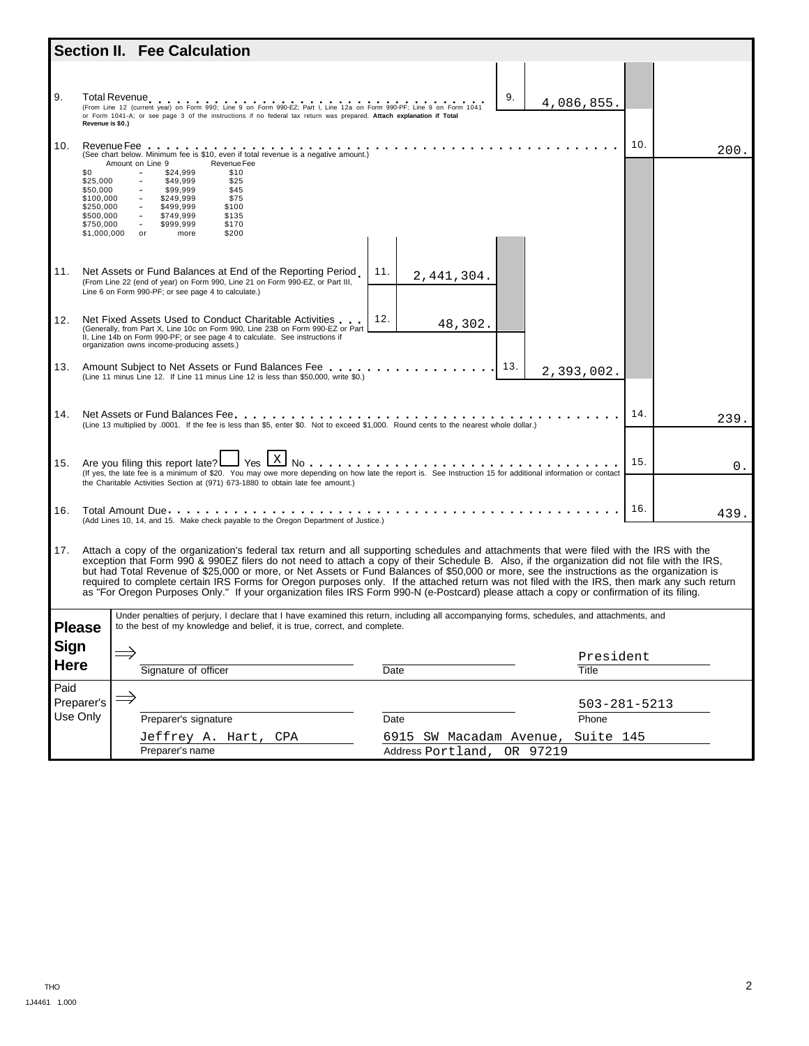## Section II. Fee Calculation

9. Total Revenue . . . . . . . . . . . . . . . . . . . . . . . . . . . . 9. 4,086,855.
(From Line 12 (current year) on Form 990; Line 9 on Form 990-EZ; Part I, Line 12a on Form 990-PF; Line 9 on Form 1041 or Form 1041-A; or see page 3 of the instructions if no federal tax return was prepared. **Attach explanation if Total Revenue is $0.**)

10. Revenue Fee . . . . . . . . . . . . . . . . . . . . . . . . . . . . 10. 200.
(See chart below. Minimum fee is $10, even if total revenue is a negative amount.)

| Amount on Line 9 | | | Revenue Fee |
|---|---|---|---|
| $0 | - | $24,999 | $10 |
| $25,000 | - | $49,999 | $25 |
| $50,000 | - | $99,999 | $45 |
| $100,000 | - | $249,999 | $75 |
| $250,000 | - | $499,999 | $100 |
| $500,000 | - | $749,999 | $135 |
| $750,000 | - | $999,999 | $170 |
| $1,000,000 | or | more | $200 |

11. Net Assets or Fund Balances at End of the Reporting Period . 11. 2,441,304.
(From Line 22 (end of year) on Form 990, Line 21 on Form 990-EZ, or Part III, Line 6 on Form 990-PF; or see page 4 to calculate.)

12. Net Fixed Assets Used to Conduct Charitable Activities . . . 12. 48,302.
(Generally, from Part X, Line 10c on Form 990, Line 23B on Form 990-EZ or Part II, Line 14b on Form 990-PF; or see page 4 to calculate. See instructions if organization owns income-producing assets.)

13. Amount Subject to Net Assets or Fund Balances Fee . . . . . . . . 13. 2,393,002.
(Line 11 minus Line 12. If Line 11 minus Line 12 is less than $50,000, write $0.)

14. Net Assets or Fund Balances Fee. . . . . . . . . . . . . . . . . . 14. 239.
(Line 13 multiplied by .0001. If the fee is less than $5, enter $0. Not to exceed $1,000. Round cents to the nearest whole dollar.)

15. Are you filing this report late? ☐ Yes ☒ No . . . . . . . . . . . . 15. 0.
(If yes, the late fee is a minimum of $20. You may owe more depending on how late the report is. See Instruction 15 for additional information or contact the Charitable Activities Section at (971) 673-1880 to obtain late fee amount.)

16. Total Amount Due. . . . . . . . . . . . . . . . . . . . . . . . . 16. 439.
(Add Lines 10, 14, and 15. Make check payable to the Oregon Department of Justice.)

17. Attach a copy of the organization's federal tax return and all supporting schedules and attachments that were filed with the IRS with the exception that Form 990 & 990EZ filers do not need to attach a copy of their Schedule B. Also, if the organization did not file with the IRS, but had Total Revenue of $25,000 or more, or Net Assets or Fund Balances of $50,000 or more, see the instructions as the organization is required to complete certain IRS Forms for Oregon purposes only. If the attached return was not filed with the IRS, then mark any such return as "For Oregon Purposes Only." If your organization files IRS Form 990-N (e-Postcard) please attach a copy or confirmation of its filing.

**Please Sign Here**

Under penalties of perjury, I declare that I have examined this return, including all accompanying forms, schedules, and attachments, and to the best of my knowledge and belief, it is true, correct, and complete.

Signature of officer ______ Date ______ Title: President

**Paid Preparer's Use Only**

Preparer's signature ______ Date ______ Phone: 503-281-5213

Preparer's name: Jeffrey A. Hart, CPA

Address: 6915 SW Macadam Avenue, Suite 145, Portland, OR 97219

THO

1J4461 1.000